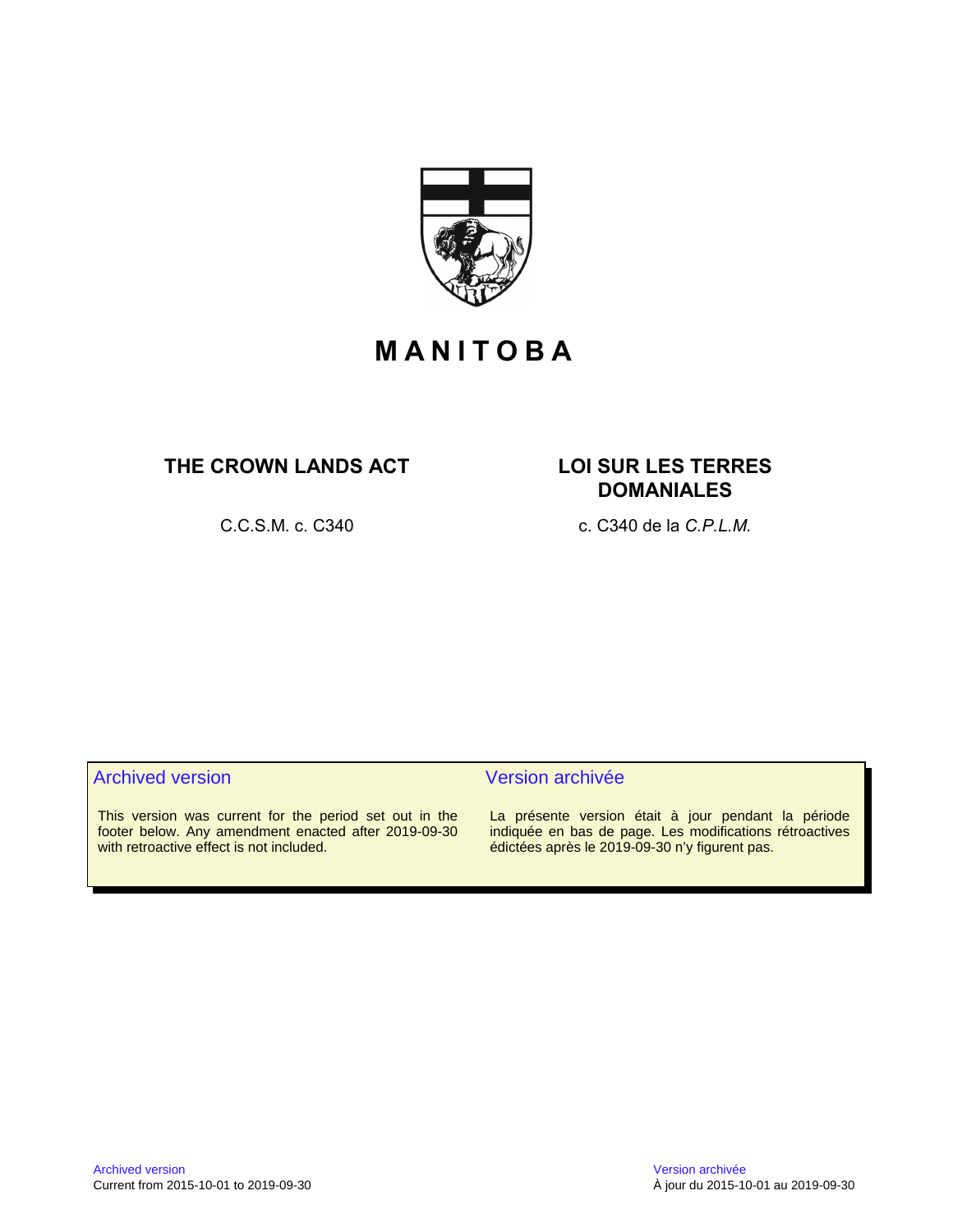# MANITOBA

## THE CROWN LANDS ACT

C.C.S.M. c. C340

## LOI SUR LES TERRES DOMANIALES

c. C340 de la *C.P.L.M.*

### Archived version

This version was current for the period set out in the footer below. Any amendment enacted after 2019-09-30 with retroactive effect is not included.

### Version archivée

La présente version était à jour pendant la période indiquée en bas de page. Les modifications rétroactives édictées après le 2019-09-30 n'y figurent pas.

Archived version
Current from 2015-10-01 to 2019-09-30

Version archivée
À jour du 2015-10-01 au 2019-09-30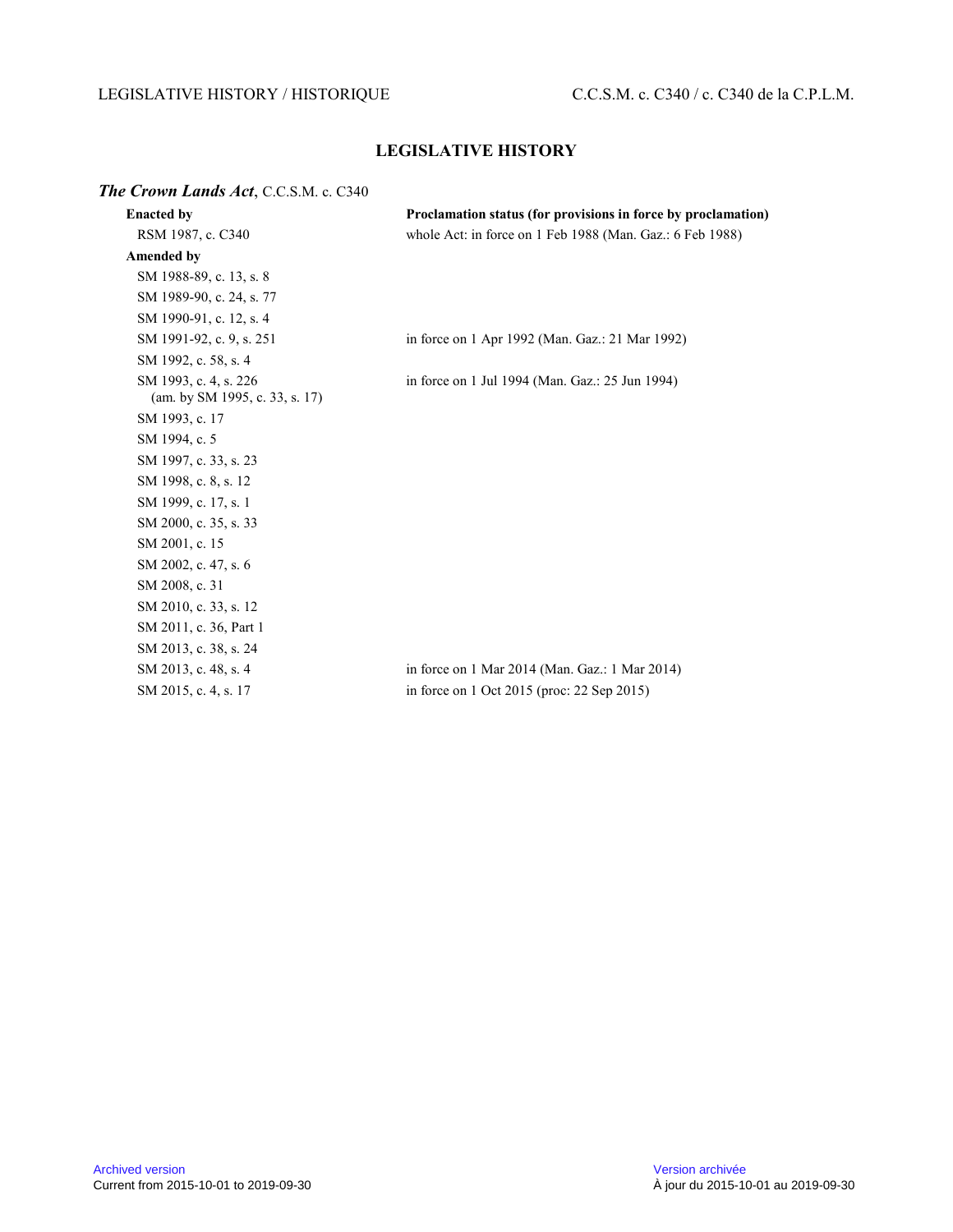## LEGISLATIVE HISTORY

***The Crown Lands Act***, C.C.S.M. c. C340

| **Enacted by** | **Proclamation status (for provisions in force by proclamation)** |
|---|---|
| RSM 1987, c. C340 | whole Act: in force on 1 Feb 1988 (Man. Gaz.: 6 Feb 1988) |
| **Amended by** | |
| SM 1988-89, c. 13, s. 8 | |
| SM 1989-90, c. 24, s. 77 | |
| SM 1990-91, c. 12, s. 4 | |
| SM 1991-92, c. 9, s. 251 | in force on 1 Apr 1992 (Man. Gaz.: 21 Mar 1992) |
| SM 1992, c. 58, s. 4 | |
| SM 1993, c. 4, s. 226 (am. by SM 1995, c. 33, s. 17) | in force on 1 Jul 1994 (Man. Gaz.: 25 Jun 1994) |
| SM 1993, c. 17 | |
| SM 1994, c. 5 | |
| SM 1997, c. 33, s. 23 | |
| SM 1998, c. 8, s. 12 | |
| SM 1999, c. 17, s. 1 | |
| SM 2000, c. 35, s. 33 | |
| SM 2001, c. 15 | |
| SM 2002, c. 47, s. 6 | |
| SM 2008, c. 31 | |
| SM 2010, c. 33, s. 12 | |
| SM 2011, c. 36, Part 1 | |
| SM 2013, c. 38, s. 24 | |
| SM 2013, c. 48, s. 4 | in force on 1 Mar 2014 (Man. Gaz.: 1 Mar 2014) |
| SM 2015, c. 4, s. 17 | in force on 1 Oct 2015 (proc: 22 Sep 2015) |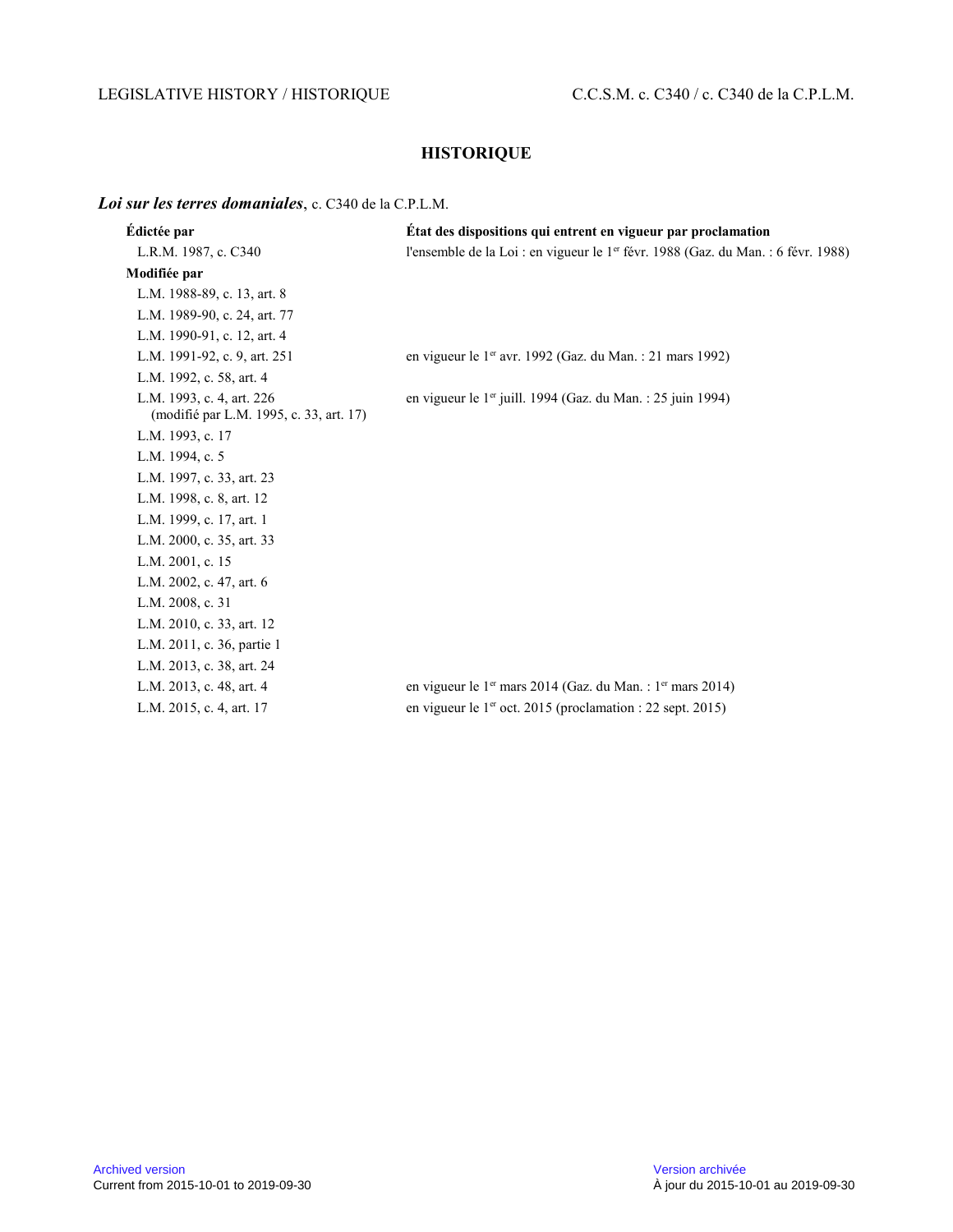## HISTORIQUE

***Loi sur les terres domaniales***, c. C340 de la C.P.L.M.

| **Édictée par** | **État des dispositions qui entrent en vigueur par proclamation** |
|---|---|
| L.R.M. 1987, c. C340 | l'ensemble de la Loi : en vigueur le 1er févr. 1988 (Gaz. du Man. : 6 févr. 1988) |
| **Modifiée par** | |
| L.M. 1988-89, c. 13, art. 8 | |
| L.M. 1989-90, c. 24, art. 77 | |
| L.M. 1990-91, c. 12, art. 4 | |
| L.M. 1991-92, c. 9, art. 251 | en vigueur le 1er avr. 1992 (Gaz. du Man. : 21 mars 1992) |
| L.M. 1992, c. 58, art. 4 | |
| L.M. 1993, c. 4, art. 226 (modifié par L.M. 1995, c. 33, art. 17) | en vigueur le 1er juill. 1994 (Gaz. du Man. : 25 juin 1994) |
| L.M. 1993, c. 17 | |
| L.M. 1994, c. 5 | |
| L.M. 1997, c. 33, art. 23 | |
| L.M. 1998, c. 8, art. 12 | |
| L.M. 1999, c. 17, art. 1 | |
| L.M. 2000, c. 35, art. 33 | |
| L.M. 2001, c. 15 | |
| L.M. 2002, c. 47, art. 6 | |
| L.M. 2008, c. 31 | |
| L.M. 2010, c. 33, art. 12 | |
| L.M. 2011, c. 36, partie 1 | |
| L.M. 2013, c. 38, art. 24 | |
| L.M. 2013, c. 48, art. 4 | en vigueur le 1er mars 2014 (Gaz. du Man. : 1er mars 2014) |
| L.M. 2015, c. 4, art. 17 | en vigueur le 1er oct. 2015 (proclamation : 22 sept. 2015) |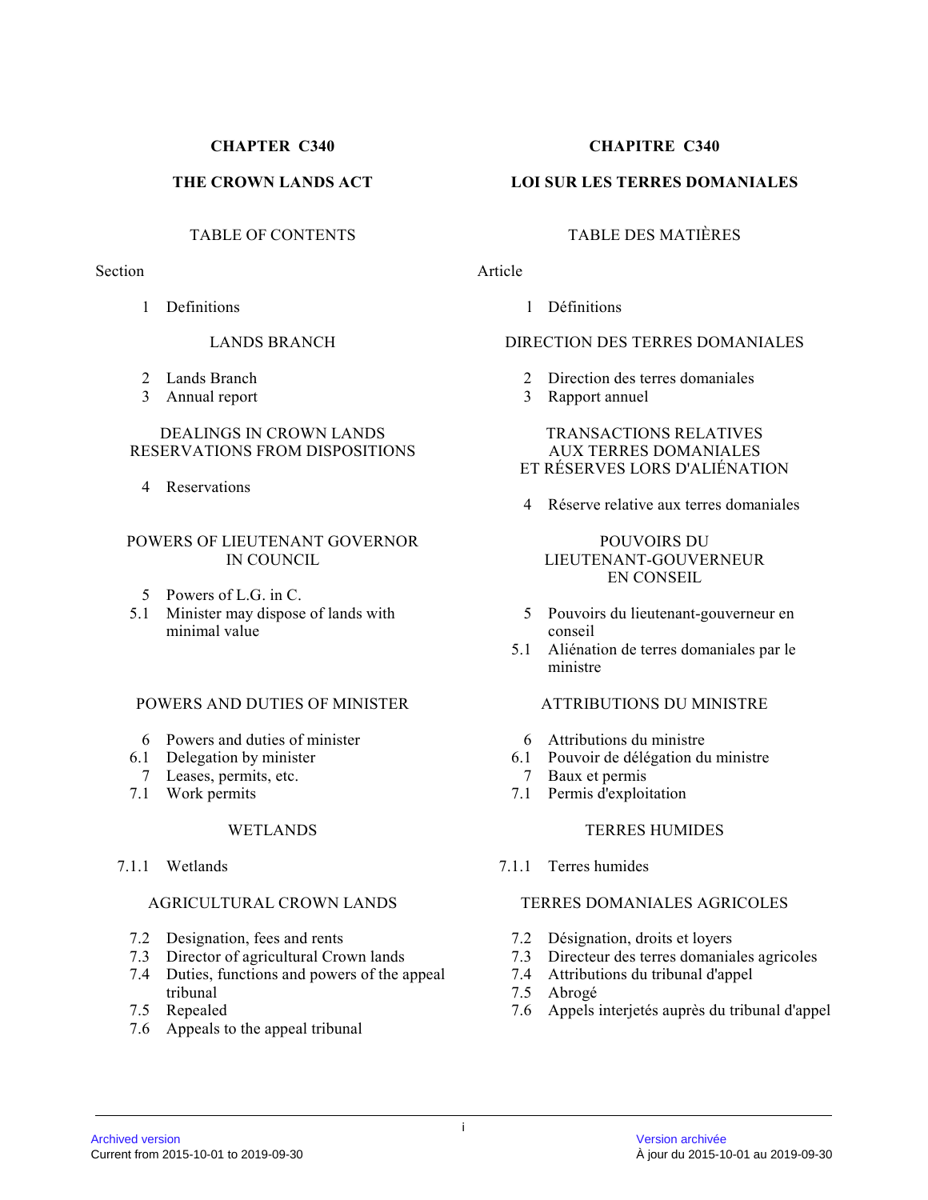**CHAPTER C340**

**THE CROWN LANDS ACT**

TABLE OF CONTENTS

Section

1 Definitions

LANDS BRANCH

2 Lands Branch
3 Annual report

DEALINGS IN CROWN LANDS RESERVATIONS FROM DISPOSITIONS

4 Reservations

POWERS OF LIEUTENANT GOVERNOR IN COUNCIL

5 Powers of L.G. in C.
5.1 Minister may dispose of lands with minimal value

POWERS AND DUTIES OF MINISTER

6 Powers and duties of minister
6.1 Delegation by minister
7 Leases, permits, etc.
7.1 Work permits

WETLANDS

7.1.1 Wetlands

AGRICULTURAL CROWN LANDS

7.2 Designation, fees and rents
7.3 Director of agricultural Crown lands
7.4 Duties, functions and powers of the appeal tribunal
7.5 Repealed
7.6 Appeals to the appeal tribunal

**CHAPITRE C340**

**LOI SUR LES TERRES DOMANIALES**

TABLE DES MATIÈRES

Article

1 Définitions

DIRECTION DES TERRES DOMANIALES

2 Direction des terres domaniales
3 Rapport annuel

TRANSACTIONS RELATIVES AUX TERRES DOMANIALES ET RÉSERVES LORS D'ALIÉNATION

4 Réserve relative aux terres domaniales

POUVOIRS DU LIEUTENANT-GOUVERNEUR EN CONSEIL

5 Pouvoirs du lieutenant-gouverneur en conseil
5.1 Aliénation de terres domaniales par le ministre

ATTRIBUTIONS DU MINISTRE

6 Attributions du ministre
6.1 Pouvoir de délégation du ministre
7 Baux et permis
7.1 Permis d'exploitation

TERRES HUMIDES

7.1.1 Terres humides

TERRES DOMANIALES AGRICOLES

7.2 Désignation, droits et loyers
7.3 Directeur des terres domaniales agricoles
7.4 Attributions du tribunal d'appel
7.5 Abrogé
7.6 Appels interjetés auprès du tribunal d'appel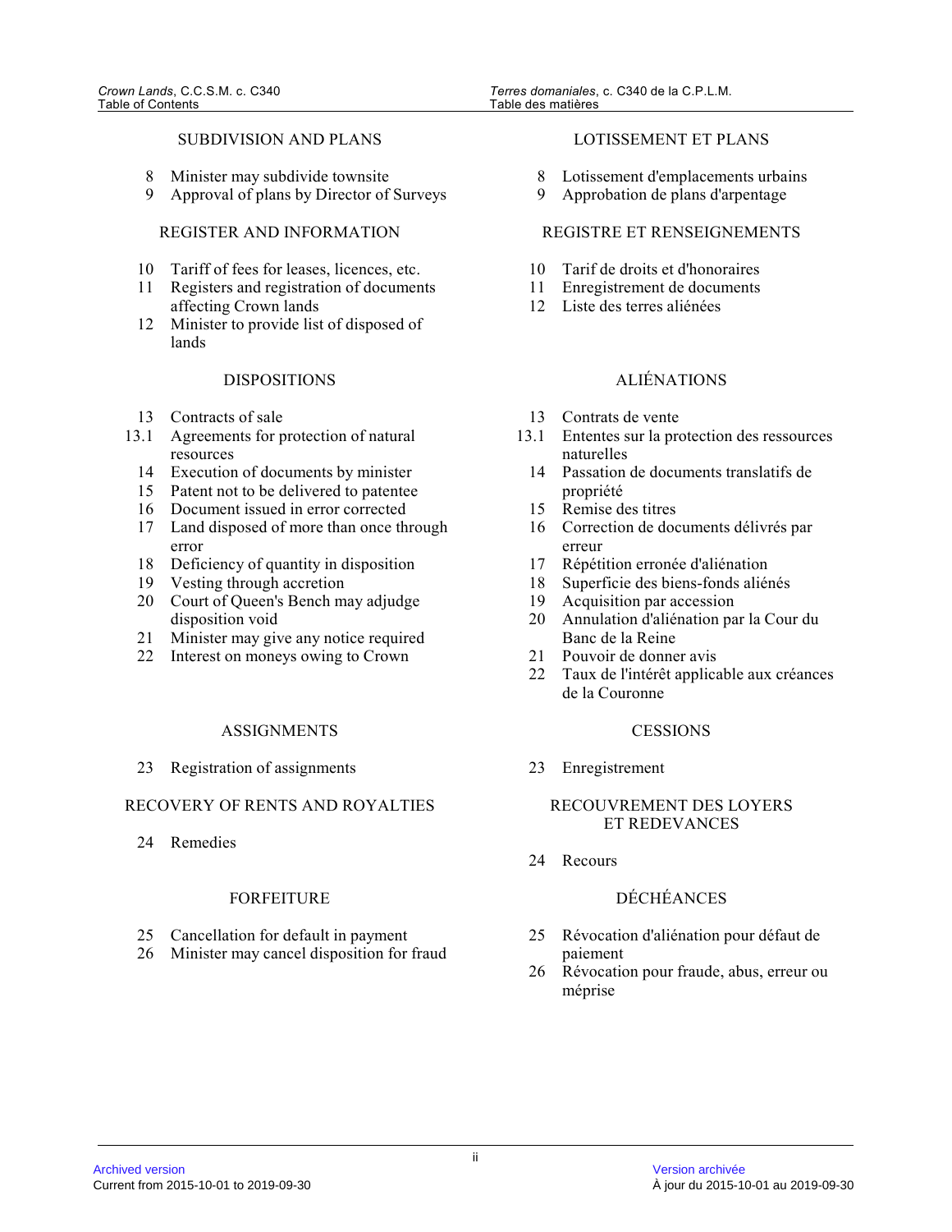## SUBDIVISION AND PLANS

8 Minister may subdivide townsite
9 Approval of plans by Director of Surveys

## REGISTER AND INFORMATION

10 Tariff of fees for leases, licences, etc.
11 Registers and registration of documents affecting Crown lands
12 Minister to provide list of disposed of lands

## DISPOSITIONS

13 Contracts of sale
13.1 Agreements for protection of natural resources
14 Execution of documents by minister
15 Patent not to be delivered to patentee
16 Document issued in error corrected
17 Land disposed of more than once through error
18 Deficiency of quantity in disposition
19 Vesting through accretion
20 Court of Queen's Bench may adjudge disposition void
21 Minister may give any notice required
22 Interest on moneys owing to Crown

## ASSIGNMENTS

23 Registration of assignments

## RECOVERY OF RENTS AND ROYALTIES

24 Remedies

## FORFEITURE

25 Cancellation for default in payment
26 Minister may cancel disposition for fraud

## LOTISSEMENT ET PLANS

8 Lotissement d'emplacements urbains
9 Approbation de plans d'arpentage

## REGISTRE ET RENSEIGNEMENTS

10 Tarif de droits et d'honoraires
11 Enregistrement de documents
12 Liste des terres aliénées

## ALIÉNATIONS

13 Contrats de vente
13.1 Ententes sur la protection des ressources naturelles
14 Passation de documents translatifs de propriété
15 Remise des titres
16 Correction de documents délivrés par erreur
17 Répétition erronée d'aliénation
18 Superficie des biens-fonds aliénés
19 Acquisition par accession
20 Annulation d'aliénation par la Cour du Banc de la Reine
21 Pouvoir de donner avis
22 Taux de l'intérêt applicable aux créances de la Couronne

## CESSIONS

23 Enregistrement

## RECOUVREMENT DES LOYERS ET REDEVANCES

24 Recours

## DÉCHÉANCES

25 Révocation d'aliénation pour défaut de paiement
26 Révocation pour fraude, abus, erreur ou méprise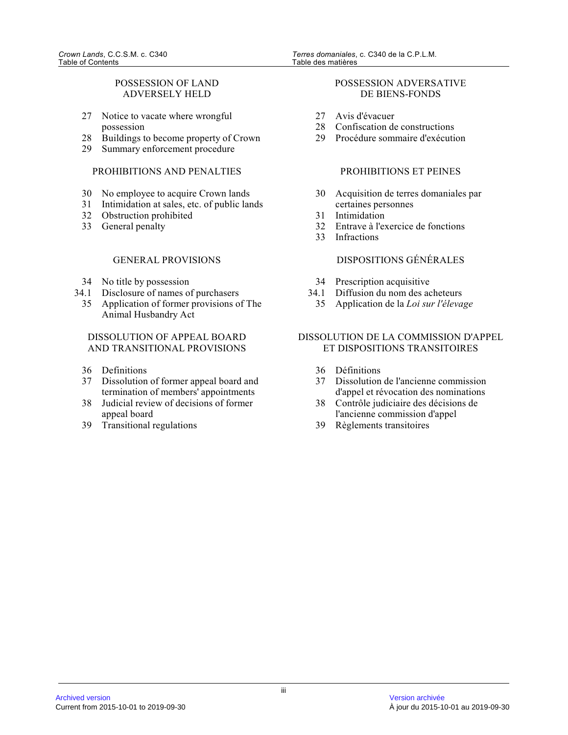## POSSESSION OF LAND ADVERSELY HELD

27 Notice to vacate where wrongful possession
28 Buildings to become property of Crown
29 Summary enforcement procedure

## PROHIBITIONS AND PENALTIES

30 No employee to acquire Crown lands
31 Intimidation at sales, etc. of public lands
32 Obstruction prohibited
33 General penalty

## GENERAL PROVISIONS

34 No title by possession
34.1 Disclosure of names of purchasers
35 Application of former provisions of The Animal Husbandry Act

## DISSOLUTION OF APPEAL BOARD AND TRANSITIONAL PROVISIONS

36 Definitions
37 Dissolution of former appeal board and termination of members' appointments
38 Judicial review of decisions of former appeal board
39 Transitional regulations

## POSSESSION ADVERSATIVE DE BIENS-FONDS

27 Avis d'évacuer
28 Confiscation de constructions
29 Procédure sommaire d'exécution

## PROHIBITIONS ET PEINES

30 Acquisition de terres domaniales par certaines personnes
31 Intimidation
32 Entrave à l'exercice de fonctions
33 Infractions

## DISPOSITIONS GÉNÉRALES

34 Prescription acquisitive
34.1 Diffusion du nom des acheteurs
35 Application de la *Loi sur l'élevage*

## DISSOLUTION DE LA COMMISSION D'APPEL ET DISPOSITIONS TRANSITOIRES

36 Définitions
37 Dissolution de l'ancienne commission d'appel et révocation des nominations
38 Contrôle judiciaire des décisions de l'ancienne commission d'appel
39 Règlements transitoires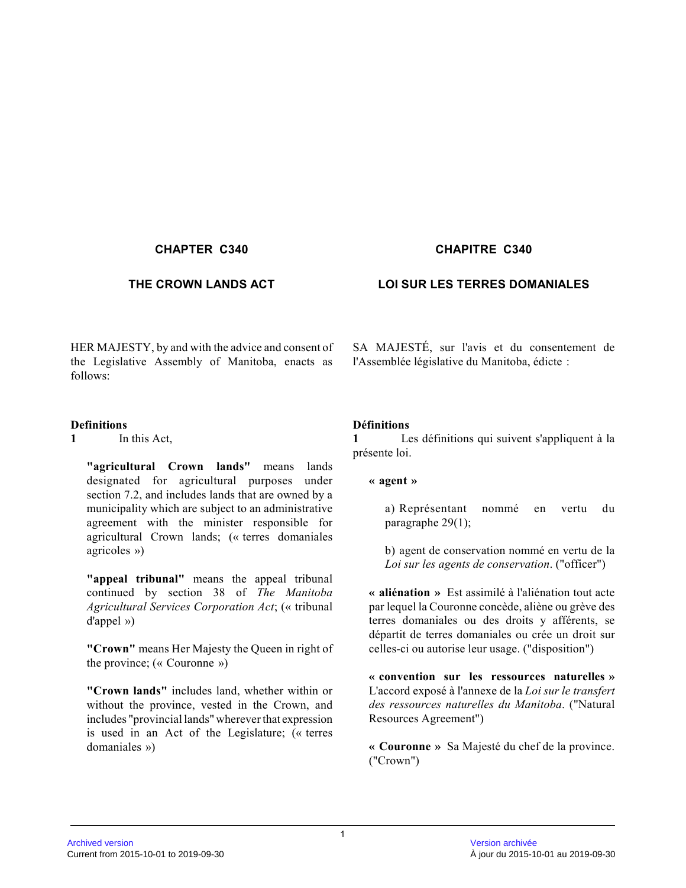## CHAPTER C340

## THE CROWN LANDS ACT

HER MAJESTY, by and with the advice and consent of the Legislative Assembly of Manitoba, enacts as follows:

**Definitions**

**1** In this Act,

**"agricultural Crown lands"** means lands designated for agricultural purposes under section 7.2, and includes lands that are owned by a municipality which are subject to an administrative agreement with the minister responsible for agricultural Crown lands; (« terres domaniales agricoles »)

**"appeal tribunal"** means the appeal tribunal continued by section 38 of *The Manitoba Agricultural Services Corporation Act*; (« tribunal d'appel »)

**"Crown"** means Her Majesty the Queen in right of the province; (« Couronne »)

**"Crown lands"** includes land, whether within or without the province, vested in the Crown, and includes "provincial lands" wherever that expression is used in an Act of the Legislature; (« terres domaniales »)

## CHAPITRE C340

## LOI SUR LES TERRES DOMANIALES

SA MAJESTÉ, sur l'avis et du consentement de l'Assemblée législative du Manitoba, édicte :

**Définitions**

**1** Les définitions qui suivent s'appliquent à la présente loi.

**« agent »**

a) Représentant nommé en vertu du paragraphe 29(1);

b) agent de conservation nommé en vertu de la *Loi sur les agents de conservation*. ("officer")

**« aliénation »** Est assimilé à l'aliénation tout acte par lequel la Couronne concède, aliène ou grève des terres domaniales ou des droits y afférents, se départit de terres domaniales ou crée un droit sur celles-ci ou autorise leur usage. ("disposition")

**« convention sur les ressources naturelles »** L'accord exposé à l'annexe de la *Loi sur le transfert des ressources naturelles du Manitoba*. ("Natural Resources Agreement")

**« Couronne »** Sa Majesté du chef de la province. ("Crown")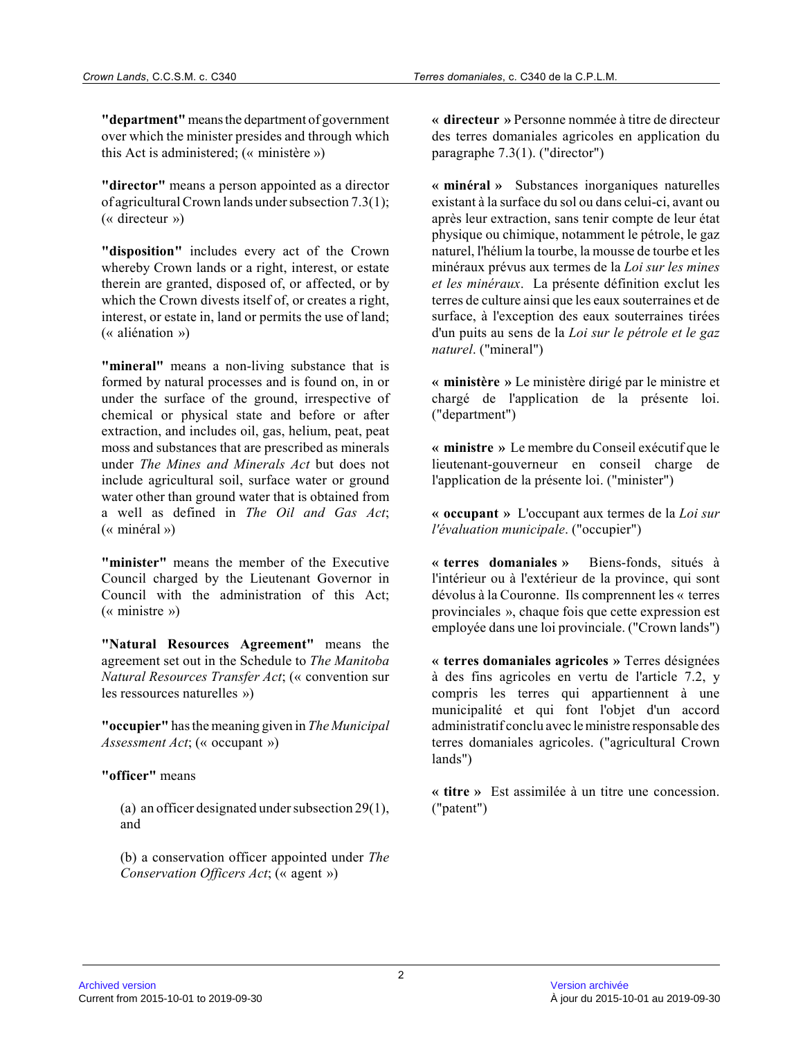**"department"** means the department of government over which the minister presides and through which this Act is administered; (« ministère »)

**"director"** means a person appointed as a director of agricultural Crown lands under subsection 7.3(1); (« directeur »)

**"disposition"** includes every act of the Crown whereby Crown lands or a right, interest, or estate therein are granted, disposed of, or affected, or by which the Crown divests itself of, or creates a right, interest, or estate in, land or permits the use of land; (« aliénation »)

**"mineral"** means a non-living substance that is formed by natural processes and is found on, in or under the surface of the ground, irrespective of chemical or physical state and before or after extraction, and includes oil, gas, helium, peat, peat moss and substances that are prescribed as minerals under *The Mines and Minerals Act* but does not include agricultural soil, surface water or ground water other than ground water that is obtained from a well as defined in *The Oil and Gas Act*; (« minéral »)

**"minister"** means the member of the Executive Council charged by the Lieutenant Governor in Council with the administration of this Act; (« ministre »)

**"Natural Resources Agreement"** means the agreement set out in the Schedule to *The Manitoba Natural Resources Transfer Act*; (« convention sur les ressources naturelles »)

**"occupier"** has the meaning given in *The Municipal Assessment Act*; (« occupant »)

**"officer"** means

(a) an officer designated under subsection 29(1), and

(b) a conservation officer appointed under *The Conservation Officers Act*; (« agent »)

**« directeur »** Personne nommée à titre de directeur des terres domaniales agricoles en application du paragraphe 7.3(1). ("director")

**« minéral »** Substances inorganiques naturelles existant à la surface du sol ou dans celui-ci, avant ou après leur extraction, sans tenir compte de leur état physique ou chimique, notamment le pétrole, le gaz naturel, l'hélium la tourbe, la mousse de tourbe et les minéraux prévus aux termes de la *Loi sur les mines et les minéraux*. La présente définition exclut les terres de culture ainsi que les eaux souterraines et de surface, à l'exception des eaux souterraines tirées d'un puits au sens de la *Loi sur le pétrole et le gaz naturel*. ("mineral")

**« ministère »** Le ministère dirigé par le ministre et chargé de l'application de la présente loi. ("department")

**« ministre »** Le membre du Conseil exécutif que le lieutenant-gouverneur en conseil charge de l'application de la présente loi. ("minister")

**« occupant »** L'occupant aux termes de la *Loi sur l'évaluation municipale*. ("occupier")

**« terres domaniales »** Biens-fonds, situés à l'intérieur ou à l'extérieur de la province, qui sont dévolus à la Couronne. Ils comprennent les « terres provinciales », chaque fois que cette expression est employée dans une loi provinciale. ("Crown lands")

**« terres domaniales agricoles »** Terres désignées à des fins agricoles en vertu de l'article 7.2, y compris les terres qui appartiennent à une municipalité et qui font l'objet d'un accord administratif conclu avec le ministre responsable des terres domaniales agricoles. ("agricultural Crown lands")

**« titre »** Est assimilée à un titre une concession. ("patent")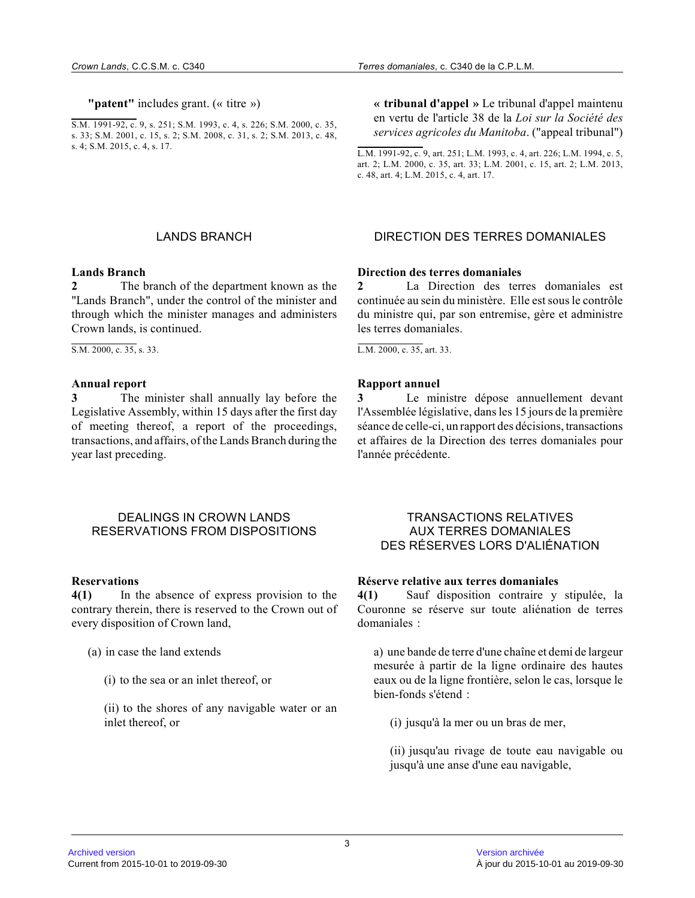**"patent"** includes grant. (« titre »)

S.M. 1991-92, c. 9, s. 251; S.M. 1993, c. 4, s. 226; S.M. 2000, c. 35, s. 33; S.M. 2001, c. 15, s. 2; S.M. 2008, c. 31, s. 2; S.M. 2013, c. 48, s. 4; S.M. 2015, c. 4, s. 17.

**« tribunal d'appel »** Le tribunal d'appel maintenu en vertu de l'article 38 de la *Loi sur la Société des services agricoles du Manitoba*. ("appeal tribunal")

L.M. 1991-92, c. 9, art. 251; L.M. 1993, c. 4, art. 226; L.M. 1994, c. 5, art. 2; L.M. 2000, c. 35, art. 33; L.M. 2001, c. 15, art. 2; L.M. 2013, c. 48, art. 4; L.M. 2015, c. 4, art. 17.

## LANDS BRANCH

**Lands Branch**
**2** The branch of the department known as the "Lands Branch", under the control of the minister and through which the minister manages and administers Crown lands, is continued.

S.M. 2000, c. 35, s. 33.

**Annual report**
**3** The minister shall annually lay before the Legislative Assembly, within 15 days after the first day of meeting thereof, a report of the proceedings, transactions, and affairs, of the Lands Branch during the year last preceding.

## DIRECTION DES TERRES DOMANIALES

**Direction des terres domaniales**
**2** La Direction des terres domaniales est continuée au sein du ministère. Elle est sous le contrôle du ministre qui, par son entremise, gère et administre les terres domaniales.

L.M. 2000, c. 35, art. 33.

**Rapport annuel**
**3** Le ministre dépose annuellement devant l'Assemblée législative, dans les 15 jours de la première séance de celle-ci, un rapport des décisions, transactions et affaires de la Direction des terres domaniales pour l'année précédente.

## DEALINGS IN CROWN LANDS RESERVATIONS FROM DISPOSITIONS

**Reservations**
**4(1)** In the absence of express provision to the contrary therein, there is reserved to the Crown out of every disposition of Crown land,

(a) in case the land extends

(i) to the sea or an inlet thereof, or

(ii) to the shores of any navigable water or an inlet thereof, or

## TRANSACTIONS RELATIVES AUX TERRES DOMANIALES DES RÉSERVES LORS D'ALIÉNATION

**Réserve relative aux terres domaniales**
**4(1)** Sauf disposition contraire y stipulée, la Couronne se réserve sur toute aliénation de terres domaniales :

a) une bande de terre d'une chaîne et demi de largeur mesurée à partir de la ligne ordinaire des hautes eaux ou de la ligne frontière, selon le cas, lorsque le bien-fonds s'étend :

(i) jusqu'à la mer ou un bras de mer,

(ii) jusqu'au rivage de toute eau navigable ou jusqu'à une anse d'une eau navigable,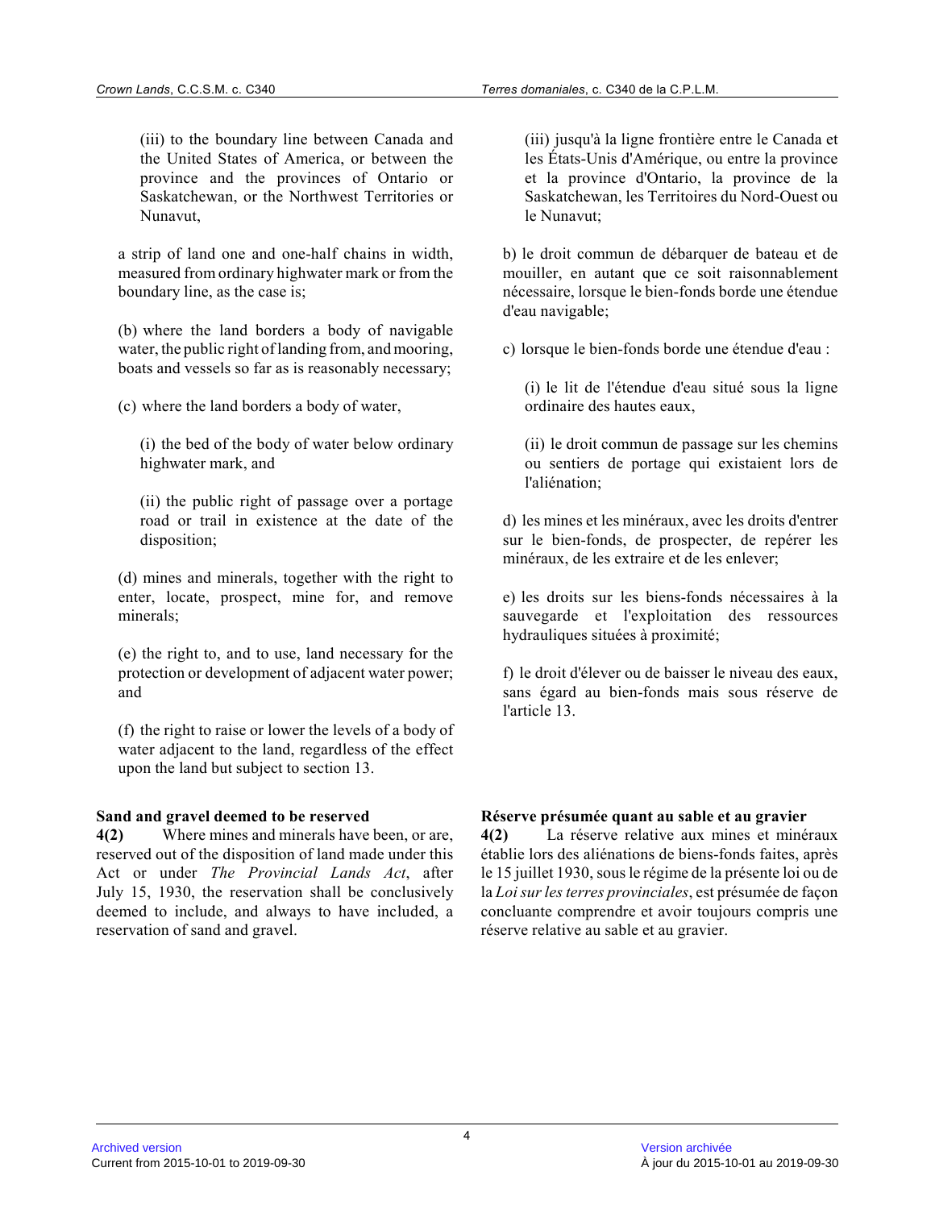(iii) to the boundary line between Canada and the United States of America, or between the province and the provinces of Ontario or Saskatchewan, or the Northwest Territories or Nunavut,

a strip of land one and one-half chains in width, measured from ordinary highwater mark or from the boundary line, as the case is;

(b) where the land borders a body of navigable water, the public right of landing from, and mooring, boats and vessels so far as is reasonably necessary;

(c) where the land borders a body of water,

(i) the bed of the body of water below ordinary highwater mark, and

(ii) the public right of passage over a portage road or trail in existence at the date of the disposition;

(d) mines and minerals, together with the right to enter, locate, prospect, mine for, and remove minerals;

(e) the right to, and to use, land necessary for the protection or development of adjacent water power; and

(f) the right to raise or lower the levels of a body of water adjacent to the land, regardless of the effect upon the land but subject to section 13.

(iii) jusqu'à la ligne frontière entre le Canada et les États-Unis d'Amérique, ou entre la province et la province d'Ontario, la province de la Saskatchewan, les Territoires du Nord-Ouest ou le Nunavut;

b) le droit commun de débarquer de bateau et de mouiller, en autant que ce soit raisonnablement nécessaire, lorsque le bien-fonds borde une étendue d'eau navigable;

c) lorsque le bien-fonds borde une étendue d'eau :

(i) le lit de l'étendue d'eau situé sous la ligne ordinaire des hautes eaux,

(ii) le droit commun de passage sur les chemins ou sentiers de portage qui existaient lors de l'aliénation;

d) les mines et les minéraux, avec les droits d'entrer sur le bien-fonds, de prospecter, de repérer les minéraux, de les extraire et de les enlever;

e) les droits sur les biens-fonds nécessaires à la sauvegarde et l'exploitation des ressources hydrauliques situées à proximité;

f) le droit d'élever ou de baisser le niveau des eaux, sans égard au bien-fonds mais sous réserve de l'article 13.

**Sand and gravel deemed to be reserved**

**4(2)** Where mines and minerals have been, or are, reserved out of the disposition of land made under this Act or under *The Provincial Lands Act*, after July 15, 1930, the reservation shall be conclusively deemed to include, and always to have included, a reservation of sand and gravel.

**Réserve présumée quant au sable et au gravier**

**4(2)** La réserve relative aux mines et minéraux établie lors des aliénations de biens-fonds faites, après le 15 juillet 1930, sous le régime de la présente loi ou de la *Loi sur les terres provinciales*, est présumée de façon concluante comprendre et avoir toujours compris une réserve relative au sable et au gravier.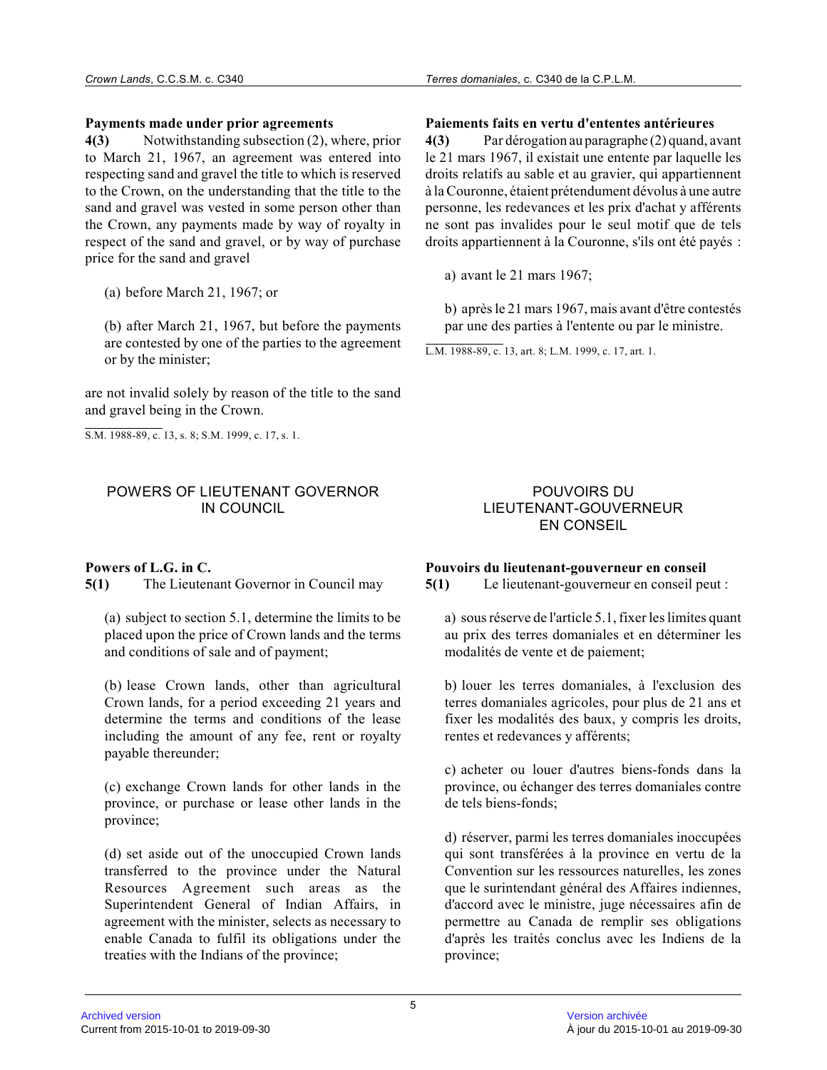**Payments made under prior agreements**

**4(3)** Notwithstanding subsection (2), where, prior to March 21, 1967, an agreement was entered into respecting sand and gravel the title to which is reserved to the Crown, on the understanding that the title to the sand and gravel was vested in some person other than the Crown, any payments made by way of royalty in respect of the sand and gravel, or by way of purchase price for the sand and gravel

(a) before March 21, 1967; or

(b) after March 21, 1967, but before the payments are contested by one of the parties to the agreement or by the minister;

are not invalid solely by reason of the title to the sand and gravel being in the Crown.

S.M. 1988-89, c. 13, s. 8; S.M. 1999, c. 17, s. 1.

**Paiements faits en vertu d'ententes antérieures**

**4(3)** Par dérogation au paragraphe (2) quand, avant le 21 mars 1967, il existait une entente par laquelle les droits relatifs au sable et au gravier, qui appartiennent à la Couronne, étaient prétendument dévolus à une autre personne, les redevances et les prix d'achat y afférents ne sont pas invalides pour le seul motif que de tels droits appartiennent à la Couronne, s'ils ont été payés :

a) avant le 21 mars 1967;

b) après le 21 mars 1967, mais avant d'être contestés par une des parties à l'entente ou par le ministre.

L.M. 1988-89, c. 13, art. 8; L.M. 1999, c. 17, art. 1.

## POWERS OF LIEUTENANT GOVERNOR IN COUNCIL

## POUVOIRS DU LIEUTENANT-GOUVERNEUR EN CONSEIL

**Powers of L.G. in C.**

**5(1)** The Lieutenant Governor in Council may

(a) subject to section 5.1, determine the limits to be placed upon the price of Crown lands and the terms and conditions of sale and of payment;

(b) lease Crown lands, other than agricultural Crown lands, for a period exceeding 21 years and determine the terms and conditions of the lease including the amount of any fee, rent or royalty payable thereunder;

(c) exchange Crown lands for other lands in the province, or purchase or lease other lands in the province;

(d) set aside out of the unoccupied Crown lands transferred to the province under the Natural Resources Agreement such areas as the Superintendent General of Indian Affairs, in agreement with the minister, selects as necessary to enable Canada to fulfil its obligations under the treaties with the Indians of the province;

**Pouvoirs du lieutenant-gouverneur en conseil**

**5(1)** Le lieutenant-gouverneur en conseil peut :

a) sous réserve de l'article 5.1, fixer les limites quant au prix des terres domaniales et en déterminer les modalités de vente et de paiement;

b) louer les terres domaniales, à l'exclusion des terres domaniales agricoles, pour plus de 21 ans et fixer les modalités des baux, y compris les droits, rentes et redevances y afférents;

c) acheter ou louer d'autres biens-fonds dans la province, ou échanger des terres domaniales contre de tels biens-fonds;

d) réserver, parmi les terres domaniales inoccupées qui sont transférées à la province en vertu de la Convention sur les ressources naturelles, les zones que le surintendant général des Affaires indiennes, d'accord avec le ministre, juge nécessaires afin de permettre au Canada de remplir ses obligations d'après les traités conclus avec les Indiens de la province;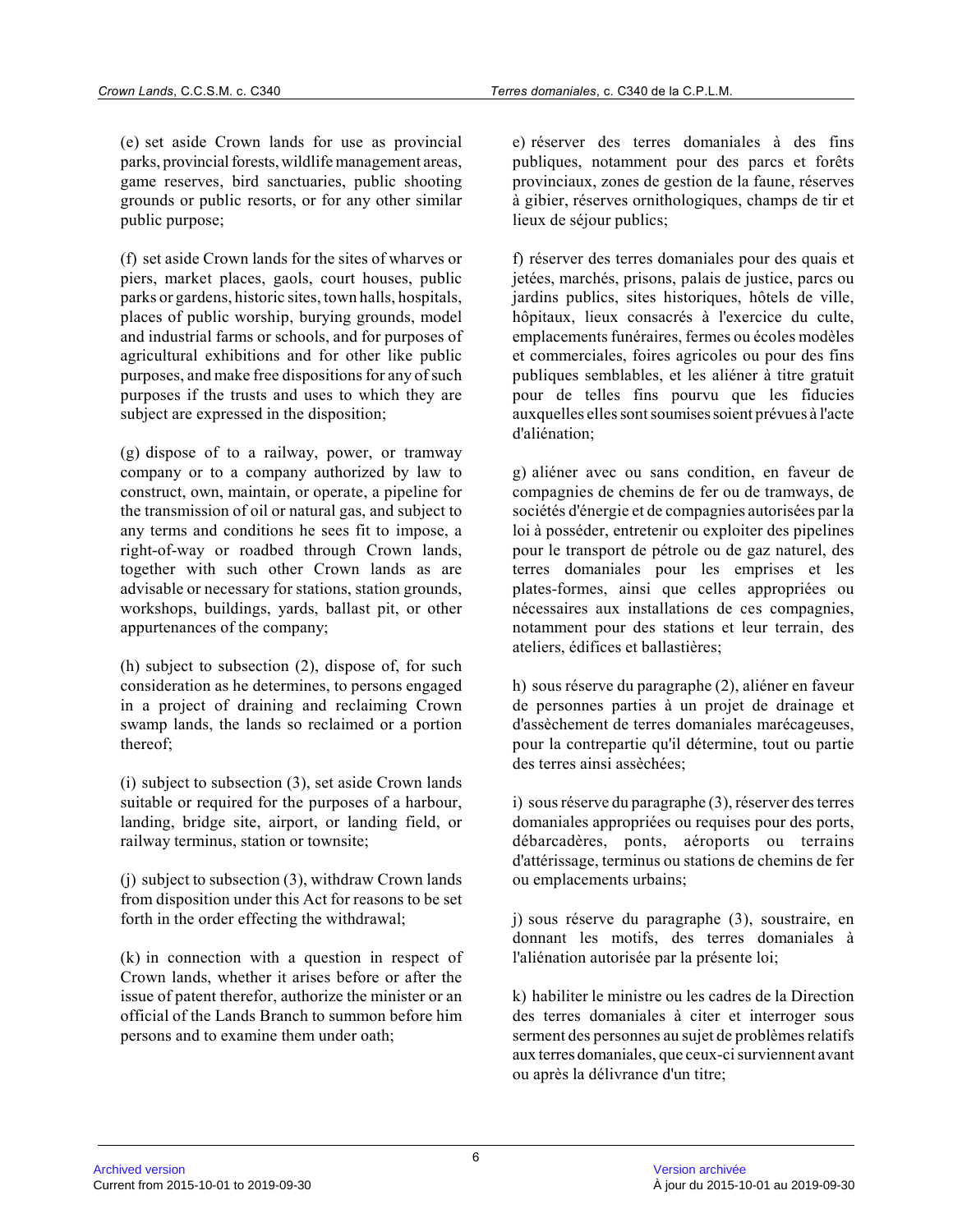(e) set aside Crown lands for use as provincial parks, provincial forests, wildlife management areas, game reserves, bird sanctuaries, public shooting grounds or public resorts, or for any other similar public purpose;

(f) set aside Crown lands for the sites of wharves or piers, market places, gaols, court houses, public parks or gardens, historic sites, town halls, hospitals, places of public worship, burying grounds, model and industrial farms or schools, and for purposes of agricultural exhibitions and for other like public purposes, and make free dispositions for any of such purposes if the trusts and uses to which they are subject are expressed in the disposition;

(g) dispose of to a railway, power, or tramway company or to a company authorized by law to construct, own, maintain, or operate, a pipeline for the transmission of oil or natural gas, and subject to any terms and conditions he sees fit to impose, a right-of-way or roadbed through Crown lands, together with such other Crown lands as are advisable or necessary for stations, station grounds, workshops, buildings, yards, ballast pit, or other appurtenances of the company;

(h) subject to subsection (2), dispose of, for such consideration as he determines, to persons engaged in a project of draining and reclaiming Crown swamp lands, the lands so reclaimed or a portion thereof;

(i) subject to subsection (3), set aside Crown lands suitable or required for the purposes of a harbour, landing, bridge site, airport, or landing field, or railway terminus, station or townsite;

(j) subject to subsection (3), withdraw Crown lands from disposition under this Act for reasons to be set forth in the order effecting the withdrawal;

(k) in connection with a question in respect of Crown lands, whether it arises before or after the issue of patent therefor, authorize the minister or an official of the Lands Branch to summon before him persons and to examine them under oath;

e) réserver des terres domaniales à des fins publiques, notamment pour des parcs et forêts provinciaux, zones de gestion de la faune, réserves à gibier, réserves ornithologiques, champs de tir et lieux de séjour publics;

f) réserver des terres domaniales pour des quais et jetées, marchés, prisons, palais de justice, parcs ou jardins publics, sites historiques, hôtels de ville, hôpitaux, lieux consacrés à l'exercice du culte, emplacements funéraires, fermes ou écoles modèles et commerciales, foires agricoles ou pour des fins publiques semblables, et les aliéner à titre gratuit pour de telles fins pourvu que les fiducies auxquelles elles sont soumises soient prévues à l'acte d'aliénation;

g) aliéner avec ou sans condition, en faveur de compagnies de chemins de fer ou de tramways, de sociétés d'énergie et de compagnies autorisées par la loi à posséder, entretenir ou exploiter des pipelines pour le transport de pétrole ou de gaz naturel, des terres domaniales pour les emprises et les plates-formes, ainsi que celles appropriées ou nécessaires aux installations de ces compagnies, notamment pour des stations et leur terrain, des ateliers, édifices et ballastières;

h) sous réserve du paragraphe (2), aliéner en faveur de personnes parties à un projet de drainage et d'assèchement de terres domaniales marécageuses, pour la contrepartie qu'il détermine, tout ou partie des terres ainsi asséchées;

i) sous réserve du paragraphe (3), réserver des terres domaniales appropriées ou requises pour des ports, débarcadères, ponts, aéroports ou terrains d'atterrissage, terminus ou stations de chemins de fer ou emplacements urbains;

j) sous réserve du paragraphe (3), soustraire, en donnant les motifs, des terres domaniales à l'aliénation autorisée par la présente loi;

k) habiliter le ministre ou les cadres de la Direction des terres domaniales à citer et interroger sous serment des personnes au sujet de problèmes relatifs aux terres domaniales, que ceux-ci surviennent avant ou après la délivrance d'un titre;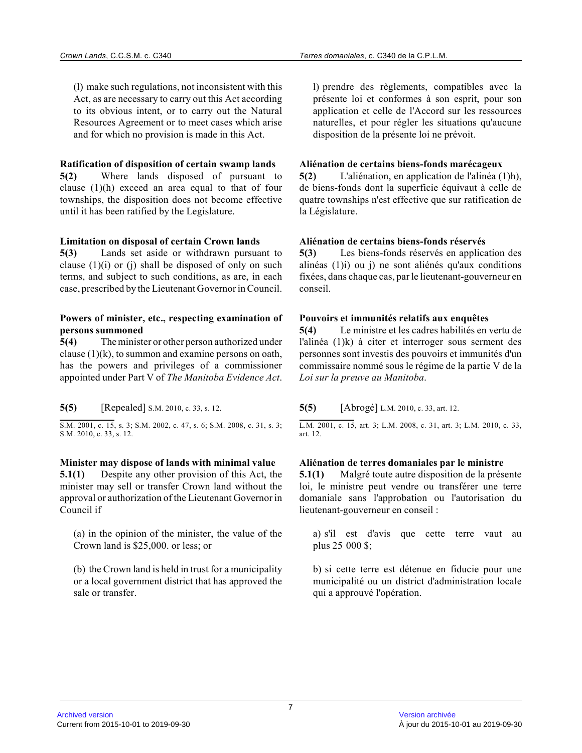(l) make such regulations, not inconsistent with this Act, as are necessary to carry out this Act according to its obvious intent, or to carry out the Natural Resources Agreement or to meet cases which arise and for which no provision is made in this Act.

**Ratification of disposition of certain swamp lands**

**5(2)** Where lands disposed of pursuant to clause (1)(h) exceed an area equal to that of four townships, the disposition does not become effective until it has been ratified by the Legislature.

**Limitation on disposal of certain Crown lands**

**5(3)** Lands set aside or withdrawn pursuant to clause (1)(i) or (j) shall be disposed of only on such terms, and subject to such conditions, as are, in each case, prescribed by the Lieutenant Governor in Council.

**Powers of minister, etc., respecting examination of persons summoned**

**5(4)** The minister or other person authorized under clause (1)(k), to summon and examine persons on oath, has the powers and privileges of a commissioner appointed under Part V of *The Manitoba Evidence Act*.

**5(5)** [Repealed] S.M. 2010, c. 33, s. 12.

S.M. 2001, c. 15, s. 3; S.M. 2002, c. 47, s. 6; S.M. 2008, c. 31, s. 3; S.M. 2010, c. 33, s. 12.

**Minister may dispose of lands with minimal value**

**5.1(1)** Despite any other provision of this Act, the minister may sell or transfer Crown land without the approval or authorization of the Lieutenant Governor in Council if

(a) in the opinion of the minister, the value of the Crown land is $25,000. or less; or

(b) the Crown land is held in trust for a municipality or a local government district that has approved the sale or transfer.

l) prendre des règlements, compatibles avec la présente loi et conformes à son esprit, pour son application et celle de l'Accord sur les ressources naturelles, et pour régler les situations qu'aucune disposition de la présente loi ne prévoit.

**Aliénation de certains biens-fonds marécageux**

**5(2)** L'aliénation, en application de l'alinéa (1)h), de biens-fonds dont la superficie équivaut à celle de quatre townships n'est effective que sur ratification de la Législature.

**Aliénation de certains biens-fonds réservés**

**5(3)** Les biens-fonds réservés en application des alinéas (1)i) ou j) ne sont aliénés qu'aux conditions fixées, dans chaque cas, par le lieutenant-gouverneur en conseil.

**Pouvoirs et immunités relatifs aux enquêtes**

**5(4)** Le ministre et les cadres habilités en vertu de l'alinéa (1)k) à citer et interroger sous serment des personnes sont investis des pouvoirs et immunités d'un commissaire nommé sous le régime de la partie V de la *Loi sur la preuve au Manitoba*.

**5(5)** [Abrogé] L.M. 2010, c. 33, art. 12.

L.M. 2001, c. 15, art. 3; L.M. 2008, c. 31, art. 3; L.M. 2010, c. 33, art. 12.

**Aliénation de terres domaniales par le ministre**

**5.1(1)** Malgré toute autre disposition de la présente loi, le ministre peut vendre ou transférer une terre domaniale sans l'approbation ou l'autorisation du lieutenant-gouverneur en conseil :

a) s'il est d'avis que cette terre vaut au plus 25 000 $;

b) si cette terre est détenue en fiducie pour une municipalité ou un district d'administration locale qui a approuvé l'opération.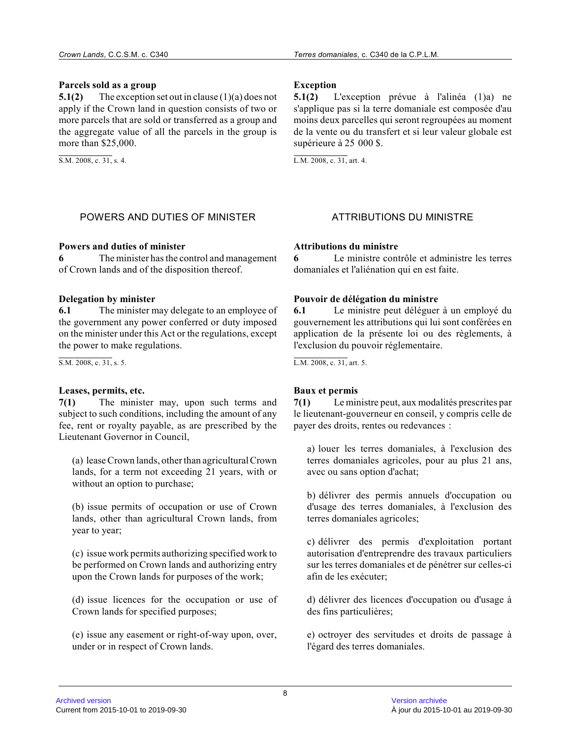**Parcels sold as a group**

**5.1(2)** The exception set out in clause (1)(a) does not apply if the Crown land in question consists of two or more parcels that are sold or transferred as a group and the aggregate value of all the parcels in the group is more than $25,000.

S.M. 2008, c. 31, s. 4.

## POWERS AND DUTIES OF MINISTER

**Powers and duties of minister**

**6** The minister has the control and management of Crown lands and of the disposition thereof.

**Delegation by minister**

**6.1** The minister may delegate to an employee of the government any power conferred or duty imposed on the minister under this Act or the regulations, except the power to make regulations.

S.M. 2008, c. 31, s. 5.

**Leases, permits, etc.**

**7(1)** The minister may, upon such terms and subject to such conditions, including the amount of any fee, rent or royalty payable, as are prescribed by the Lieutenant Governor in Council,

(a) lease Crown lands, other than agricultural Crown lands, for a term not exceeding 21 years, with or without an option to purchase;

(b) issue permits of occupation or use of Crown lands, other than agricultural Crown lands, from year to year;

(c) issue work permits authorizing specified work to be performed on Crown lands and authorizing entry upon the Crown lands for purposes of the work;

(d) issue licences for the occupation or use of Crown lands for specified purposes;

(e) issue any easement or right-of-way upon, over, under or in respect of Crown lands.

**Exception**

**5.1(2)** L'exception prévue à l'alinéa (1)a) ne s'applique pas si la terre domaniale est composée d'au moins deux parcelles qui seront regroupées au moment de la vente ou du transfert et si leur valeur globale est supérieure à 25 000 $.

L.M. 2008, c. 31, art. 4.

## ATTRIBUTIONS DU MINISTRE

**Attributions du ministre**

**6** Le ministre contrôle et administre les terres domaniales et l'aliénation qui en est faite.

**Pouvoir de délégation du ministre**

**6.1** Le ministre peut déléguer à un employé du gouvernement les attributions qui lui sont conférées en application de la présente loi ou des règlements, à l'exclusion du pouvoir réglementaire.

L.M. 2008, c. 31, art. 5.

**Baux et permis**

**7(1)** Le ministre peut, aux modalités prescrites par le lieutenant-gouverneur en conseil, y compris celle de payer des droits, rentes ou redevances :

a) louer les terres domaniales, à l'exclusion des terres domaniales agricoles, pour au plus 21 ans, avec ou sans option d'achat;

b) délivrer des permis annuels d'occupation ou d'usage des terres domaniales, à l'exclusion des terres domaniales agricoles;

c) délivrer des permis d'exploitation portant autorisation d'entreprendre des travaux particuliers sur les terres domaniales et de pénétrer sur celles-ci afin de les exécuter;

d) délivrer des licences d'occupation ou d'usage à des fins particulières;

e) octroyer des servitudes et droits de passage à l'égard des terres domaniales.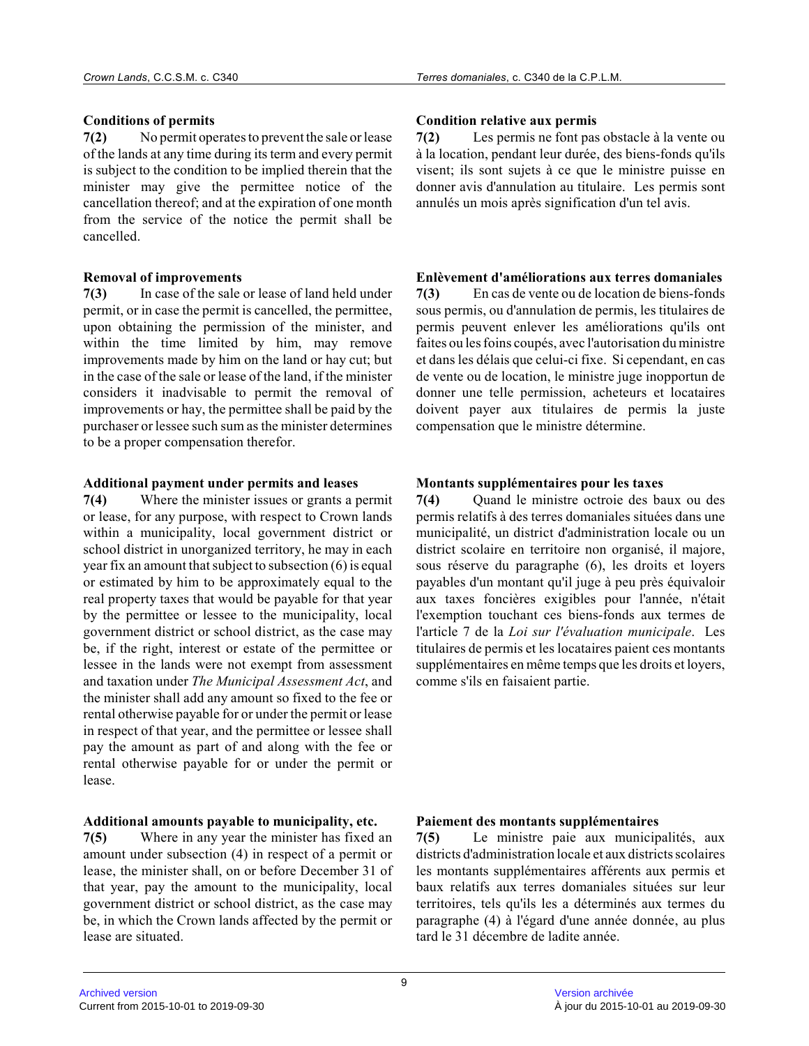**Conditions of permits**

**7(2)** No permit operates to prevent the sale or lease of the lands at any time during its term and every permit is subject to the condition to be implied therein that the minister may give the permittee notice of the cancellation thereof; and at the expiration of one month from the service of the notice the permit shall be cancelled.

**Condition relative aux permis**

**7(2)** Les permis ne font pas obstacle à la vente ou à la location, pendant leur durée, des biens-fonds qu'ils visent; ils sont sujets à ce que le ministre puisse en donner avis d'annulation au titulaire. Les permis sont annulés un mois après signification d'un tel avis.

**Removal of improvements**

**7(3)** In case of the sale or lease of land held under permit, or in case the permit is cancelled, the permittee, upon obtaining the permission of the minister, and within the time limited by him, may remove improvements made by him on the land or hay cut; but in the case of the sale or lease of the land, if the minister considers it inadvisable to permit the removal of improvements or hay, the permittee shall be paid by the purchaser or lessee such sum as the minister determines to be a proper compensation therefor.

**Enlèvement d'améliorations aux terres domaniales**

**7(3)** En cas de vente ou de location de biens-fonds sous permis, ou d'annulation de permis, les titulaires de permis peuvent enlever les améliorations qu'ils ont faites ou les foins coupés, avec l'autorisation du ministre et dans les délais que celui-ci fixe. Si cependant, en cas de vente ou de location, le ministre juge inopportun de donner une telle permission, acheteurs et locataires doivent payer aux titulaires de permis la juste compensation que le ministre détermine.

**Additional payment under permits and leases**

**7(4)** Where the minister issues or grants a permit or lease, for any purpose, with respect to Crown lands within a municipality, local government district or school district in unorganized territory, he may in each year fix an amount that subject to subsection (6) is equal or estimated by him to be approximately equal to the real property taxes that would be payable for that year by the permittee or lessee to the municipality, local government district or school district, as the case may be, if the right, interest or estate of the permittee or lessee in the lands were not exempt from assessment and taxation under *The Municipal Assessment Act*, and the minister shall add any amount so fixed to the fee or rental otherwise payable for or under the permit or lease in respect of that year, and the permittee or lessee shall pay the amount as part of and along with the fee or rental otherwise payable for or under the permit or lease.

**Montants supplémentaires pour les taxes**

**7(4)** Quand le ministre octroie des baux ou des permis relatifs à des terres domaniales situées dans une municipalité, un district d'administration locale ou un district scolaire en territoire non organisé, il majore, sous réserve du paragraphe (6), les droits et loyers payables d'un montant qu'il juge à peu près équivaloir aux taxes foncières exigibles pour l'année, n'était l'exemption touchant ces biens-fonds aux termes de l'article 7 de la *Loi sur l'évaluation municipale*. Les titulaires de permis et les locataires paient ces montants supplémentaires en même temps que les droits et loyers, comme s'ils en faisaient partie.

**Additional amounts payable to municipality, etc.**

**7(5)** Where in any year the minister has fixed an amount under subsection (4) in respect of a permit or lease, the minister shall, on or before December 31 of that year, pay the amount to the municipality, local government district or school district, as the case may be, in which the Crown lands affected by the permit or lease are situated.

**Paiement des montants supplémentaires**

**7(5)** Le ministre paie aux municipalités, aux districts d'administration locale et aux districts scolaires les montants supplémentaires afférents aux permis et baux relatifs aux terres domaniales situées sur leur territoires, tels qu'ils les a déterminés aux termes du paragraphe (4) à l'égard d'une année donnée, au plus tard le 31 décembre de ladite année.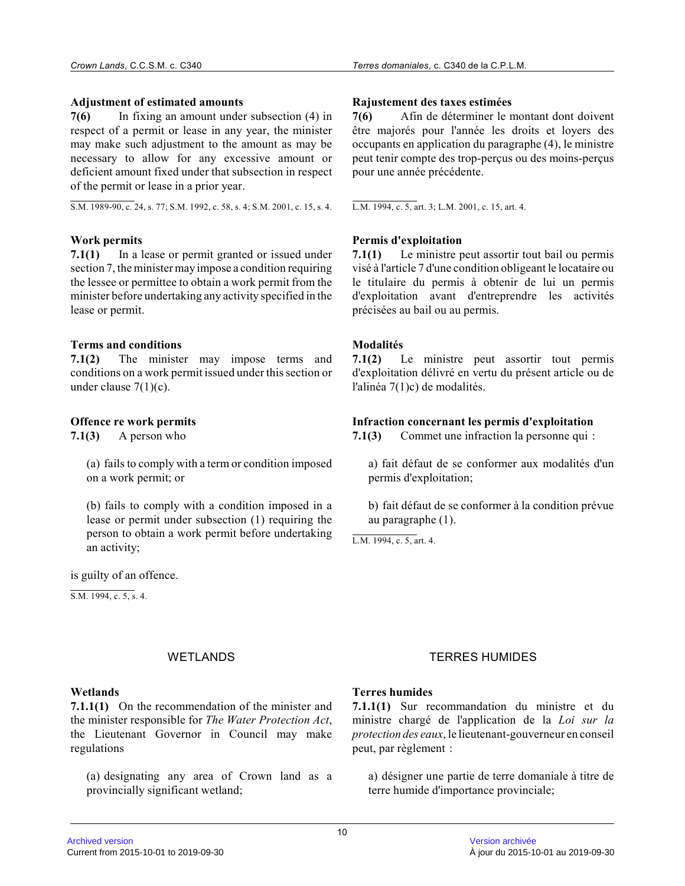**Adjustment of estimated amounts**

**7(6)** In fixing an amount under subsection (4) in respect of a permit or lease in any year, the minister may make such adjustment to the amount as may be necessary to allow for any excessive amount or deficient amount fixed under that subsection in respect of the permit or lease in a prior year.

S.M. 1989-90, c. 24, s. 77; S.M. 1992, c. 58, s. 4; S.M. 2001, c. 15, s. 4.

**Rajustement des taxes estimées**

**7(6)** Afin de déterminer le montant dont doivent être majorés pour l'année les droits et loyers des occupants en application du paragraphe (4), le ministre peut tenir compte des trop-perçus ou des moins-perçus pour une année précédente.

L.M. 1994, c. 5, art. 3; L.M. 2001, c. 15, art. 4.

**Work permits**

**7.1(1)** In a lease or permit granted or issued under section 7, the minister may impose a condition requiring the lessee or permittee to obtain a work permit from the minister before undertaking any activity specified in the lease or permit.

**Permis d'exploitation**

**7.1(1)** Le ministre peut assortir tout bail ou permis visé à l'article 7 d'une condition obligeant le locataire ou le titulaire du permis à obtenir de lui un permis d'exploitation avant d'entreprendre les activités précisées au bail ou au permis.

**Terms and conditions**

**7.1(2)** The minister may impose terms and conditions on a work permit issued under this section or under clause 7(1)(c).

**Modalités**

**7.1(2)** Le ministre peut assortir tout permis d'exploitation délivré en vertu du présent article ou de l'alinéa 7(1)c) de modalités.

**Offence re work permits**

**7.1(3)** A person who

(a) fails to comply with a term or condition imposed on a work permit; or

(b) fails to comply with a condition imposed in a lease or permit under subsection (1) requiring the person to obtain a work permit before undertaking an activity;

is guilty of an offence.

S.M. 1994, c. 5, s. 4.

**Infraction concernant les permis d'exploitation**

**7.1(3)** Commet une infraction la personne qui :

a) fait défaut de se conformer aux modalités d'un permis d'exploitation;

b) fait défaut de se conformer à la condition prévue au paragraphe (1).

L.M. 1994, c. 5, art. 4.

## WETLANDS

**Wetlands**

**7.1.1(1)** On the recommendation of the minister and the minister responsible for *The Water Protection Act*, the Lieutenant Governor in Council may make regulations

(a) designating any area of Crown land as a provincially significant wetland;

## TERRES HUMIDES

**Terres humides**

**7.1.1(1)** Sur recommandation du ministre et du ministre chargé de l'application de la *Loi sur la protection des eaux*, le lieutenant-gouverneur en conseil peut, par règlement :

a) désigner une partie de terre domaniale à titre de terre humide d'importance provinciale;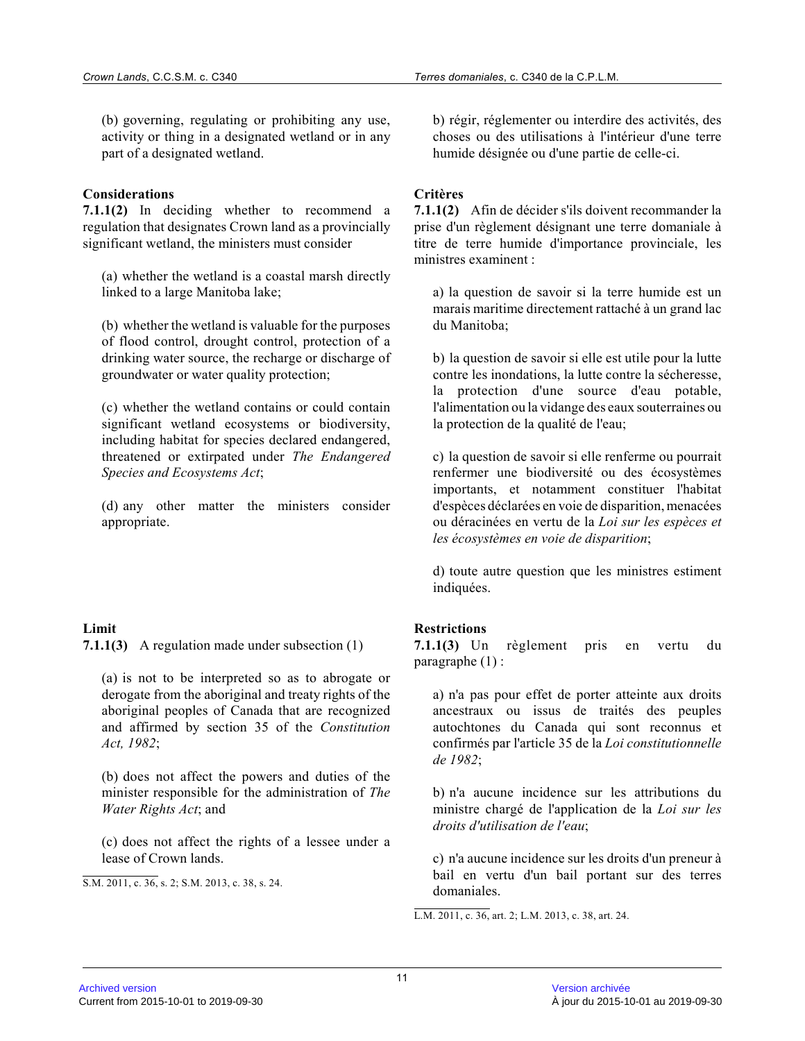(b) governing, regulating or prohibiting any use, activity or thing in a designated wetland or in any part of a designated wetland.

**Considerations**

**7.1.1(2)** In deciding whether to recommend a regulation that designates Crown land as a provincially significant wetland, the ministers must consider

(a) whether the wetland is a coastal marsh directly linked to a large Manitoba lake;

(b) whether the wetland is valuable for the purposes of flood control, drought control, protection of a drinking water source, the recharge or discharge of groundwater or water quality protection;

(c) whether the wetland contains or could contain significant wetland ecosystems or biodiversity, including habitat for species declared endangered, threatened or extirpated under *The Endangered Species and Ecosystems Act*;

(d) any other matter the ministers consider appropriate.

**Limit**

**7.1.1(3)** A regulation made under subsection (1)

(a) is not to be interpreted so as to abrogate or derogate from the aboriginal and treaty rights of the aboriginal peoples of Canada that are recognized and affirmed by section 35 of the *Constitution Act, 1982*;

(b) does not affect the powers and duties of the minister responsible for the administration of *The Water Rights Act*; and

(c) does not affect the rights of a lessee under a lease of Crown lands.

S.M. 2011, c. 36, s. 2; S.M. 2013, c. 38, s. 24.

b) régir, réglementer ou interdire des activités, des choses ou des utilisations à l'intérieur d'une terre humide désignée ou d'une partie de celle-ci.

**Critères**

**7.1.1(2)** Afin de décider s'ils doivent recommander la prise d'un règlement désignant une terre domaniale à titre de terre humide d'importance provinciale, les ministres examinent :

a) la question de savoir si la terre humide est un marais maritime directement rattaché à un grand lac du Manitoba;

b) la question de savoir si elle est utile pour la lutte contre les inondations, la lutte contre la sécheresse, la protection d'une source d'eau potable, l'alimentation ou la vidange des eaux souterraines ou la protection de la qualité de l'eau;

c) la question de savoir si elle renferme ou pourrait renfermer une biodiversité ou des écosystèmes importants, et notamment constituer l'habitat d'espèces déclarées en voie de disparition, menacées ou déracinées en vertu de la *Loi sur les espèces et les écosystèmes en voie de disparition*;

d) toute autre question que les ministres estiment indiquées.

**Restrictions**

**7.1.1(3)** Un règlement pris en vertu du paragraphe (1) :

a) n'a pas pour effet de porter atteinte aux droits ancestraux ou issus de traités des peuples autochtones du Canada qui sont reconnus et confirmés par l'article 35 de la *Loi constitutionnelle de 1982*;

b) n'a aucune incidence sur les attributions du ministre chargé de l'application de la *Loi sur les droits d'utilisation de l'eau*;

c) n'a aucune incidence sur les droits d'un preneur à bail en vertu d'un bail portant sur des terres domaniales.

L.M. 2011, c. 36, art. 2; L.M. 2013, c. 38, art. 24.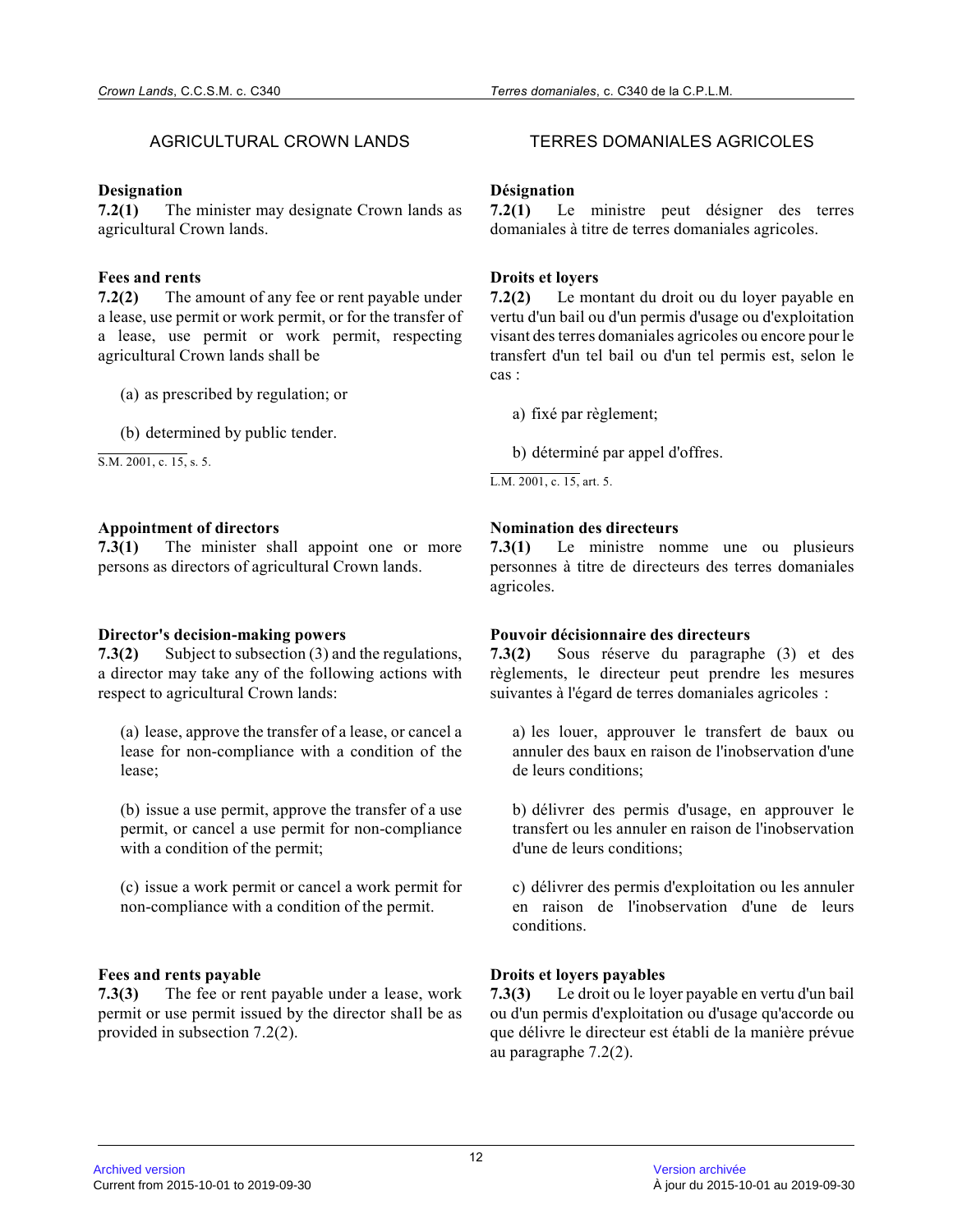## AGRICULTURAL CROWN LANDS

**Designation**
**7.2(1)** The minister may designate Crown lands as agricultural Crown lands.

**Fees and rents**
**7.2(2)** The amount of any fee or rent payable under a lease, use permit or work permit, or for the transfer of a lease, use permit or work permit, respecting agricultural Crown lands shall be

(a) as prescribed by regulation; or

(b) determined by public tender.

S.M. 2001, c. 15, s. 5.

**Appointment of directors**
**7.3(1)** The minister shall appoint one or more persons as directors of agricultural Crown lands.

**Director's decision-making powers**
**7.3(2)** Subject to subsection (3) and the regulations, a director may take any of the following actions with respect to agricultural Crown lands:

(a) lease, approve the transfer of a lease, or cancel a lease for non-compliance with a condition of the lease;

(b) issue a use permit, approve the transfer of a use permit, or cancel a use permit for non-compliance with a condition of the permit;

(c) issue a work permit or cancel a work permit for non-compliance with a condition of the permit.

**Fees and rents payable**
**7.3(3)** The fee or rent payable under a lease, work permit or use permit issued by the director shall be as provided in subsection 7.2(2).

## TERRES DOMANIALES AGRICOLES

**Désignation**
**7.2(1)** Le ministre peut désigner des terres domaniales à titre de terres domaniales agricoles.

**Droits et loyers**
**7.2(2)** Le montant du droit ou du loyer payable en vertu d'un bail ou d'un permis d'usage ou d'exploitation visant des terres domaniales agricoles ou encore pour le transfert d'un tel bail ou d'un tel permis est, selon le cas :

a) fixé par règlement;

b) déterminé par appel d'offres.

L.M. 2001, c. 15, art. 5.

**Nomination des directeurs**
**7.3(1)** Le ministre nomme une ou plusieurs personnes à titre de directeurs des terres domaniales agricoles.

**Pouvoir décisionnaire des directeurs**
**7.3(2)** Sous réserve du paragraphe (3) et des règlements, le directeur peut prendre les mesures suivantes à l'égard de terres domaniales agricoles :

a) les louer, approuver le transfert de baux ou annuler des baux en raison de l'inobservation d'une de leurs conditions;

b) délivrer des permis d'usage, en approuver le transfert ou les annuler en raison de l'inobservation d'une de leurs conditions;

c) délivrer des permis d'exploitation ou les annuler en raison de l'inobservation d'une de leurs conditions.

**Droits et loyers payables**
**7.3(3)** Le droit ou le loyer payable en vertu d'un bail ou d'un permis d'exploitation ou d'usage qu'accorde ou que délivre le directeur est établi de la manière prévue au paragraphe 7.2(2).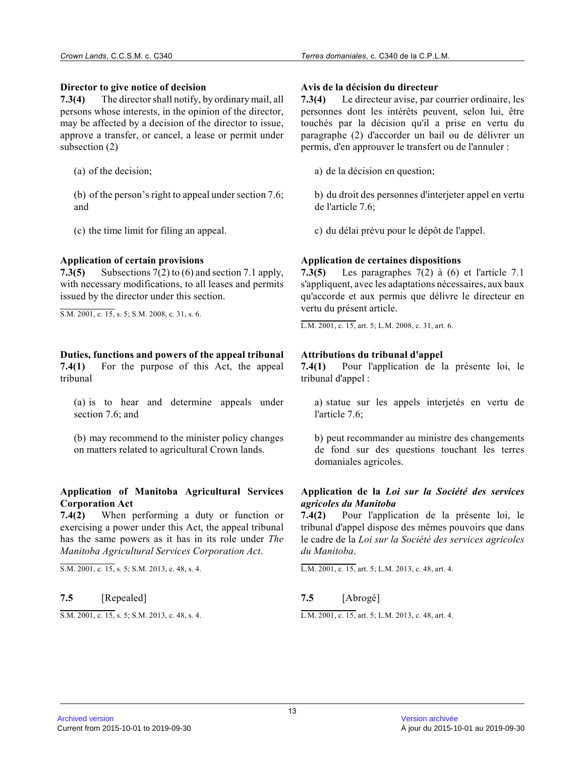**Director to give notice of decision**

**7.3(4)** The director shall notify, by ordinary mail, all persons whose interests, in the opinion of the director, may be affected by a decision of the director to issue, approve a transfer, or cancel, a lease or permit under subsection (2)

(a) of the decision;

(b) of the person's right to appeal under section 7.6; and

(c) the time limit for filing an appeal.

**Application of certain provisions**

**7.3(5)** Subsections 7(2) to (6) and section 7.1 apply, with necessary modifications, to all leases and permits issued by the director under this section.

S.M. 2001, c. 15, s. 5; S.M. 2008, c. 31, s. 6.

**Duties, functions and powers of the appeal tribunal**

**7.4(1)** For the purpose of this Act, the appeal tribunal

(a) is to hear and determine appeals under section 7.6; and

(b) may recommend to the minister policy changes on matters related to agricultural Crown lands.

**Application of Manitoba Agricultural Services Corporation Act**

**7.4(2)** When performing a duty or function or exercising a power under this Act, the appeal tribunal has the same powers as it has in its role under *The Manitoba Agricultural Services Corporation Act*.

S.M. 2001, c. 15, s. 5; S.M. 2013, c. 48, s. 4.

**7.5** [Repealed]

S.M. 2001, c. 15, s. 5; S.M. 2013, c. 48, s. 4.

**Avis de la décision du directeur**

**7.3(4)** Le directeur avise, par courrier ordinaire, les personnes dont les intérêts peuvent, selon lui, être touchés par la décision qu'il a prise en vertu du paragraphe (2) d'accorder un bail ou de délivrer un permis, d'en approuver le transfert ou de l'annuler :

a) de la décision en question;

b) du droit des personnes d'interjeter appel en vertu de l'article 7.6;

c) du délai prévu pour le dépôt de l'appel.

**Application de certaines dispositions**

**7.3(5)** Les paragraphes 7(2) à (6) et l'article 7.1 s'appliquent, avec les adaptations nécessaires, aux baux qu'accorde et aux permis que délivre le directeur en vertu du présent article.

L.M. 2001, c. 15, art. 5; L.M. 2008, c. 31, art. 6.

**Attributions du tribunal d'appel**

**7.4(1)** Pour l'application de la présente loi, le tribunal d'appel :

a) statue sur les appels interjetés en vertu de l'article 7.6;

b) peut recommander au ministre des changements de fond sur des questions touchant les terres domaniales agricoles.

**Application de la *Loi sur la Société des services agricoles du Manitoba***

**7.4(2)** Pour l'application de la présente loi, le tribunal d'appel dispose des mêmes pouvoirs que dans le cadre de la *Loi sur la Société des services agricoles du Manitoba*.

L.M. 2001, c. 15, art. 5; L.M. 2013, c. 48, art. 4.

**7.5** [Abrogé]

L.M. 2001, c. 15, art. 5; L.M. 2013, c. 48, art. 4.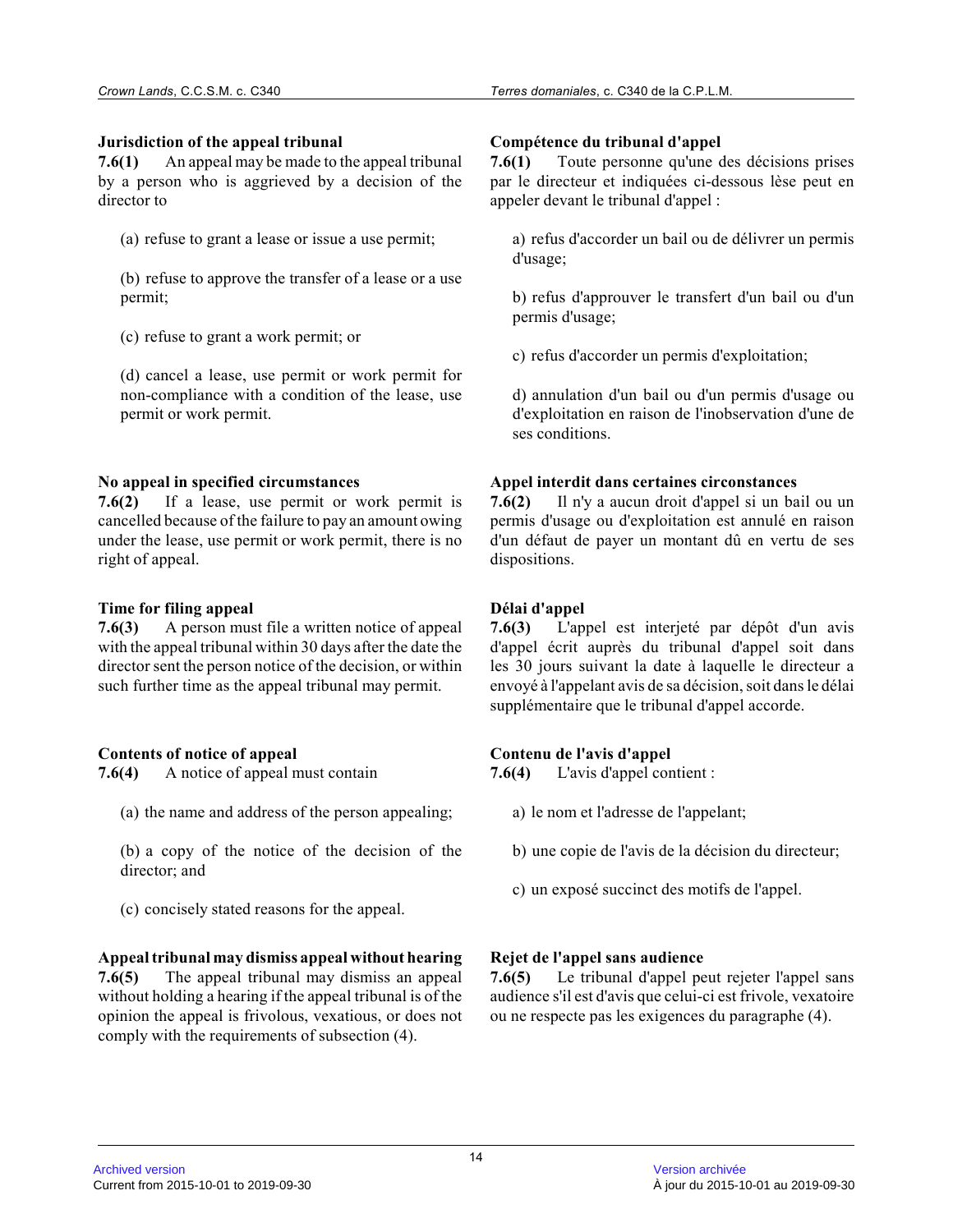**Jurisdiction of the appeal tribunal**

**7.6(1)** An appeal may be made to the appeal tribunal by a person who is aggrieved by a decision of the director to

(a) refuse to grant a lease or issue a use permit;

(b) refuse to approve the transfer of a lease or a use permit;

(c) refuse to grant a work permit; or

(d) cancel a lease, use permit or work permit for non-compliance with a condition of the lease, use permit or work permit.

**No appeal in specified circumstances**

**7.6(2)** If a lease, use permit or work permit is cancelled because of the failure to pay an amount owing under the lease, use permit or work permit, there is no right of appeal.

**Time for filing appeal**

**7.6(3)** A person must file a written notice of appeal with the appeal tribunal within 30 days after the date the director sent the person notice of the decision, or within such further time as the appeal tribunal may permit.

**Contents of notice of appeal**

**7.6(4)** A notice of appeal must contain

(a) the name and address of the person appealing;

(b) a copy of the notice of the decision of the director; and

(c) concisely stated reasons for the appeal.

**Appeal tribunal may dismiss appeal without hearing**

**7.6(5)** The appeal tribunal may dismiss an appeal without holding a hearing if the appeal tribunal is of the opinion the appeal is frivolous, vexatious, or does not comply with the requirements of subsection (4).

**Compétence du tribunal d'appel**

**7.6(1)** Toute personne qu'une des décisions prises par le directeur et indiquées ci-dessous lèse peut en appeler devant le tribunal d'appel :

a) refus d'accorder un bail ou de délivrer un permis d'usage;

b) refus d'approuver le transfert d'un bail ou d'un permis d'usage;

c) refus d'accorder un permis d'exploitation;

d) annulation d'un bail ou d'un permis d'usage ou d'exploitation en raison de l'inobservation d'une de ses conditions.

**Appel interdit dans certaines circonstances**

**7.6(2)** Il n'y a aucun droit d'appel si un bail ou un permis d'usage ou d'exploitation est annulé en raison d'un défaut de payer un montant dû en vertu de ses dispositions.

**Délai d'appel**

**7.6(3)** L'appel est interjeté par dépôt d'un avis d'appel écrit auprès du tribunal d'appel soit dans les 30 jours suivant la date à laquelle le directeur a envoyé à l'appelant avis de sa décision, soit dans le délai supplémentaire que le tribunal d'appel accorde.

**Contenu de l'avis d'appel**

**7.6(4)** L'avis d'appel contient :

a) le nom et l'adresse de l'appelant;

b) une copie de l'avis de la décision du directeur;

c) un exposé succinct des motifs de l'appel.

**Rejet de l'appel sans audience**

**7.6(5)** Le tribunal d'appel peut rejeter l'appel sans audience s'il est d'avis que celui-ci est frivole, vexatoire ou ne respecte pas les exigences du paragraphe (4).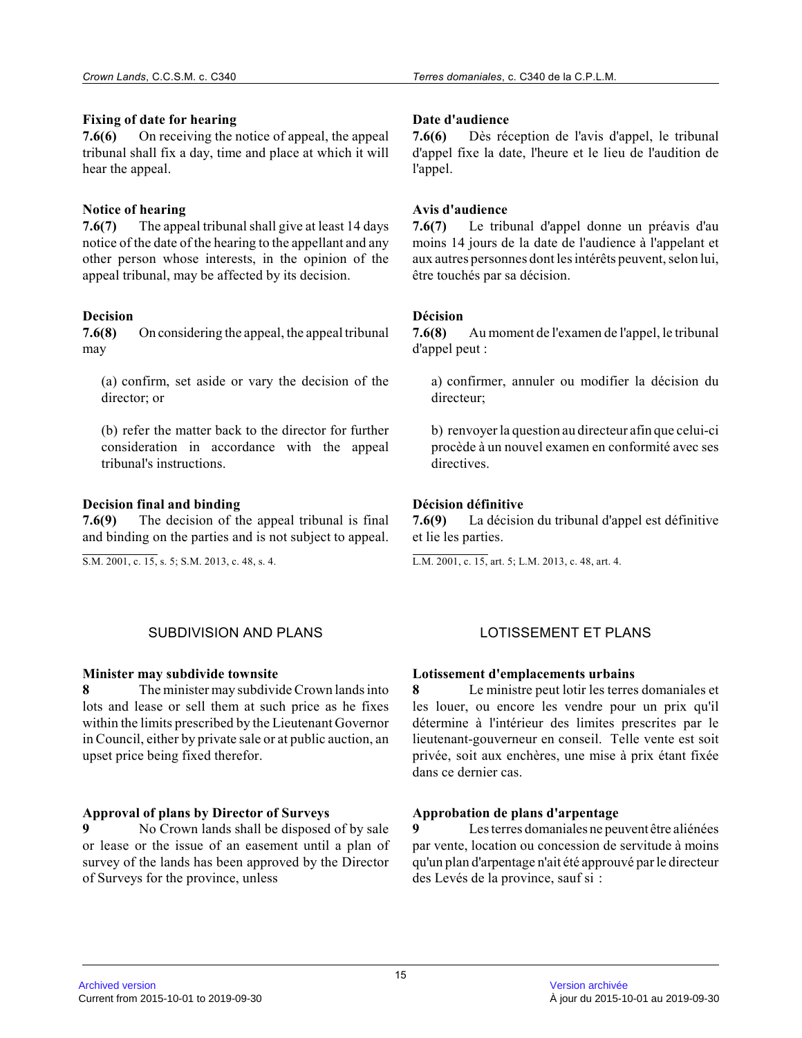**Fixing of date for hearing**

**7.6(6)** On receiving the notice of appeal, the appeal tribunal shall fix a day, time and place at which it will hear the appeal.

**Notice of hearing**

**7.6(7)** The appeal tribunal shall give at least 14 days notice of the date of the hearing to the appellant and any other person whose interests, in the opinion of the appeal tribunal, may be affected by its decision.

**Decision**

**7.6(8)** On considering the appeal, the appeal tribunal may

(a) confirm, set aside or vary the decision of the director; or

(b) refer the matter back to the director for further consideration in accordance with the appeal tribunal's instructions.

**Decision final and binding**

**7.6(9)** The decision of the appeal tribunal is final and binding on the parties and is not subject to appeal.

S.M. 2001, c. 15, s. 5; S.M. 2013, c. 48, s. 4.

**Date d'audience**

**7.6(6)** Dès réception de l'avis d'appel, le tribunal d'appel fixe la date, l'heure et le lieu de l'audition de l'appel.

**Avis d'audience**

**7.6(7)** Le tribunal d'appel donne un préavis d'au moins 14 jours de la date de l'audience à l'appelant et aux autres personnes dont les intérêts peuvent, selon lui, être touchés par sa décision.

**Décision**

**7.6(8)** Au moment de l'examen de l'appel, le tribunal d'appel peut :

a) confirmer, annuler ou modifier la décision du directeur;

b) renvoyer la question au directeur afin que celui-ci procède à un nouvel examen en conformité avec ses directives.

**Décision définitive**

**7.6(9)** La décision du tribunal d'appel est définitive et lie les parties.

L.M. 2001, c. 15, art. 5; L.M. 2013, c. 48, art. 4.

## SUBDIVISION AND PLANS

**Minister may subdivide townsite**

**8** The minister may subdivide Crown lands into lots and lease or sell them at such price as he fixes within the limits prescribed by the Lieutenant Governor in Council, either by private sale or at public auction, an upset price being fixed therefor.

**Approval of plans by Director of Surveys**

**9** No Crown lands shall be disposed of by sale or lease or the issue of an easement until a plan of survey of the lands has been approved by the Director of Surveys for the province, unless

## LOTISSEMENT ET PLANS

**Lotissement d'emplacements urbains**

**8** Le ministre peut lotir les terres domaniales et les louer, ou encore les vendre pour un prix qu'il détermine à l'intérieur des limites prescrites par le lieutenant-gouverneur en conseil. Telle vente est soit privée, soit aux enchères, une mise à prix étant fixée dans ce dernier cas.

**Approbation de plans d'arpentage**

**9** Les terres domaniales ne peuvent être aliénées par vente, location ou concession de servitude à moins qu'un plan d'arpentage n'ait été approuvé par le directeur des Levés de la province, sauf si :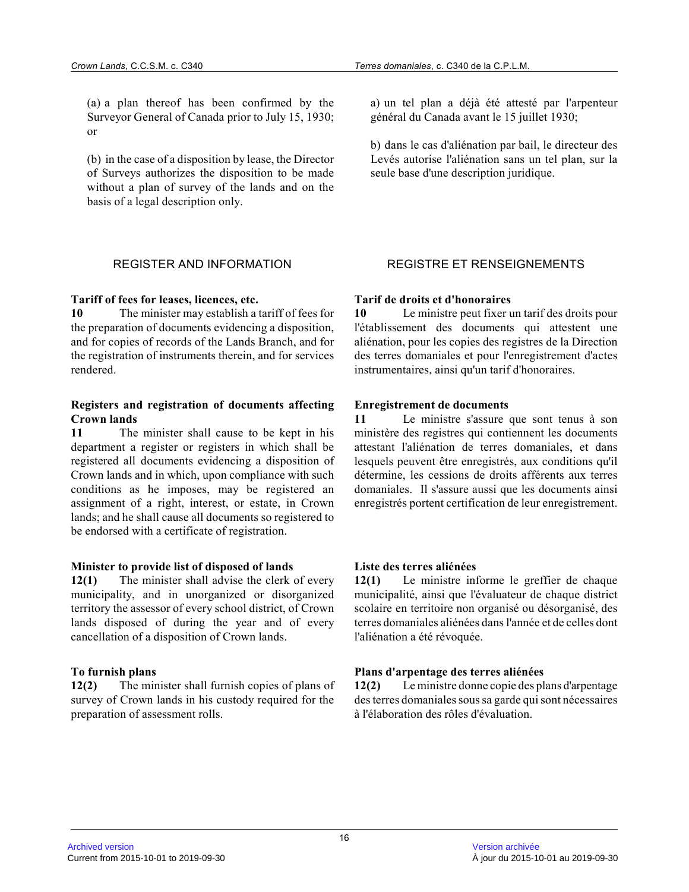(a) a plan thereof has been confirmed by the Surveyor General of Canada prior to July 15, 1930; or

(b) in the case of a disposition by lease, the Director of Surveys authorizes the disposition to be made without a plan of survey of the lands and on the basis of a legal description only.

a) un tel plan a déjà été attesté par l'arpenteur général du Canada avant le 15 juillet 1930;

b) dans le cas d'aliénation par bail, le directeur des Levés autorise l'aliénation sans un tel plan, sur la seule base d'une description juridique.

## REGISTER AND INFORMATION

## REGISTRE ET RENSEIGNEMENTS

**Tariff of fees for leases, licences, etc.**
**10** The minister may establish a tariff of fees for the preparation of documents evidencing a disposition, and for copies of records of the Lands Branch, and for the registration of instruments therein, and for services rendered.

**Tarif de droits et d'honoraires**
**10** Le ministre peut fixer un tarif des droits pour l'établissement des documents qui attestent une aliénation, pour les copies des registres de la Direction des terres domaniales et pour l'enregistrement d'actes instrumentaires, ainsi qu'un tarif d'honoraires.

**Registers and registration of documents affecting Crown lands**
**11** The minister shall cause to be kept in his department a register or registers in which shall be registered all documents evidencing a disposition of Crown lands and in which, upon compliance with such conditions as he imposes, may be registered an assignment of a right, interest, or estate, in Crown lands; and he shall cause all documents so registered to be endorsed with a certificate of registration.

**Enregistrement de documents**
**11** Le ministre s'assure que sont tenus à son ministère des registres qui contiennent les documents attestant l'aliénation de terres domaniales, et dans lesquels peuvent être enregistrés, aux conditions qu'il détermine, les cessions de droits afférents aux terres domaniales. Il s'assure aussi que les documents ainsi enregistrés portent certification de leur enregistrement.

**Minister to provide list of disposed of lands**
**12(1)** The minister shall advise the clerk of every municipality, and in unorganized or disorganized territory the assessor of every school district, of Crown lands disposed of during the year and of every cancellation of a disposition of Crown lands.

**Liste des terres aliénées**
**12(1)** Le ministre informe le greffier de chaque municipalité, ainsi que l'évaluateur de chaque district scolaire en territoire non organisé ou désorganisé, des terres domaniales aliénées dans l'année et de celles dont l'aliénation a été révoquée.

**To furnish plans**
**12(2)** The minister shall furnish copies of plans of survey of Crown lands in his custody required for the preparation of assessment rolls.

**Plans d'arpentage des terres aliénées**
**12(2)** Le ministre donne copie des plans d'arpentage des terres domaniales sous sa garde qui sont nécessaires à l'élaboration des rôles d'évaluation.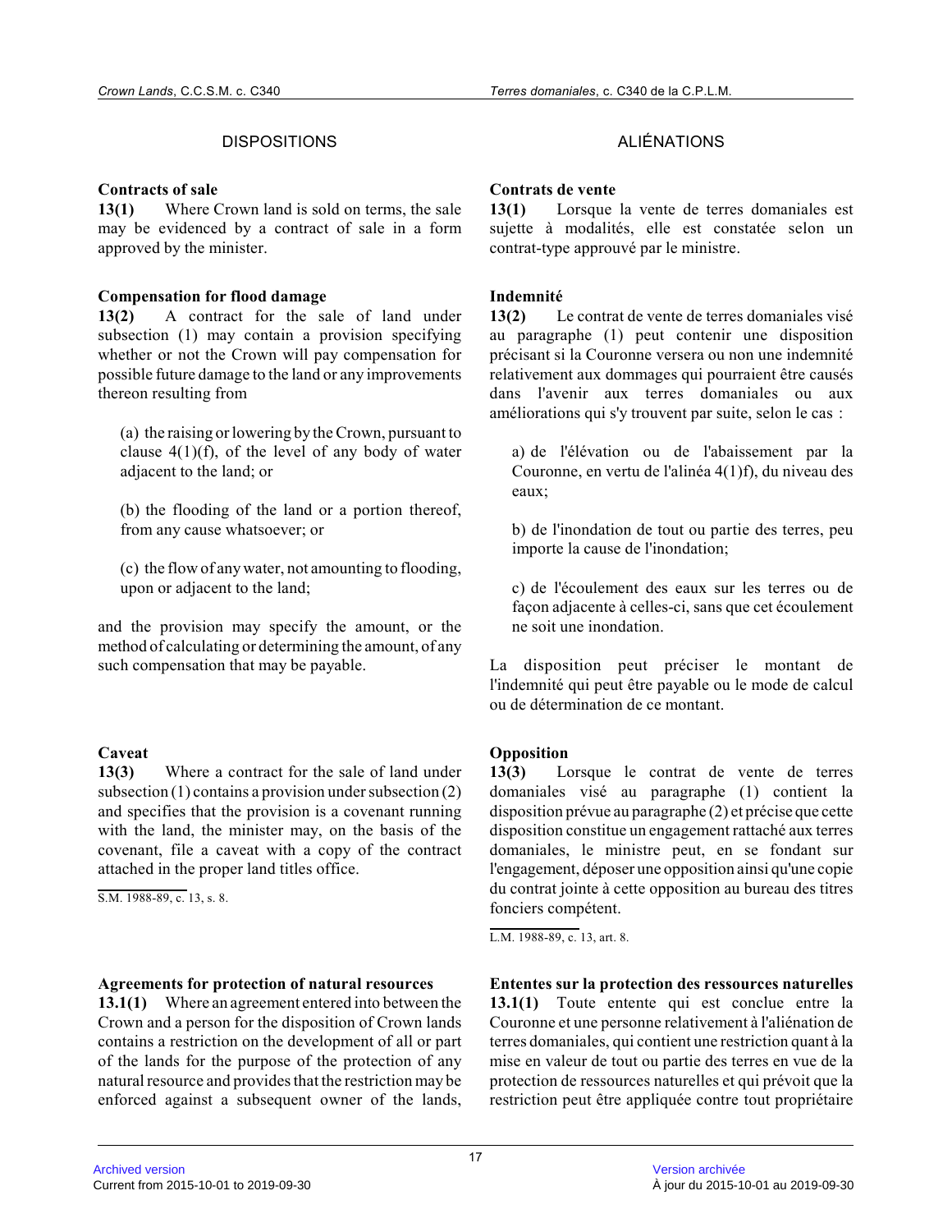## DISPOSITIONS

**Contracts of sale**
**13(1)** Where Crown land is sold on terms, the sale may be evidenced by a contract of sale in a form approved by the minister.

**Compensation for flood damage**
**13(2)** A contract for the sale of land under subsection (1) may contain a provision specifying whether or not the Crown will pay compensation for possible future damage to the land or any improvements thereon resulting from

(a) the raising or lowering by the Crown, pursuant to clause 4(1)(f), of the level of any body of water adjacent to the land; or

(b) the flooding of the land or a portion thereof, from any cause whatsoever; or

(c) the flow of any water, not amounting to flooding, upon or adjacent to the land;

and the provision may specify the amount, or the method of calculating or determining the amount, of any such compensation that may be payable.

**Caveat**
**13(3)** Where a contract for the sale of land under subsection (1) contains a provision under subsection (2) and specifies that the provision is a covenant running with the land, the minister may, on the basis of the covenant, file a caveat with a copy of the contract attached in the proper land titles office.

S.M. 1988-89, c. 13, s. 8.

**Agreements for protection of natural resources**
**13.1(1)** Where an agreement entered into between the Crown and a person for the disposition of Crown lands contains a restriction on the development of all or part of the lands for the purpose of the protection of any natural resource and provides that the restriction may be enforced against a subsequent owner of the lands,

## ALIÉNATIONS

**Contrats de vente**
**13(1)** Lorsque la vente de terres domaniales est sujette à modalités, elle est constatée selon un contrat-type approuvé par le ministre.

**Indemnité**
**13(2)** Le contrat de vente de terres domaniales visé au paragraphe (1) peut contenir une disposition précisant si la Couronne versera ou non une indemnité relativement aux dommages qui pourraient être causés dans l'avenir aux terres domaniales ou aux améliorations qui s'y trouvent par suite, selon le cas :

a) de l'élévation ou de l'abaissement par la Couronne, en vertu de l'alinéa 4(1)f), du niveau des eaux;

b) de l'inondation de tout ou partie des terres, peu importe la cause de l'inondation;

c) de l'écoulement des eaux sur les terres ou de façon adjacente à celles-ci, sans que cet écoulement ne soit une inondation.

La disposition peut préciser le montant de l'indemnité qui peut être payable ou le mode de calcul ou de détermination de ce montant.

**Opposition**
**13(3)** Lorsque le contrat de vente de terres domaniales visé au paragraphe (1) contient la disposition prévue au paragraphe (2) et précise que cette disposition constitue un engagement rattaché aux terres domaniales, le ministre peut, en se fondant sur l'engagement, déposer une opposition ainsi qu'une copie du contrat jointe à cette opposition au bureau des titres fonciers compétent.

L.M. 1988-89, c. 13, art. 8.

**Ententes sur la protection des ressources naturelles**
**13.1(1)** Toute entente qui est conclue entre la Couronne et une personne relativement à l'aliénation de terres domaniales, qui contient une restriction quant à la mise en valeur de tout ou partie des terres en vue de la protection de ressources naturelles et qui prévoit que la restriction peut être appliquée contre tout propriétaire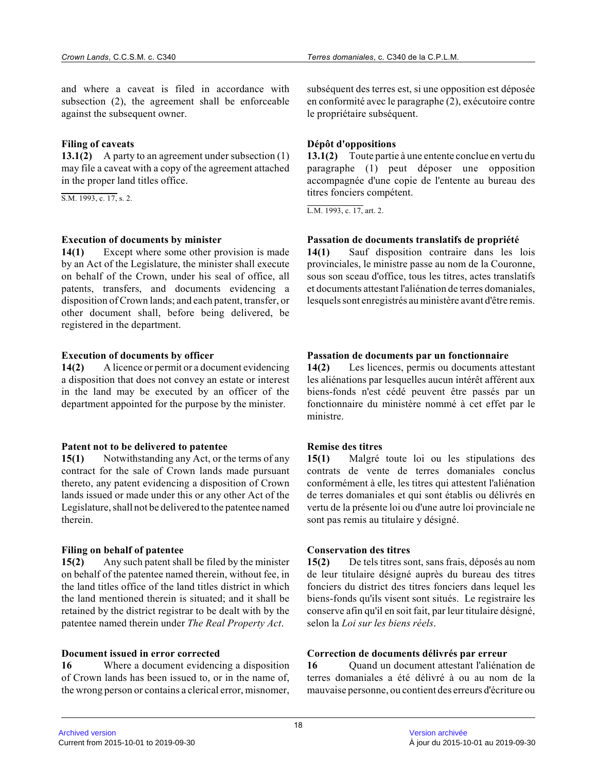and where a caveat is filed in accordance with subsection (2), the agreement shall be enforceable against the subsequent owner.

subséquent des terres est, si une opposition est déposée en conformité avec le paragraphe (2), exécutoire contre le propriétaire subséquent.

**Filing of caveats**

**13.1(2)** A party to an agreement under subsection (1) may file a caveat with a copy of the agreement attached in the proper land titles office.

S.M. 1993, c. 17, s. 2.

**Dépôt d'oppositions**

**13.1(2)** Toute partie à une entente conclue en vertu du paragraphe (1) peut déposer une opposition accompagnée d'une copie de l'entente au bureau des titres fonciers compétent.

L.M. 1993, c. 17, art. 2.

**Execution of documents by minister**

**14(1)** Except where some other provision is made by an Act of the Legislature, the minister shall execute on behalf of the Crown, under his seal of office, all patents, transfers, and documents evidencing a disposition of Crown lands; and each patent, transfer, or other document shall, before being delivered, be registered in the department.

**Passation de documents translatifs de propriété**

**14(1)** Sauf disposition contraire dans les lois provinciales, le ministre passe au nom de la Couronne, sous son sceau d'office, tous les titres, actes translatifs et documents attestant l'aliénation de terres domaniales, lesquels sont enregistrés au ministère avant d'être remis.

**Execution of documents by officer**

**14(2)** A licence or permit or a document evidencing a disposition that does not convey an estate or interest in the land may be executed by an officer of the department appointed for the purpose by the minister.

**Passation de documents par un fonctionnaire**

**14(2)** Les licences, permis ou documents attestant les aliénations par lesquelles aucun intérêt afférent aux biens-fonds n'est cédé peuvent être passés par un fonctionnaire du ministère nommé à cet effet par le ministre.

**Patent not to be delivered to patentee**

**15(1)** Notwithstanding any Act, or the terms of any contract for the sale of Crown lands made pursuant thereto, any patent evidencing a disposition of Crown lands issued or made under this or any other Act of the Legislature, shall not be delivered to the patentee named therein.

**Remise des titres**

**15(1)** Malgré toute loi ou les stipulations des contrats de vente de terres domaniales conclus conformément à elle, les titres qui attestent l'aliénation de terres domaniales et qui sont établis ou délivrés en vertu de la présente loi ou d'une autre loi provinciale ne sont pas remis au titulaire y désigné.

**Filing on behalf of patentee**

**15(2)** Any such patent shall be filed by the minister on behalf of the patentee named therein, without fee, in the land titles office of the land titles district in which the land mentioned therein is situated; and it shall be retained by the district registrar to be dealt with by the patentee named therein under *The Real Property Act*.

**Conservation des titres**

**15(2)** De tels titres sont, sans frais, déposés au nom de leur titulaire désigné auprès du bureau des titres fonciers du district des titres fonciers dans lequel les biens-fonds qu'ils visent sont situés. Le registraire les conserve afin qu'il en soit fait, par leur titulaire désigné, selon la *Loi sur les biens réels*.

**Document issued in error corrected**

**16** Where a document evidencing a disposition of Crown lands has been issued to, or in the name of, the wrong person or contains a clerical error, misnomer,

**Correction de documents délivrés par erreur**

**16** Quand un document attestant l'aliénation de terres domaniales a été délivré à ou au nom de la mauvaise personne, ou contient des erreurs d'écriture ou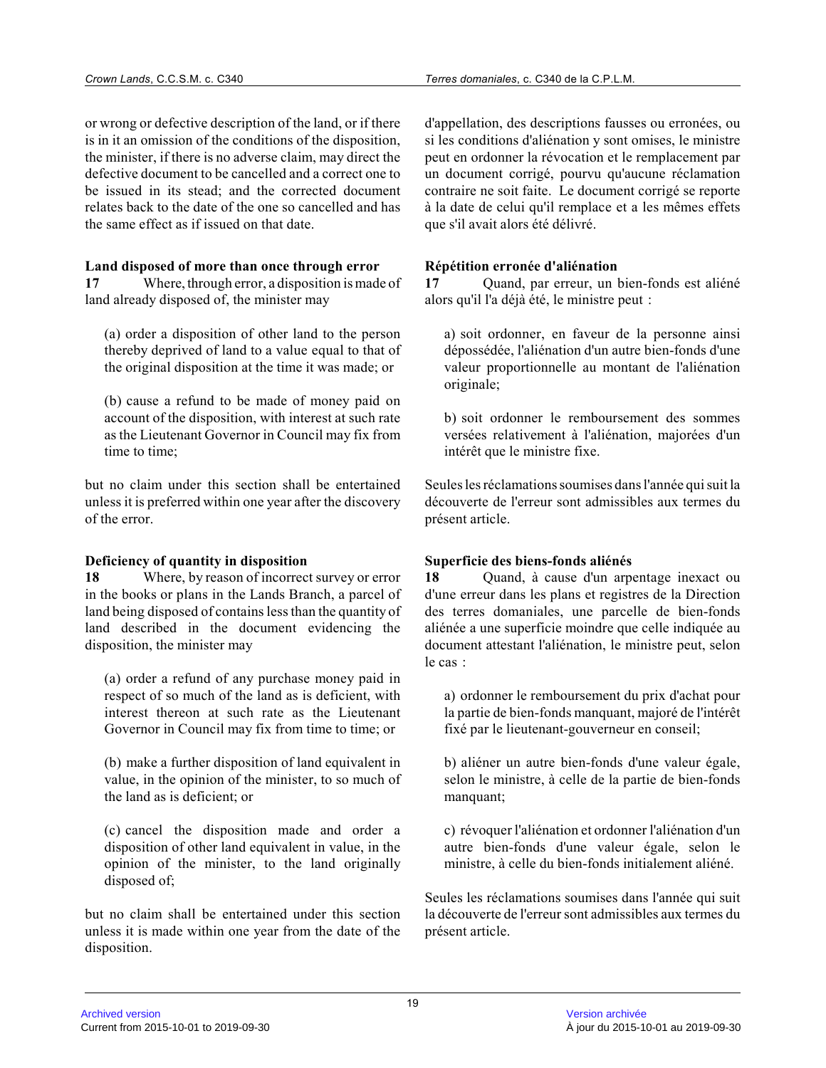or wrong or defective description of the land, or if there is in it an omission of the conditions of the disposition, the minister, if there is no adverse claim, may direct the defective document to be cancelled and a correct one to be issued in its stead; and the corrected document relates back to the date of the one so cancelled and has the same effect as if issued on that date.

d'appellation, des descriptions fausses ou erronées, ou si les conditions d'aliénation y sont omises, le ministre peut en ordonner la révocation et le remplacement par un document corrigé, pourvu qu'aucune réclamation contraire ne soit faite. Le document corrigé se reporte à la date de celui qu'il remplace et a les mêmes effets que s'il avait alors été délivré.

**Land disposed of more than once through error**

**17** Where, through error, a disposition is made of land already disposed of, the minister may

(a) order a disposition of other land to the person thereby deprived of land to a value equal to that of the original disposition at the time it was made; or

(b) cause a refund to be made of money paid on account of the disposition, with interest at such rate as the Lieutenant Governor in Council may fix from time to time;

but no claim under this section shall be entertained unless it is preferred within one year after the discovery of the error.

**Répétition erronée d'aliénation**

**17** Quand, par erreur, un bien-fonds est aliéné alors qu'il l'a déjà été, le ministre peut :

a) soit ordonner, en faveur de la personne ainsi dépossédée, l'aliénation d'un autre bien-fonds d'une valeur proportionnelle au montant de l'aliénation originale;

b) soit ordonner le remboursement des sommes versées relativement à l'aliénation, majorées d'un intérêt que le ministre fixe.

Seules les réclamations soumises dans l'année qui suit la découverte de l'erreur sont admissibles aux termes du présent article.

**Deficiency of quantity in disposition**

**18** Where, by reason of incorrect survey or error in the books or plans in the Lands Branch, a parcel of land being disposed of contains less than the quantity of land described in the document evidencing the disposition, the minister may

(a) order a refund of any purchase money paid in respect of so much of the land as is deficient, with interest thereon at such rate as the Lieutenant Governor in Council may fix from time to time; or

(b) make a further disposition of land equivalent in value, in the opinion of the minister, to so much of the land as is deficient; or

(c) cancel the disposition made and order a disposition of other land equivalent in value, in the opinion of the minister, to the land originally disposed of;

but no claim shall be entertained under this section unless it is made within one year from the date of the disposition.

**Superficie des biens-fonds aliénés**

**18** Quand, à cause d'un arpentage inexact ou d'une erreur dans les plans et registres de la Direction des terres domaniales, une parcelle de bien-fonds aliénée a une superficie moindre que celle indiquée au document attestant l'aliénation, le ministre peut, selon le cas :

a) ordonner le remboursement du prix d'achat pour la partie de bien-fonds manquant, majoré de l'intérêt fixé par le lieutenant-gouverneur en conseil;

b) aliéner un autre bien-fonds d'une valeur égale, selon le ministre, à celle de la partie de bien-fonds manquant;

c) révoquer l'aliénation et ordonner l'aliénation d'un autre bien-fonds d'une valeur égale, selon le ministre, à celle du bien-fonds initialement aliéné.

Seules les réclamations soumises dans l'année qui suit la découverte de l'erreur sont admissibles aux termes du présent article.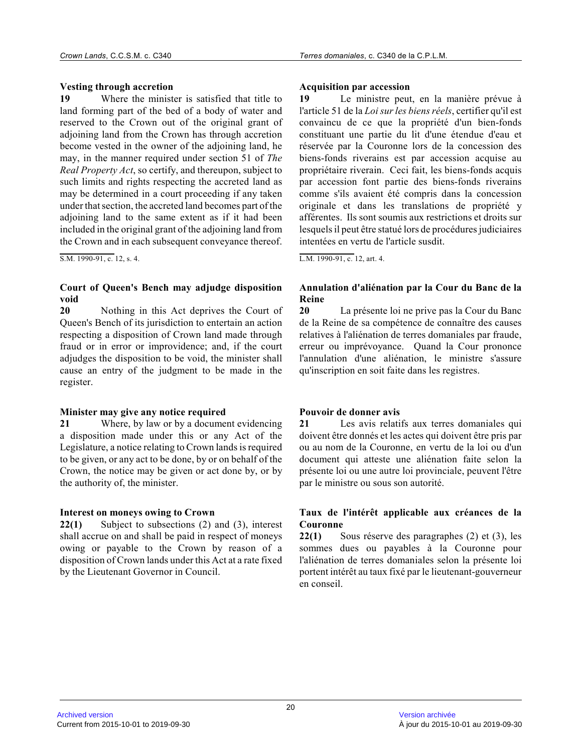### Vesting through accretion

**19** Where the minister is satisfied that title to land forming part of the bed of a body of water and reserved to the Crown out of the original grant of adjoining land from the Crown has through accretion become vested in the owner of the adjoining land, he may, in the manner required under section 51 of *The Real Property Act*, so certify, and thereupon, subject to such limits and rights respecting the accreted land as may be determined in a court proceeding if any taken under that section, the accreted land becomes part of the adjoining land to the same extent as if it had been included in the original grant of the adjoining land from the Crown and in each subsequent conveyance thereof.

S.M. 1990-91, c. 12, s. 4.

### Court of Queen's Bench may adjudge disposition void

**20** Nothing in this Act deprives the Court of Queen's Bench of its jurisdiction to entertain an action respecting a disposition of Crown land made through fraud or in error or improvidence; and, if the court adjudges the disposition to be void, the minister shall cause an entry of the judgment to be made in the register.

### Minister may give any notice required

**21** Where, by law or by a document evidencing a disposition made under this or any Act of the Legislature, a notice relating to Crown lands is required to be given, or any act to be done, by or on behalf of the Crown, the notice may be given or act done by, or by the authority of, the minister.

### Interest on moneys owing to Crown

**22(1)** Subject to subsections (2) and (3), interest shall accrue on and shall be paid in respect of moneys owing or payable to the Crown by reason of a disposition of Crown lands under this Act at a rate fixed by the Lieutenant Governor in Council.

### Acquisition par accession

**19** Le ministre peut, en la manière prévue à l'article 51 de la *Loi sur les biens réels*, certifier qu'il est convaincu de ce que la propriété d'un bien-fonds constituant une partie du lit d'une étendue d'eau et réservée par la Couronne lors de la concession des biens-fonds riverains est par accession acquise au propriétaire riverain. Ceci fait, les biens-fonds acquis par accession font partie des biens-fonds riverains comme s'ils avaient été compris dans la concession originale et dans les translations de propriété y afférentes. Ils sont soumis aux restrictions et droits sur lesquels il peut être statué lors de procédures judiciaires intentées en vertu de l'article susdit.

L.M. 1990-91, c. 12, art. 4.

### Annulation d'aliénation par la Cour du Banc de la Reine

**20** La présente loi ne prive pas la Cour du Banc de la Reine de sa compétence de connaître des causes relatives à l'aliénation de terres domaniales par fraude, erreur ou imprévoyance. Quand la Cour prononce l'annulation d'une aliénation, le ministre s'assure qu'inscription en soit faite dans les registres.

### Pouvoir de donner avis

**21** Les avis relatifs aux terres domaniales qui doivent être donnés et les actes qui doivent être pris par ou au nom de la Couronne, en vertu de la loi ou d'un document qui atteste une aliénation faite selon la présente loi ou une autre loi provinciale, peuvent l'être par le ministre ou sous son autorité.

### Taux de l'intérêt applicable aux créances de la Couronne

**22(1)** Sous réserve des paragraphes (2) et (3), les sommes dues ou payables à la Couronne pour l'aliénation de terres domaniales selon la présente loi portent intérêt au taux fixé par le lieutenant-gouverneur en conseil.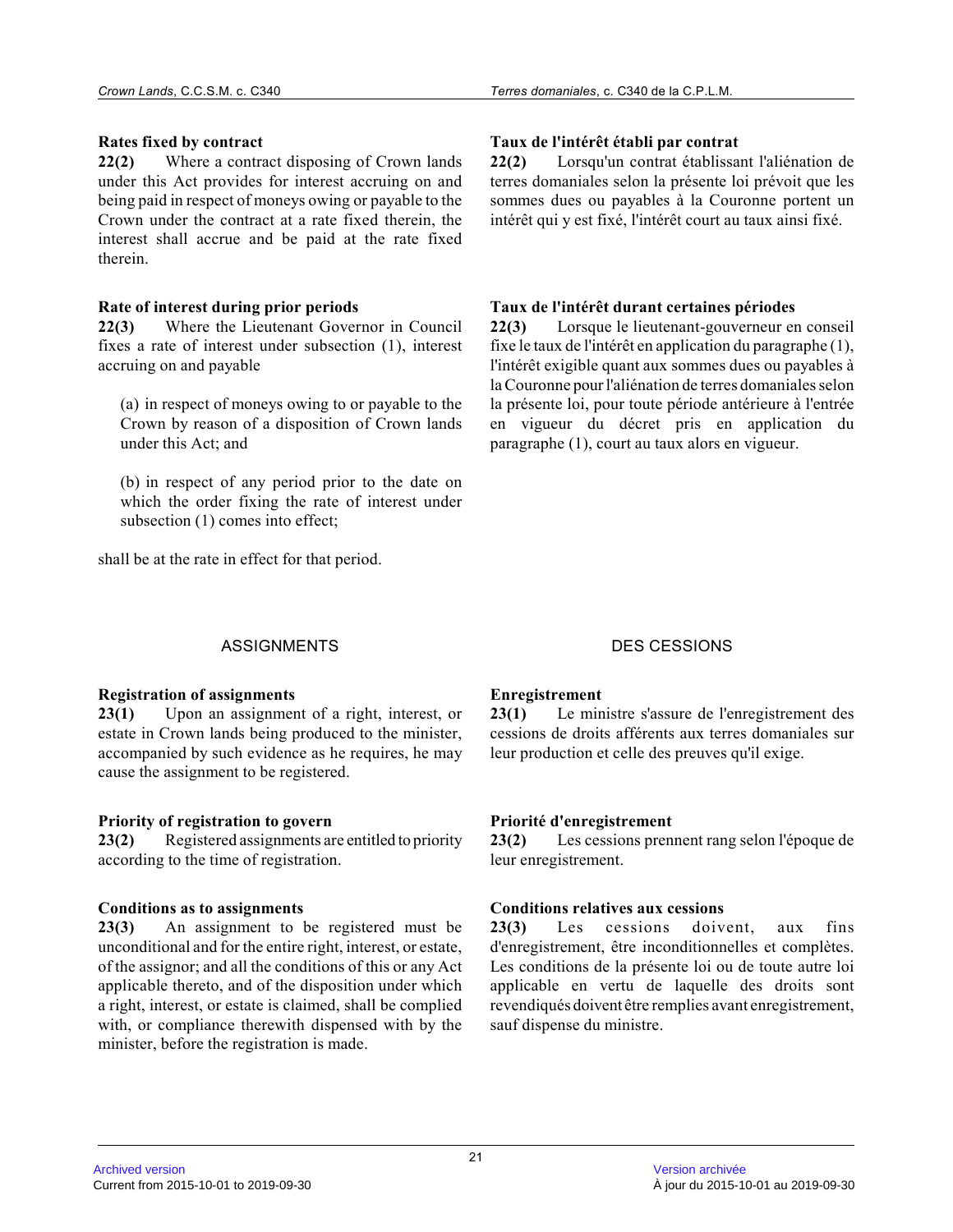**Rates fixed by contract**
**22(2)** Where a contract disposing of Crown lands under this Act provides for interest accruing on and being paid in respect of moneys owing or payable to the Crown under the contract at a rate fixed therein, the interest shall accrue and be paid at the rate fixed therein.

**Rate of interest during prior periods**
**22(3)** Where the Lieutenant Governor in Council fixes a rate of interest under subsection (1), interest accruing on and payable

(a) in respect of moneys owing to or payable to the Crown by reason of a disposition of Crown lands under this Act; and

(b) in respect of any period prior to the date on which the order fixing the rate of interest under subsection (1) comes into effect;

shall be at the rate in effect for that period.

## ASSIGNMENTS

**Registration of assignments**
**23(1)** Upon an assignment of a right, interest, or estate in Crown lands being produced to the minister, accompanied by such evidence as he requires, he may cause the assignment to be registered.

**Priority of registration to govern**
**23(2)** Registered assignments are entitled to priority according to the time of registration.

**Conditions as to assignments**
**23(3)** An assignment to be registered must be unconditional and for the entire right, interest, or estate, of the assignor; and all the conditions of this or any Act applicable thereto, and of the disposition under which a right, interest, or estate is claimed, shall be complied with, or compliance therewith dispensed with by the minister, before the registration is made.

**Taux de l'intérêt établi par contrat**
**22(2)** Lorsqu'un contrat établissant l'aliénation de terres domaniales selon la présente loi prévoit que les sommes dues ou payables à la Couronne portent un intérêt qui y est fixé, l'intérêt court au taux ainsi fixé.

**Taux de l'intérêt durant certaines périodes**
**22(3)** Lorsque le lieutenant-gouverneur en conseil fixe le taux de l'intérêt en application du paragraphe (1), l'intérêt exigible quant aux sommes dues ou payables à la Couronne pour l'aliénation de terres domaniales selon la présente loi, pour toute période antérieure à l'entrée en vigueur du décret pris en application du paragraphe (1), court au taux alors en vigueur.

## DES CESSIONS

**Enregistrement**
**23(1)** Le ministre s'assure de l'enregistrement des cessions de droits afférents aux terres domaniales sur leur production et celle des preuves qu'il exige.

**Priorité d'enregistrement**
**23(2)** Les cessions prennent rang selon l'époque de leur enregistrement.

**Conditions relatives aux cessions**
**23(3)** Les cessions doivent, aux fins d'enregistrement, être inconditionnelles et complètes. Les conditions de la présente loi ou de toute autre loi applicable en vertu de laquelle des droits sont revendiqués doivent être remplies avant enregistrement, sauf dispense du ministre.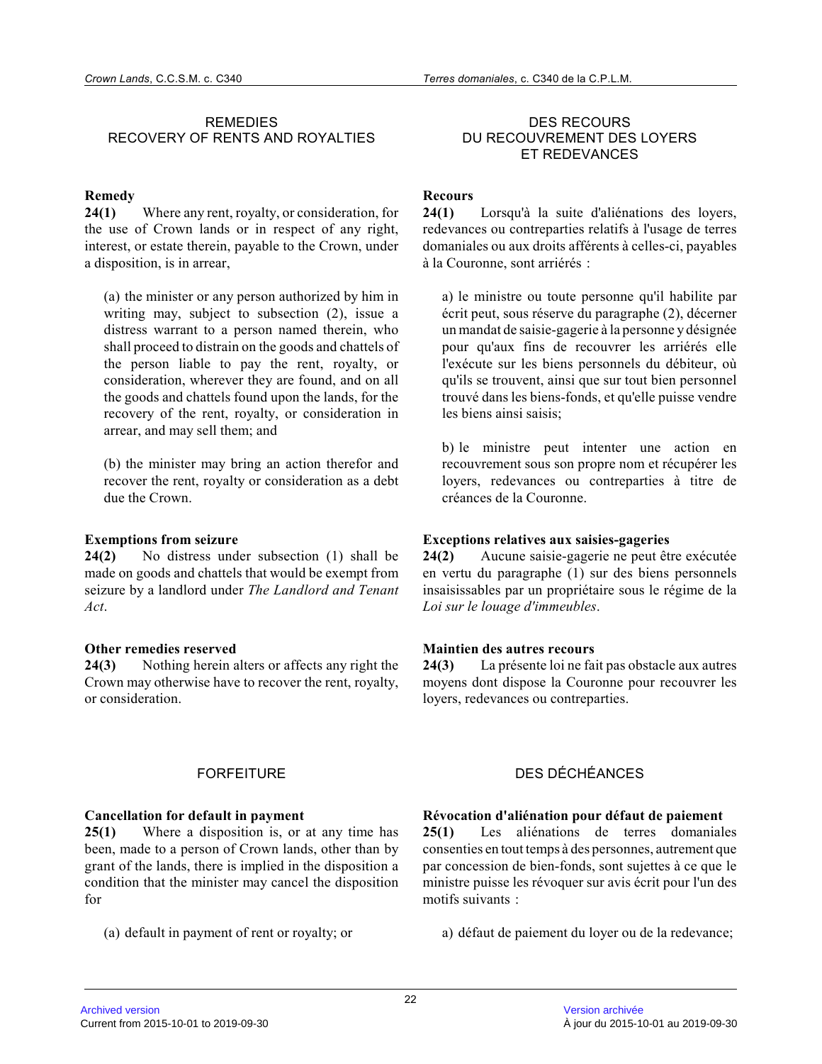## REMEDIES
## RECOVERY OF RENTS AND ROYALTIES

**Remedy**

**24(1)** Where any rent, royalty, or consideration, for the use of Crown lands or in respect of any right, interest, or estate therein, payable to the Crown, under a disposition, is in arrear,

(a) the minister or any person authorized by him in writing may, subject to subsection (2), issue a distress warrant to a person named therein, who shall proceed to distrain on the goods and chattels of the person liable to pay the rent, royalty, or consideration, wherever they are found, and on all the goods and chattels found upon the lands, for the recovery of the rent, royalty, or consideration in arrear, and may sell them; and

(b) the minister may bring an action therefor and recover the rent, royalty or consideration as a debt due the Crown.

**Exemptions from seizure**

**24(2)** No distress under subsection (1) shall be made on goods and chattels that would be exempt from seizure by a landlord under *The Landlord and Tenant Act*.

**Other remedies reserved**

**24(3)** Nothing herein alters or affects any right the Crown may otherwise have to recover the rent, royalty, or consideration.

## FORFEITURE

**Cancellation for default in payment**

**25(1)** Where a disposition is, or at any time has been, made to a person of Crown lands, other than by grant of the lands, there is implied in the disposition a condition that the minister may cancel the disposition for

(a) default in payment of rent or royalty; or

## DES RECOURS
## DU RECOUVREMENT DES LOYERS ET REDEVANCES

**Recours**

**24(1)** Lorsqu'à la suite d'aliénations des loyers, redevances ou contreparties relatifs à l'usage de terres domaniales ou aux droits afférents à celles-ci, payables à la Couronne, sont arriérés :

a) le ministre ou toute personne qu'il habilite par écrit peut, sous réserve du paragraphe (2), décerner un mandat de saisie-gagerie à la personne y désignée pour qu'aux fins de recouvrer les arriérés elle l'exécute sur les biens personnels du débiteur, où qu'ils se trouvent, ainsi que sur tout bien personnel trouvé dans les biens-fonds, et qu'elle puisse vendre les biens ainsi saisis;

b) le ministre peut intenter une action en recouvrement sous son propre nom et récupérer les loyers, redevances ou contreparties à titre de créances de la Couronne.

**Exceptions relatives aux saisies-gageries**

**24(2)** Aucune saisie-gagerie ne peut être exécutée en vertu du paragraphe (1) sur des biens personnels insaisissables par un propriétaire sous le régime de la *Loi sur le louage d'immeubles*.

**Maintien des autres recours**

**24(3)** La présente loi ne fait pas obstacle aux autres moyens dont dispose la Couronne pour recouvrer les loyers, redevances ou contreparties.

## DES DÉCHÉANCES

**Révocation d'aliénation pour défaut de paiement**

**25(1)** Les aliénations de terres domaniales consenties en tout temps à des personnes, autrement que par concession de bien-fonds, sont sujettes à ce que le ministre puisse les révoquer sur avis écrit pour l'un des motifs suivants :

a) défaut de paiement du loyer ou de la redevance;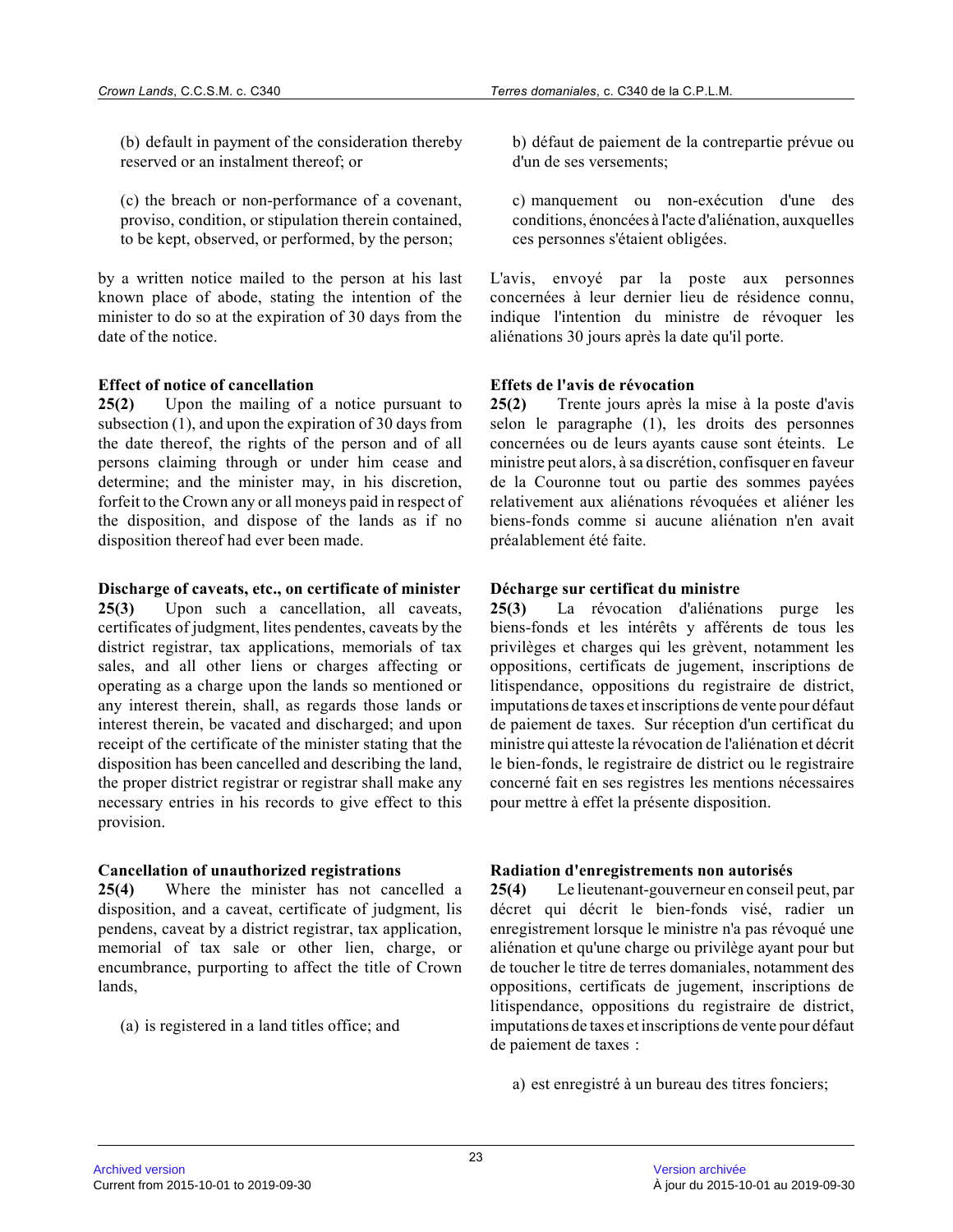(b) default in payment of the consideration thereby reserved or an instalment thereof; or

(c) the breach or non-performance of a covenant, proviso, condition, or stipulation therein contained, to be kept, observed, or performed, by the person;

by a written notice mailed to the person at his last known place of abode, stating the intention of the minister to do so at the expiration of 30 days from the date of the notice.

**Effect of notice of cancellation**

**25(2)** Upon the mailing of a notice pursuant to subsection (1), and upon the expiration of 30 days from the date thereof, the rights of the person and of all persons claiming through or under him cease and determine; and the minister may, in his discretion, forfeit to the Crown any or all moneys paid in respect of the disposition, and dispose of the lands as if no disposition thereof had ever been made.

**Discharge of caveats, etc., on certificate of minister**

**25(3)** Upon such a cancellation, all caveats, certificates of judgment, lites pendentes, caveats by the district registrar, tax applications, memorials of tax sales, and all other liens or charges affecting or operating as a charge upon the lands so mentioned or any interest therein, shall, as regards those lands or interest therein, be vacated and discharged; and upon receipt of the certificate of the minister stating that the disposition has been cancelled and describing the land, the proper district registrar or registrar shall make any necessary entries in his records to give effect to this provision.

**Cancellation of unauthorized registrations**

**25(4)** Where the minister has not cancelled a disposition, and a caveat, certificate of judgment, lis pendens, caveat by a district registrar, tax application, memorial of tax sale or other lien, charge, or encumbrance, purporting to affect the title of Crown lands,

(a) is registered in a land titles office; and

b) défaut de paiement de la contrepartie prévue ou d'un de ses versements;

c) manquement ou non-exécution d'une des conditions, énoncées à l'acte d'aliénation, auxquelles ces personnes s'étaient obligées.

L'avis, envoyé par la poste aux personnes concernées à leur dernier lieu de résidence connu, indique l'intention du ministre de révoquer les aliénations 30 jours après la date qu'il porte.

**Effets de l'avis de révocation**

**25(2)** Trente jours après la mise à la poste d'avis selon le paragraphe (1), les droits des personnes concernées ou de leurs ayants cause sont éteints. Le ministre peut alors, à sa discrétion, confisquer en faveur de la Couronne tout ou partie des sommes payées relativement aux aliénations révoquées et aliéner les biens-fonds comme si aucune aliénation n'en avait préalablement été faite.

**Décharge sur certificat du ministre**

**25(3)** La révocation d'aliénations purge les biens-fonds et les intérêts y afférents de tous les privilèges et charges qui les grèvent, notamment les oppositions, certificats de jugement, inscriptions de litispendance, oppositions du registraire de district, imputations de taxes et inscriptions de vente pour défaut de paiement de taxes. Sur réception d'un certificat du ministre qui atteste la révocation de l'aliénation et décrit le bien-fonds, le registraire de district ou le registraire concerné fait en ses registres les mentions nécessaires pour mettre à effet la présente disposition.

**Radiation d'enregistrements non autorisés**

**25(4)** Le lieutenant-gouverneur en conseil peut, par décret qui décrit le bien-fonds visé, radier un enregistrement lorsque le ministre n'a pas révoqué une aliénation et qu'une charge ou privilège ayant pour but de toucher le titre de terres domaniales, notamment des oppositions, certificats de jugement, inscriptions de litispendance, oppositions du registraire de district, imputations de taxes et inscriptions de vente pour défaut de paiement de taxes :

a) est enregistré à un bureau des titres fonciers;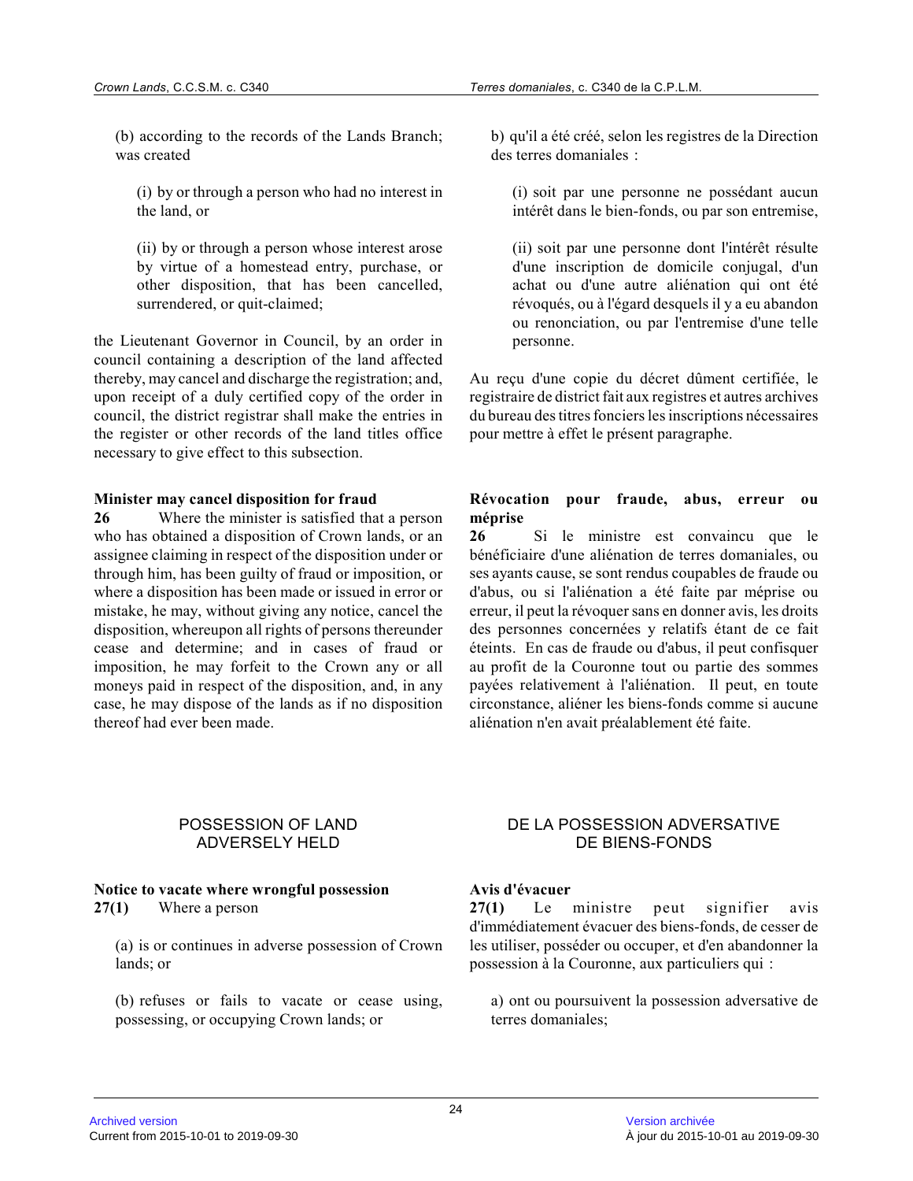(b) according to the records of the Lands Branch; was created

(i) by or through a person who had no interest in the land, or

(ii) by or through a person whose interest arose by virtue of a homestead entry, purchase, or other disposition, that has been cancelled, surrendered, or quit-claimed;

the Lieutenant Governor in Council, by an order in council containing a description of the land affected thereby, may cancel and discharge the registration; and, upon receipt of a duly certified copy of the order in council, the district registrar shall make the entries in the register or other records of the land titles office necessary to give effect to this subsection.

b) qu'il a été créé, selon les registres de la Direction des terres domaniales :

(i) soit par une personne ne possédant aucun intérêt dans le bien-fonds, ou par son entremise,

(ii) soit par une personne dont l'intérêt résulte d'une inscription de domicile conjugal, d'un achat ou d'une autre aliénation qui ont été révoqués, ou à l'égard desquels il y a eu abandon ou renonciation, ou par l'entremise d'une telle personne.

Au reçu d'une copie du décret dûment certifiée, le registraire de district fait aux registres et autres archives du bureau des titres fonciers les inscriptions nécessaires pour mettre à effet le présent paragraphe.

**Minister may cancel disposition for fraud**

**26** Where the minister is satisfied that a person who has obtained a disposition of Crown lands, or an assignee claiming in respect of the disposition under or through him, has been guilty of fraud or imposition, or where a disposition has been made or issued in error or mistake, he may, without giving any notice, cancel the disposition, whereupon all rights of persons thereunder cease and determine; and in cases of fraud or imposition, he may forfeit to the Crown any or all moneys paid in respect of the disposition, and, in any case, he may dispose of the lands as if no disposition thereof had ever been made.

**Révocation pour fraude, abus, erreur ou méprise**

**26** Si le ministre est convaincu que le bénéficiaire d'une aliénation de terres domaniales, ou ses ayants cause, se sont rendus coupables de fraude ou d'abus, ou si l'aliénation a été faite par méprise ou erreur, il peut la révoquer sans en donner avis, les droits des personnes concernées y relatifs étant de ce fait éteints. En cas de fraude ou d'abus, il peut confisquer au profit de la Couronne tout ou partie des sommes payées relativement à l'aliénation. Il peut, en toute circonstance, aliéner les biens-fonds comme si aucune aliénation n'en avait préalablement été faite.

## POSSESSION OF LAND ADVERSELY HELD

**Notice to vacate where wrongful possession**

**27(1)** Where a person

(a) is or continues in adverse possession of Crown lands; or

(b) refuses or fails to vacate or cease using, possessing, or occupying Crown lands; or

## DE LA POSSESSION ADVERSATIVE DE BIENS-FONDS

**Avis d'évacuer**

**27(1)** Le ministre peut signifier avis d'immédiatement évacuer des biens-fonds, de cesser de les utiliser, posséder ou occuper, et d'en abandonner la possession à la Couronne, aux particuliers qui :

a) ont ou poursuivent la possession adversative de terres domaniales;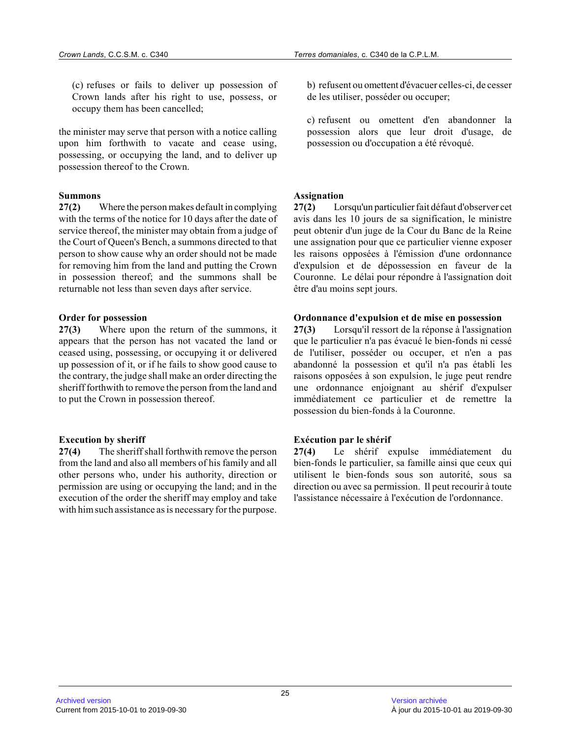(c) refuses or fails to deliver up possession of Crown lands after his right to use, possess, or occupy them has been cancelled;

the minister may serve that person with a notice calling upon him forthwith to vacate and cease using, possessing, or occupying the land, and to deliver up possession thereof to the Crown.

b) refusent ou omettent d'évacuer celles-ci, de cesser de les utiliser, posséder ou occuper;

c) refusent ou omettent d'en abandonner la possession alors que leur droit d'usage, de possession ou d'occupation a été révoqué.

**Summons**

**27(2)** Where the person makes default in complying with the terms of the notice for 10 days after the date of service thereof, the minister may obtain from a judge of the Court of Queen's Bench, a summons directed to that person to show cause why an order should not be made for removing him from the land and putting the Crown in possession thereof; and the summons shall be returnable not less than seven days after service.

**Assignation**

**27(2)** Lorsqu'un particulier fait défaut d'observer cet avis dans les 10 jours de sa signification, le ministre peut obtenir d'un juge de la Cour du Banc de la Reine une assignation pour que ce particulier vienne exposer les raisons opposées à l'émission d'une ordonnance d'expulsion et de dépossession en faveur de la Couronne. Le délai pour répondre à l'assignation doit être d'au moins sept jours.

**Order for possession**

**27(3)** Where upon the return of the summons, it appears that the person has not vacated the land or ceased using, possessing, or occupying it or delivered up possession of it, or if he fails to show good cause to the contrary, the judge shall make an order directing the sheriff forthwith to remove the person from the land and to put the Crown in possession thereof.

**Ordonnance d'expulsion et de mise en possession**

**27(3)** Lorsqu'il ressort de la réponse à l'assignation que le particulier n'a pas évacué le bien-fonds ni cessé de l'utiliser, posséder ou occuper, et n'en a pas abandonné la possession et qu'il n'a pas établi les raisons opposées à son expulsion, le juge peut rendre une ordonnance enjoignant au shérif d'expulser immédiatement ce particulier et de remettre la possession du bien-fonds à la Couronne.

**Execution by sheriff**

**27(4)** The sheriff shall forthwith remove the person from the land and also all members of his family and all other persons who, under his authority, direction or permission are using or occupying the land; and in the execution of the order the sheriff may employ and take with him such assistance as is necessary for the purpose.

**Exécution par le shérif**

**27(4)** Le shérif expulse immédiatement du bien-fonds le particulier, sa famille ainsi que ceux qui utilisent le bien-fonds sous son autorité, sous sa direction ou avec sa permission. Il peut recourir à toute l'assistance nécessaire à l'exécution de l'ordonnance.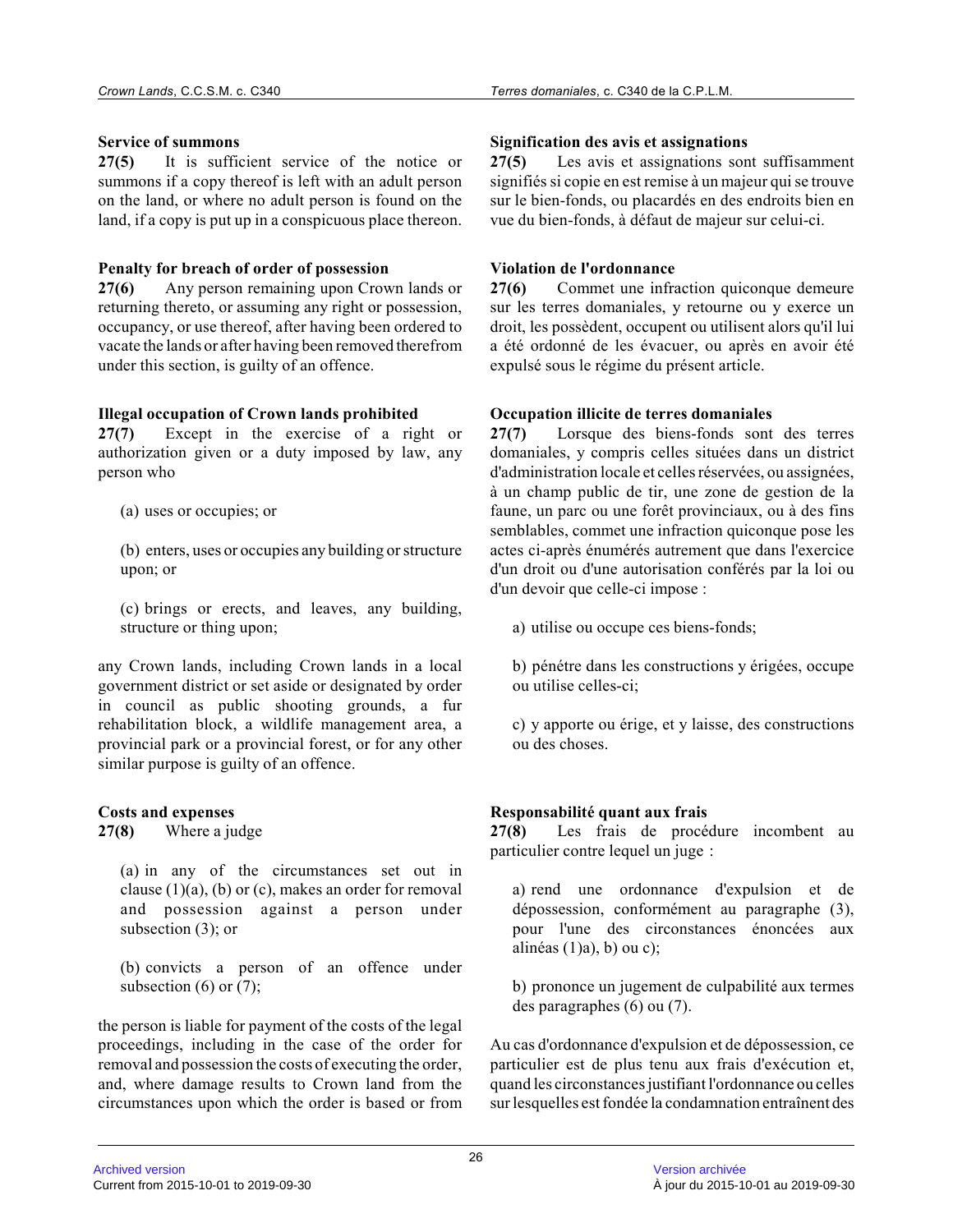### Service of summons

**27(5)** It is sufficient service of the notice or summons if a copy thereof is left with an adult person on the land, or where no adult person is found on the land, if a copy is put up in a conspicuous place thereon.

### Penalty for breach of order of possession

**27(6)** Any person remaining upon Crown lands or returning thereto, or assuming any right or possession, occupancy, or use thereof, after having been ordered to vacate the lands or after having been removed therefrom under this section, is guilty of an offence.

### Illegal occupation of Crown lands prohibited

**27(7)** Except in the exercise of a right or authorization given or a duty imposed by law, any person who

(a) uses or occupies; or

(b) enters, uses or occupies any building or structure upon; or

(c) brings or erects, and leaves, any building, structure or thing upon;

any Crown lands, including Crown lands in a local government district or set aside or designated by order in council as public shooting grounds, a fur rehabilitation block, a wildlife management area, a provincial park or a provincial forest, or for any other similar purpose is guilty of an offence.

### Costs and expenses

**27(8)** Where a judge

(a) in any of the circumstances set out in clause (1)(a), (b) or (c), makes an order for removal and possession against a person under subsection (3); or

(b) convicts a person of an offence under subsection (6) or (7);

the person is liable for payment of the costs of the legal proceedings, including in the case of the order for removal and possession the costs of executing the order, and, where damage results to Crown land from the circumstances upon which the order is based or from

### Signification des avis et assignations

**27(5)** Les avis et assignations sont suffisamment signifiés si copie en est remise à un majeur qui se trouve sur le bien-fonds, ou placardés en des endroits bien en vue du bien-fonds, à défaut de majeur sur celui-ci.

### Violation de l'ordonnance

**27(6)** Commet une infraction quiconque demeure sur les terres domaniales, y retourne ou y exerce un droit, les possèdent, occupent ou utilisent alors qu'il lui a été ordonné de les évacuer, ou après en avoir été expulsé sous le régime du présent article.

### Occupation illicite de terres domaniales

**27(7)** Lorsque des biens-fonds sont des terres domaniales, y compris celles situées dans un district d'administration locale et celles réservées, ou assignées, à un champ public de tir, une zone de gestion de la faune, un parc ou une forêt provinciaux, ou à des fins semblables, commet une infraction quiconque pose les actes ci-après énumérés autrement que dans l'exercice d'un droit ou d'une autorisation conférés par la loi ou d'un devoir que celle-ci impose :

a) utilise ou occupe ces biens-fonds;

b) pénétre dans les constructions y érigées, occupe ou utilise celles-ci;

c) y apporte ou érige, et y laisse, des constructions ou des choses.

### Responsabilité quant aux frais

**27(8)** Les frais de procédure incombent au particulier contre lequel un juge :

a) rend une ordonnance d'expulsion et de dépossession, conformément au paragraphe (3), pour l'une des circonstances énoncées aux alinéas (1)a), b) ou c);

b) prononce un jugement de culpabilité aux termes des paragraphes (6) ou (7).

Au cas d'ordonnance d'expulsion et de dépossession, ce particulier est de plus tenu aux frais d'exécution et, quand les circonstances justifiant l'ordonnance ou celles sur lesquelles est fondée la condamnation entraînent des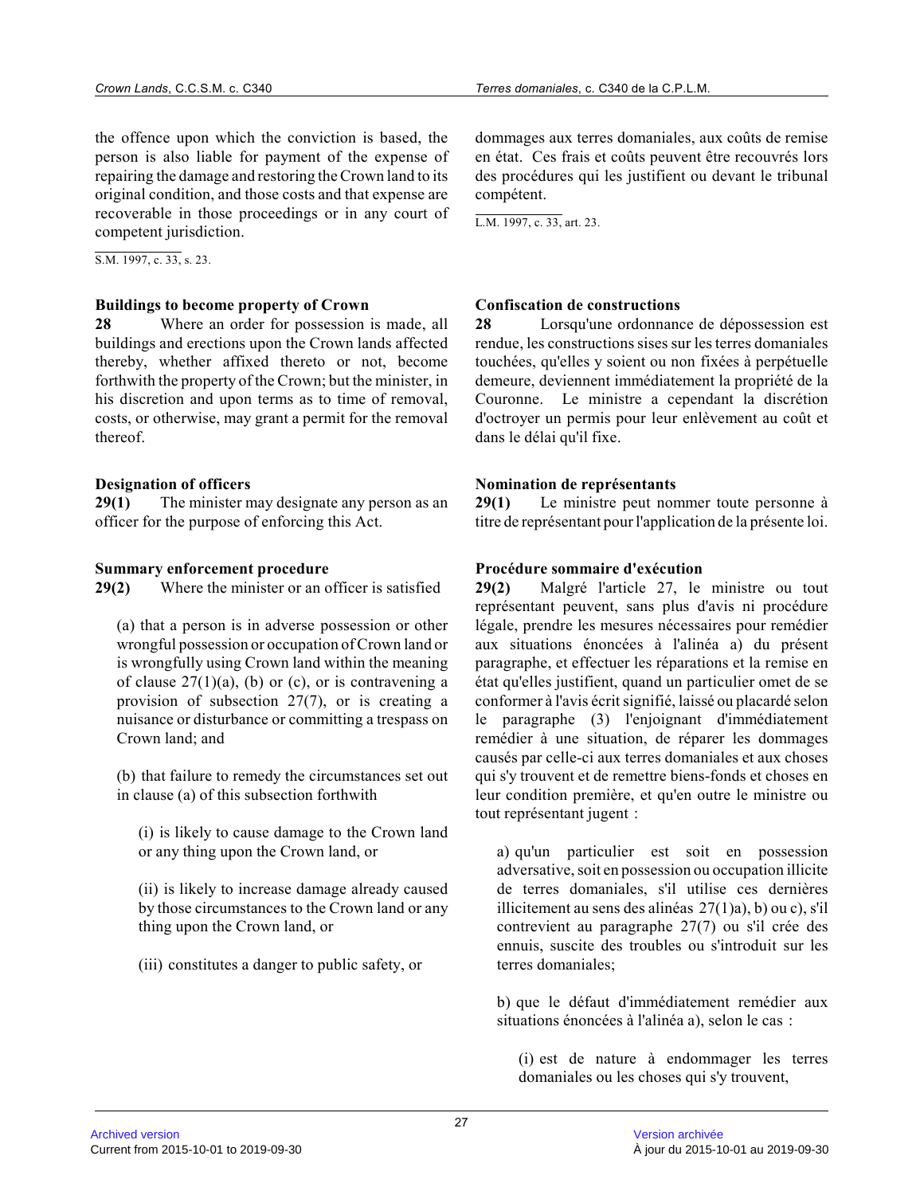the offence upon which the conviction is based, the person is also liable for payment of the expense of repairing the damage and restoring the Crown land to its original condition, and those costs and that expense are recoverable in those proceedings or in any court of competent jurisdiction.

S.M. 1997, c. 33, s. 23.

dommages aux terres domaniales, aux coûts de remise en état. Ces frais et coûts peuvent être recouvrés lors des procédures qui les justifient ou devant le tribunal compétent.

L.M. 1997, c. 33, art. 23.

**Buildings to become property of Crown**

**28** Where an order for possession is made, all buildings and erections upon the Crown lands affected thereby, whether affixed thereto or not, become forthwith the property of the Crown; but the minister, in his discretion and upon terms as to time of removal, costs, or otherwise, may grant a permit for the removal thereof.

**Confiscation de constructions**

**28** Lorsqu'une ordonnance de dépossession est rendue, les constructions sises sur les terres domaniales touchées, qu'elles y soient ou non fixées à perpétuelle demeure, deviennent immédiatement la propriété de la Couronne. Le ministre a cependant la discrétion d'octroyer un permis pour leur enlèvement au coût et dans le délai qu'il fixe.

**Designation of officers**

**29(1)** The minister may designate any person as an officer for the purpose of enforcing this Act.

**Nomination de représentants**

**29(1)** Le ministre peut nommer toute personne à titre de représentant pour l'application de la présente loi.

**Summary enforcement procedure**

**29(2)** Where the minister or an officer is satisfied

(a) that a person is in adverse possession or other wrongful possession or occupation of Crown land or is wrongfully using Crown land within the meaning of clause 27(1)(a), (b) or (c), or is contravening a provision of subsection 27(7), or is creating a nuisance or disturbance or committing a trespass on Crown land; and

(b) that failure to remedy the circumstances set out in clause (a) of this subsection forthwith

(i) is likely to cause damage to the Crown land or any thing upon the Crown land, or

(ii) is likely to increase damage already caused by those circumstances to the Crown land or any thing upon the Crown land, or

(iii) constitutes a danger to public safety, or

**Procédure sommaire d'exécution**

**29(2)** Malgré l'article 27, le ministre ou tout représentant peuvent, sans plus d'avis ni procédure légale, prendre les mesures nécessaires pour remédier aux situations énoncées à l'alinéa a) du présent paragraphe, et effectuer les réparations et la remise en état qu'elles justifient, quand un particulier omet de se conformer à l'avis écrit signifié, laissé ou placardé selon le paragraphe (3) l'enjoignant d'immédiatement remédier à une situation, de réparer les dommages causés par celle-ci aux terres domaniales et aux choses qui s'y trouvent et de remettre biens-fonds et choses en leur condition première, et qu'en outre le ministre ou tout représentant jugent :

a) qu'un particulier est soit en possession adversative, soit en possession ou occupation illicite de terres domaniales, s'il utilise ces dernières illicitement au sens des alinéas 27(1)a), b) ou c), s'il contrevient au paragraphe 27(7) ou s'il crée des ennuis, suscite des troubles ou s'introduit sur les terres domaniales;

b) que le défaut d'immédiatement remédier aux situations énoncées à l'alinéa a), selon le cas :

(i) est de nature à endommager les terres domaniales ou les choses qui s'y trouvent,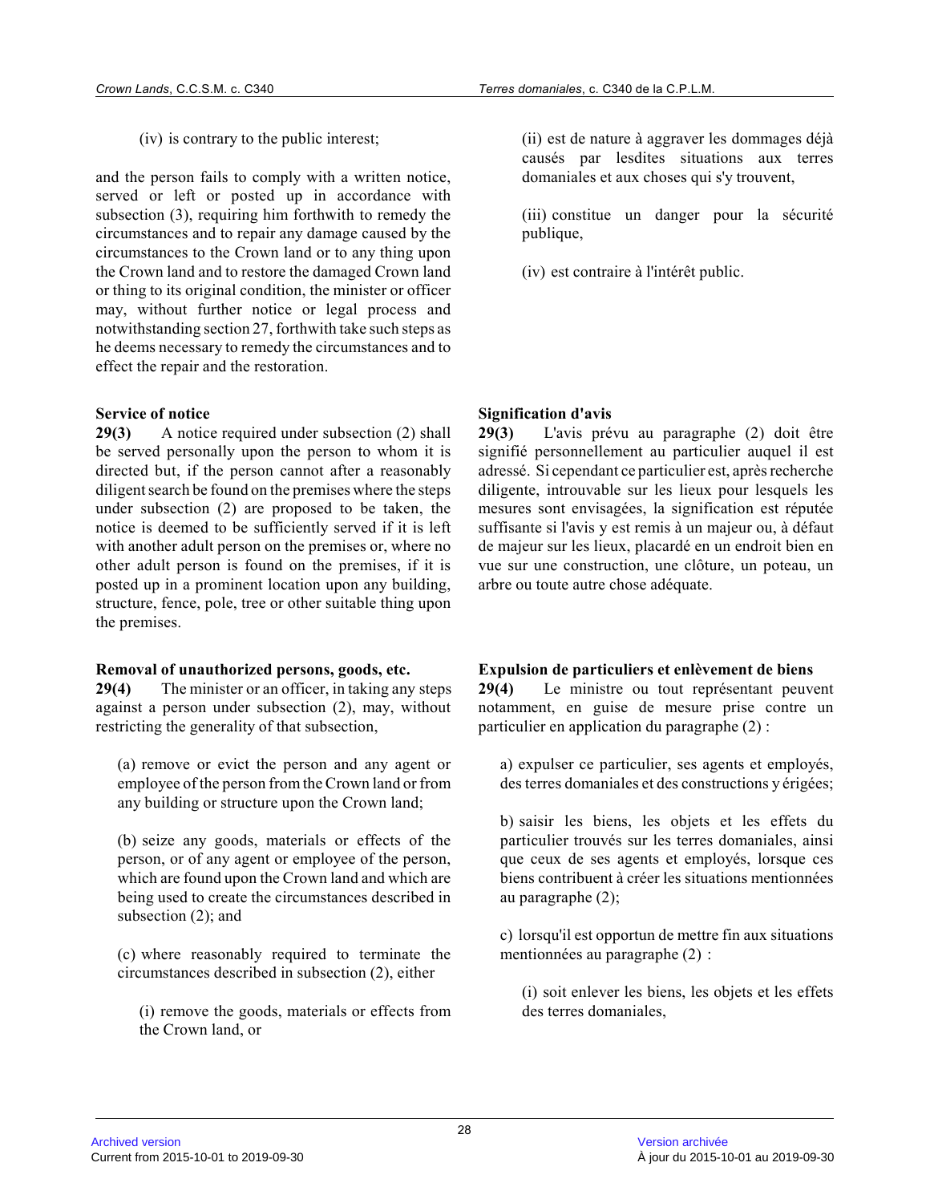(iv) is contrary to the public interest;

and the person fails to comply with a written notice, served or left or posted up in accordance with subsection (3), requiring him forthwith to remedy the circumstances and to repair any damage caused by the circumstances to the Crown land or to any thing upon the Crown land and to restore the damaged Crown land or thing to its original condition, the minister or officer may, without further notice or legal process and notwithstanding section 27, forthwith take such steps as he deems necessary to remedy the circumstances and to effect the repair and the restoration.

**Service of notice**

**29(3)** A notice required under subsection (2) shall be served personally upon the person to whom it is directed but, if the person cannot after a reasonably diligent search be found on the premises where the steps under subsection (2) are proposed to be taken, the notice is deemed to be sufficiently served if it is left with another adult person on the premises or, where no other adult person is found on the premises, if it is posted up in a prominent location upon any building, structure, fence, pole, tree or other suitable thing upon the premises.

**Removal of unauthorized persons, goods, etc.**

**29(4)** The minister or an officer, in taking any steps against a person under subsection (2), may, without restricting the generality of that subsection,

(a) remove or evict the person and any agent or employee of the person from the Crown land or from any building or structure upon the Crown land;

(b) seize any goods, materials or effects of the person, or of any agent or employee of the person, which are found upon the Crown land and which are being used to create the circumstances described in subsection (2); and

(c) where reasonably required to terminate the circumstances described in subsection (2), either

(i) remove the goods, materials or effects from the Crown land, or

(ii) est de nature à aggraver les dommages déjà causés par lesdites situations aux terres domaniales et aux choses qui s'y trouvent,

(iii) constitue un danger pour la sécurité publique,

(iv) est contraire à l'intérêt public.

**Signification d'avis**

**29(3)** L'avis prévu au paragraphe (2) doit être signifié personnellement au particulier auquel il est adressé. Si cependant ce particulier est, après recherche diligente, introuvable sur les lieux pour lesquels les mesures sont envisagées, la signification est réputée suffisante si l'avis y est remis à un majeur ou, à défaut de majeur sur les lieux, placardé en un endroit bien en vue sur une construction, une clôture, un poteau, un arbre ou toute autre chose adéquate.

**Expulsion de particuliers et enlèvement de biens**

**29(4)** Le ministre ou tout représentant peuvent notamment, en guise de mesure prise contre un particulier en application du paragraphe (2) :

a) expulser ce particulier, ses agents et employés, des terres domaniales et des constructions y érigées;

b) saisir les biens, les objets et les effets du particulier trouvés sur les terres domaniales, ainsi que ceux de ses agents et employés, lorsque ces biens contribuent à créer les situations mentionnées au paragraphe (2);

c) lorsqu'il est opportun de mettre fin aux situations mentionnées au paragraphe (2) :

(i) soit enlever les biens, les objets et les effets des terres domaniales,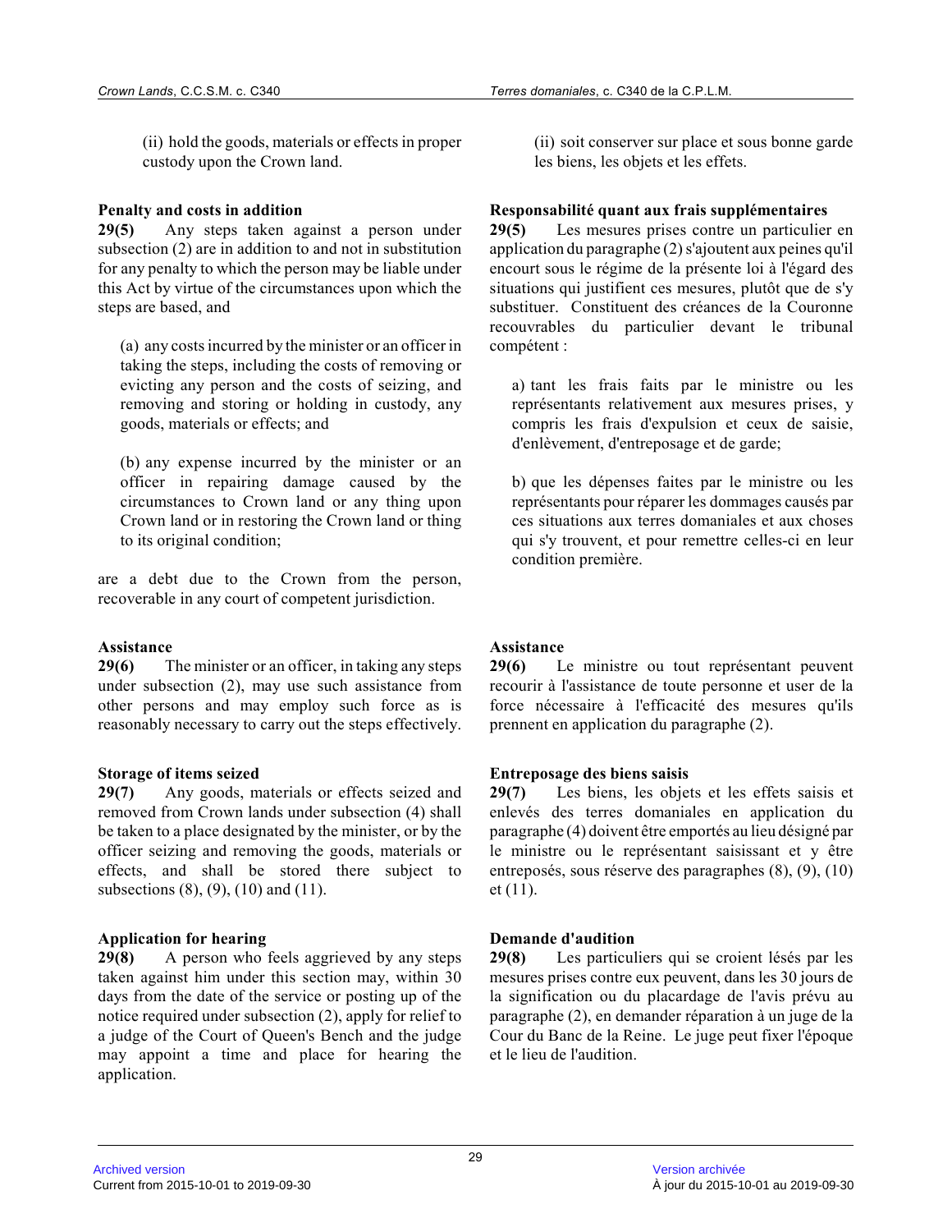(ii) hold the goods, materials or effects in proper custody upon the Crown land.

**Penalty and costs in addition**

**29(5)** Any steps taken against a person under subsection (2) are in addition to and not in substitution for any penalty to which the person may be liable under this Act by virtue of the circumstances upon which the steps are based, and

(a) any costs incurred by the minister or an officer in taking the steps, including the costs of removing or evicting any person and the costs of seizing, and removing and storing or holding in custody, any goods, materials or effects; and

(b) any expense incurred by the minister or an officer in repairing damage caused by the circumstances to Crown land or any thing upon Crown land or in restoring the Crown land or thing to its original condition;

are a debt due to the Crown from the person, recoverable in any court of competent jurisdiction.

**Assistance**

**29(6)** The minister or an officer, in taking any steps under subsection (2), may use such assistance from other persons and may employ such force as is reasonably necessary to carry out the steps effectively.

**Storage of items seized**

**29(7)** Any goods, materials or effects seized and removed from Crown lands under subsection (4) shall be taken to a place designated by the minister, or by the officer seizing and removing the goods, materials or effects, and shall be stored there subject to subsections (8), (9), (10) and (11).

**Application for hearing**

**29(8)** A person who feels aggrieved by any steps taken against him under this section may, within 30 days from the date of the service or posting up of the notice required under subsection (2), apply for relief to a judge of the Court of Queen's Bench and the judge may appoint a time and place for hearing the application.

(ii) soit conserver sur place et sous bonne garde les biens, les objets et les effets.

**Responsabilité quant aux frais supplémentaires**

**29(5)** Les mesures prises contre un particulier en application du paragraphe (2) s'ajoutent aux peines qu'il encourt sous le régime de la présente loi à l'égard des situations qui justifient ces mesures, plutôt que de s'y substituer. Constituent des créances de la Couronne recouvrables du particulier devant le tribunal compétent :

a) tant les frais faits par le ministre ou les représentants relativement aux mesures prises, y compris les frais d'expulsion et ceux de saisie, d'enlèvement, d'entreposage et de garde;

b) que les dépenses faites par le ministre ou les représentants pour réparer les dommages causés par ces situations aux terres domaniales et aux choses qui s'y trouvent, et pour remettre celles-ci en leur condition première.

**Assistance**

**29(6)** Le ministre ou tout représentant peuvent recourir à l'assistance de toute personne et user de la force nécessaire à l'efficacité des mesures qu'ils prennent en application du paragraphe (2).

**Entreposage des biens saisis**

**29(7)** Les biens, les objets et les effets saisis et enlevés des terres domaniales en application du paragraphe (4) doivent être emportés au lieu désigné par le ministre ou le représentant saisissant et y être entreposés, sous réserve des paragraphes (8), (9), (10) et (11).

**Demande d'audition**

**29(8)** Les particuliers qui se croient lésés par les mesures prises contre eux peuvent, dans les 30 jours de la signification ou du placardage de l'avis prévu au paragraphe (2), en demander réparation à un juge de la Cour du Banc de la Reine. Le juge peut fixer l'époque et le lieu de l'audition.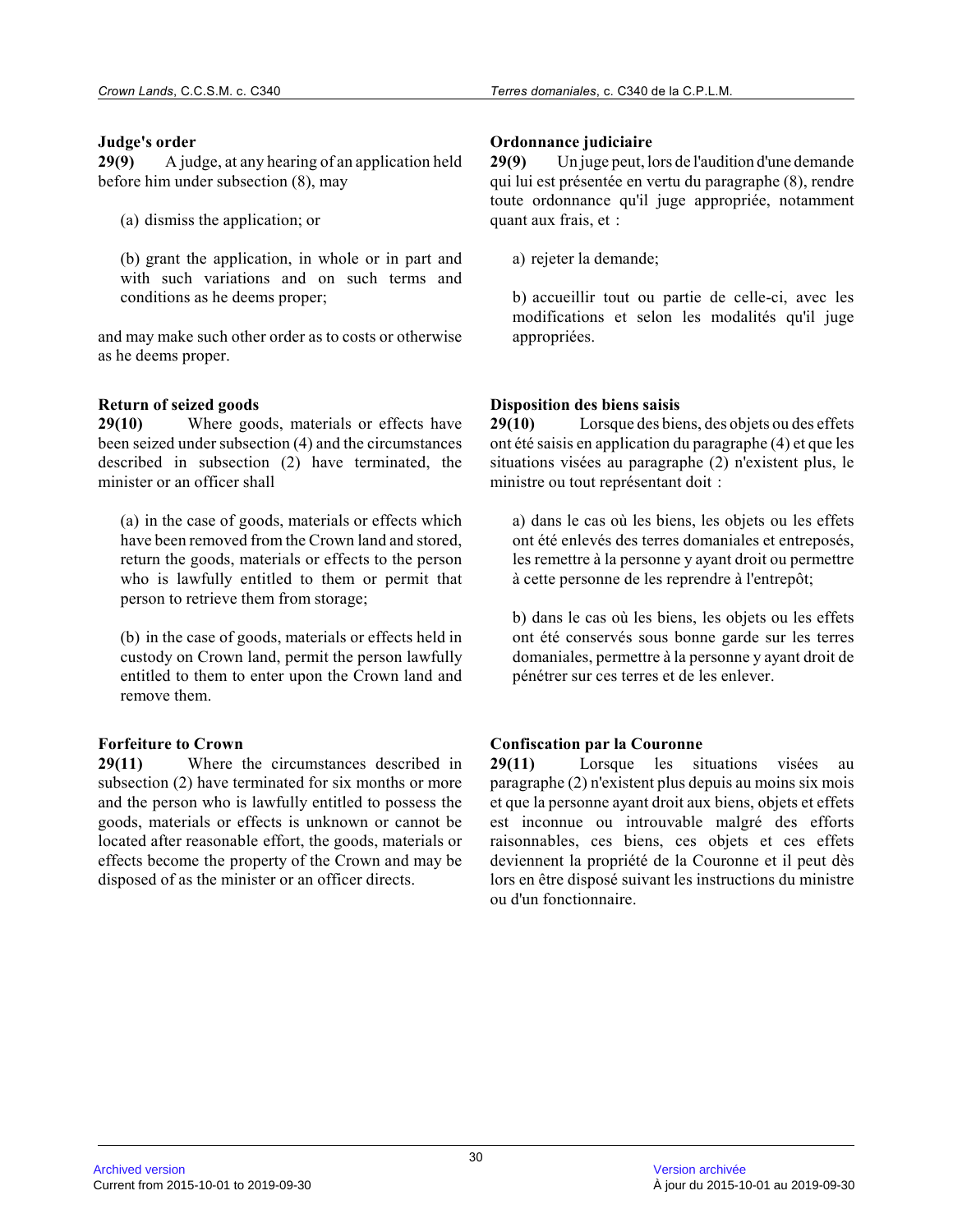**Judge's order**

**29(9)** A judge, at any hearing of an application held before him under subsection (8), may

(a) dismiss the application; or

(b) grant the application, in whole or in part and with such variations and on such terms and conditions as he deems proper;

and may make such other order as to costs or otherwise as he deems proper.

**Return of seized goods**

**29(10)** Where goods, materials or effects have been seized under subsection (4) and the circumstances described in subsection (2) have terminated, the minister or an officer shall

(a) in the case of goods, materials or effects which have been removed from the Crown land and stored, return the goods, materials or effects to the person who is lawfully entitled to them or permit that person to retrieve them from storage;

(b) in the case of goods, materials or effects held in custody on Crown land, permit the person lawfully entitled to them to enter upon the Crown land and remove them.

**Forfeiture to Crown**

**29(11)** Where the circumstances described in subsection (2) have terminated for six months or more and the person who is lawfully entitled to possess the goods, materials or effects is unknown or cannot be located after reasonable effort, the goods, materials or effects become the property of the Crown and may be disposed of as the minister or an officer directs.

**Ordonnance judiciaire**

**29(9)** Un juge peut, lors de l'audition d'une demande qui lui est présentée en vertu du paragraphe (8), rendre toute ordonnance qu'il juge appropriée, notamment quant aux frais, et :

a) rejeter la demande;

b) accueillir tout ou partie de celle-ci, avec les modifications et selon les modalités qu'il juge appropriées.

**Disposition des biens saisis**

**29(10)** Lorsque des biens, des objets ou des effets ont été saisis en application du paragraphe (4) et que les situations visées au paragraphe (2) n'existent plus, le ministre ou tout représentant doit :

a) dans le cas où les biens, les objets ou les effets ont été enlevés des terres domaniales et entreposés, les remettre à la personne y ayant droit ou permettre à cette personne de les reprendre à l'entrepôt;

b) dans le cas où les biens, les objets ou les effets ont été conservés sous bonne garde sur les terres domaniales, permettre à la personne y ayant droit de pénétrer sur ces terres et de les enlever.

**Confiscation par la Couronne**

**29(11)** Lorsque les situations visées au paragraphe (2) n'existent plus depuis au moins six mois et que la personne ayant droit aux biens, objets et effets est inconnue ou introuvable malgré des efforts raisonnables, ces biens, ces objets et ces effets deviennent la propriété de la Couronne et il peut dès lors en être disposé suivant les instructions du ministre ou d'un fonctionnaire.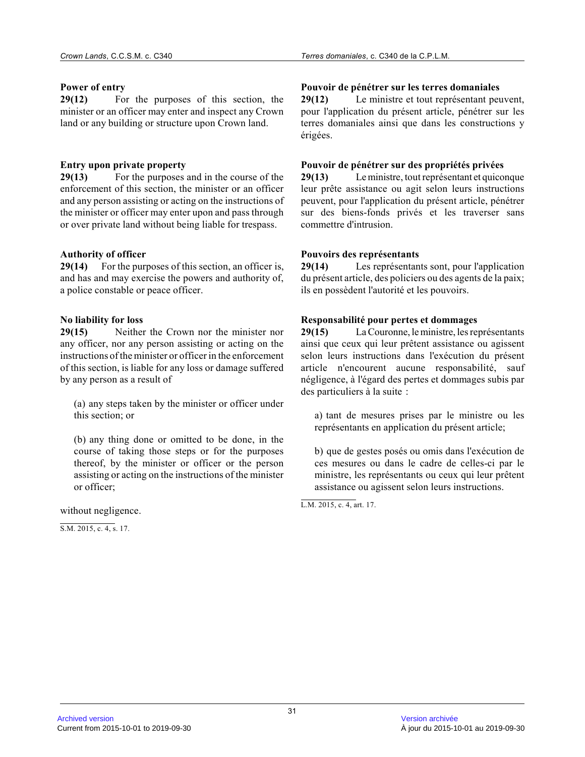**Power of entry**

**29(12)** For the purposes of this section, the minister or an officer may enter and inspect any Crown land or any building or structure upon Crown land.

**Entry upon private property**

**29(13)** For the purposes and in the course of the enforcement of this section, the minister or an officer and any person assisting or acting on the instructions of the minister or officer may enter upon and pass through or over private land without being liable for trespass.

**Authority of officer**

**29(14)** For the purposes of this section, an officer is, and has and may exercise the powers and authority of, a police constable or peace officer.

**No liability for loss**

**29(15)** Neither the Crown nor the minister nor any officer, nor any person assisting or acting on the instructions of the minister or officer in the enforcement of this section, is liable for any loss or damage suffered by any person as a result of

(a) any steps taken by the minister or officer under this section; or

(b) any thing done or omitted to be done, in the course of taking those steps or for the purposes thereof, by the minister or officer or the person assisting or acting on the instructions of the minister or officer;

without negligence.

S.M. 2015, c. 4, s. 17.

**Pouvoir de pénétrer sur les terres domaniales**

**29(12)** Le ministre et tout représentant peuvent, pour l'application du présent article, pénétrer sur les terres domaniales ainsi que dans les constructions y érigées.

**Pouvoir de pénétrer sur des propriétés privées**

**29(13)** Le ministre, tout représentant et quiconque leur prête assistance ou agit selon leurs instructions peuvent, pour l'application du présent article, pénétrer sur des biens-fonds privés et les traverser sans commettre d'intrusion.

**Pouvoirs des représentants**

**29(14)** Les représentants sont, pour l'application du présent article, des policiers ou des agents de la paix; ils en possèdent l'autorité et les pouvoirs.

**Responsabilité pour pertes et dommages**

**29(15)** La Couronne, le ministre, les représentants ainsi que ceux qui leur prêtent assistance ou agissent selon leurs instructions dans l'exécution du présent article n'encourent aucune responsabilité, sauf négligence, à l'égard des pertes et dommages subis par des particuliers à la suite :

a) tant de mesures prises par le ministre ou les représentants en application du présent article;

b) que de gestes posés ou omis dans l'exécution de ces mesures ou dans le cadre de celles-ci par le ministre, les représentants ou ceux qui leur prêtent assistance ou agissent selon leurs instructions.

L.M. 2015, c. 4, art. 17.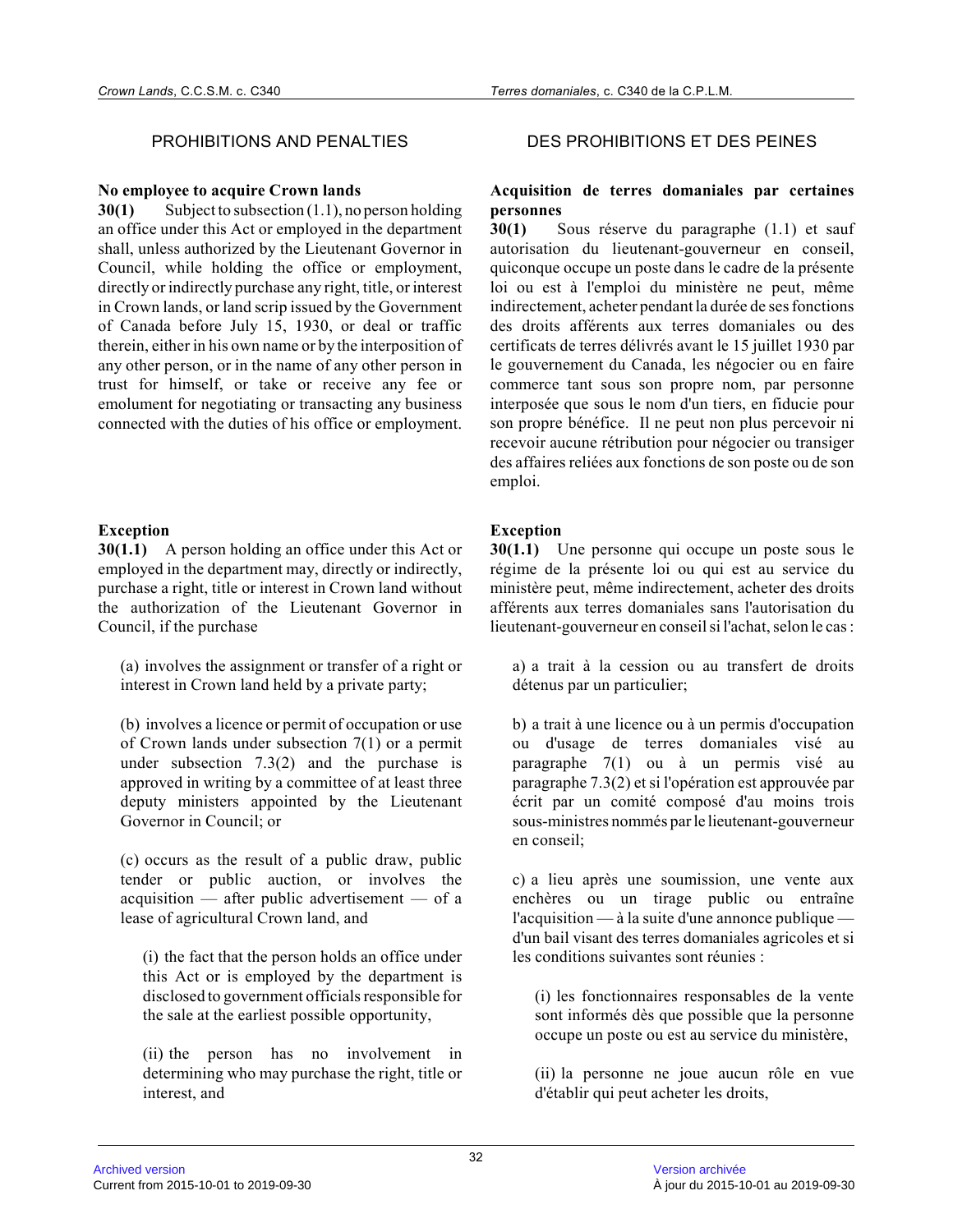## PROHIBITIONS AND PENALTIES

**No employee to acquire Crown lands**

**30(1)** Subject to subsection (1.1), no person holding an office under this Act or employed in the department shall, unless authorized by the Lieutenant Governor in Council, while holding the office or employment, directly or indirectly purchase any right, title, or interest in Crown lands, or land scrip issued by the Government of Canada before July 15, 1930, or deal or traffic therein, either in his own name or by the interposition of any other person, or in the name of any other person in trust for himself, or take or receive any fee or emolument for negotiating or transacting any business connected with the duties of his office or employment.

**Exception**

**30(1.1)** A person holding an office under this Act or employed in the department may, directly or indirectly, purchase a right, title or interest in Crown land without the authorization of the Lieutenant Governor in Council, if the purchase

(a) involves the assignment or transfer of a right or interest in Crown land held by a private party;

(b) involves a licence or permit of occupation or use of Crown lands under subsection 7(1) or a permit under subsection 7.3(2) and the purchase is approved in writing by a committee of at least three deputy ministers appointed by the Lieutenant Governor in Council; or

(c) occurs as the result of a public draw, public tender or public auction, or involves the acquisition — after public advertisement — of a lease of agricultural Crown land, and

(i) the fact that the person holds an office under this Act or is employed by the department is disclosed to government officials responsible for the sale at the earliest possible opportunity,

(ii) the person has no involvement in determining who may purchase the right, title or interest, and

## DES PROHIBITIONS ET DES PEINES

**Acquisition de terres domaniales par certaines personnes**

**30(1)** Sous réserve du paragraphe (1.1) et sauf autorisation du lieutenant-gouverneur en conseil, quiconque occupe un poste dans le cadre de la présente loi ou est à l'emploi du ministère ne peut, même indirectement, acheter pendant la durée de ses fonctions des droits afférents aux terres domaniales ou des certificats de terres délivrés avant le 15 juillet 1930 par le gouvernement du Canada, les négocier ou en faire commerce tant sous son propre nom, par personne interposée que sous le nom d'un tiers, en fiducie pour son propre bénéfice. Il ne peut non plus percevoir ni recevoir aucune rétribution pour négocier ou transiger des affaires reliées aux fonctions de son poste ou de son emploi.

**Exception**

**30(1.1)** Une personne qui occupe un poste sous le régime de la présente loi ou qui est au service du ministère peut, même indirectement, acheter des droits afférents aux terres domaniales sans l'autorisation du lieutenant-gouverneur en conseil si l'achat, selon le cas :

a) a trait à la cession ou au transfert de droits détenus par un particulier;

b) a trait à une licence ou à un permis d'occupation ou d'usage de terres domaniales visé au paragraphe 7(1) ou à un permis visé au paragraphe 7.3(2) et si l'opération est approuvée par écrit par un comité composé d'au moins trois sous-ministres nommés par le lieutenant-gouverneur en conseil;

c) a lieu après une soumission, une vente aux enchères ou un tirage public ou entraîne l'acquisition — à la suite d'une annonce publique — d'un bail visant des terres domaniales agricoles et si les conditions suivantes sont réunies :

(i) les fonctionnaires responsables de la vente sont informés dès que possible que la personne occupe un poste ou est au service du ministère,

(ii) la personne ne joue aucun rôle en vue d'établir qui peut acheter les droits,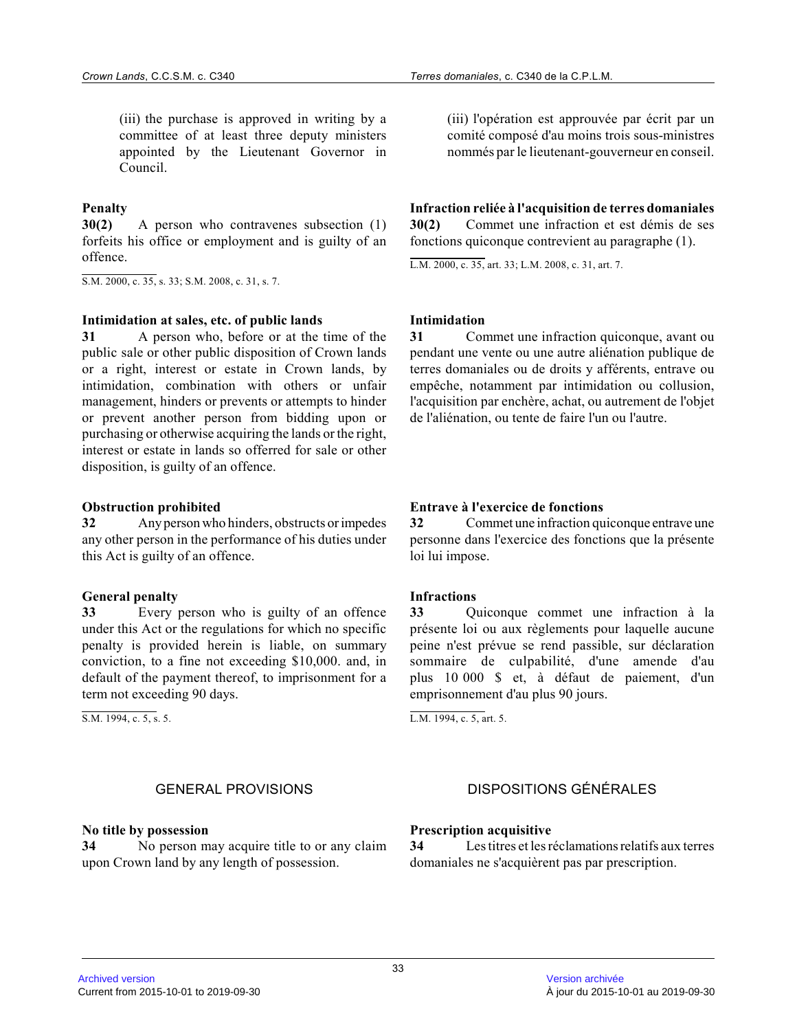(iii) the purchase is approved in writing by a committee of at least three deputy ministers appointed by the Lieutenant Governor in Council.

**Penalty**

**30(2)** A person who contravenes subsection (1) forfeits his office or employment and is guilty of an offence.

S.M. 2000, c. 35, s. 33; S.M. 2008, c. 31, s. 7.

**Intimidation at sales, etc. of public lands**

**31** A person who, before or at the time of the public sale or other public disposition of Crown lands or a right, interest or estate in Crown lands, by intimidation, combination with others or unfair management, hinders or prevents or attempts to hinder or prevent another person from bidding upon or purchasing or otherwise acquiring the lands or the right, interest or estate in lands so offered for sale or other disposition, is guilty of an offence.

**Obstruction prohibited**

**32** Any person who hinders, obstructs or impedes any other person in the performance of his duties under this Act is guilty of an offence.

**General penalty**

**33** Every person who is guilty of an offence under this Act or the regulations for which no specific penalty is provided herein is liable, on summary conviction, to a fine not exceeding $10,000. and, in default of the payment thereof, to imprisonment for a term not exceeding 90 days.

S.M. 1994, c. 5, s. 5.

## GENERAL PROVISIONS

**No title by possession**

**34** No person may acquire title to or any claim upon Crown land by any length of possession.

(iii) l'opération est approuvée par écrit par un comité composé d'au moins trois sous-ministres nommés par le lieutenant-gouverneur en conseil.

**Infraction reliée à l'acquisition de terres domaniales**

**30(2)** Commet une infraction et est démis de ses fonctions quiconque contrevient au paragraphe (1).

L.M. 2000, c. 35, art. 33; L.M. 2008, c. 31, art. 7.

**Intimidation**

**31** Commet une infraction quiconque, avant ou pendant une vente ou une autre aliénation publique de terres domaniales ou de droits y afférents, entrave ou empêche, notamment par intimidation ou collusion, l'acquisition par enchère, achat, ou autrement de l'objet de l'aliénation, ou tente de faire l'un ou l'autre.

**Entrave à l'exercice de fonctions**

**32** Commet une infraction quiconque entrave une personne dans l'exercice des fonctions que la présente loi lui impose.

**Infractions**

**33** Quiconque commet une infraction à la présente loi ou aux règlements pour laquelle aucune peine n'est prévue se rend passible, sur déclaration sommaire de culpabilité, d'une amende d'au plus 10 000 $ et, à défaut de paiement, d'un emprisonnement d'au plus 90 jours.

L.M. 1994, c. 5, art. 5.

## DISPOSITIONS GÉNÉRALES

**Prescription acquisitive**

**34** Les titres et les réclamations relatifs aux terres domaniales ne s'acquièrent pas par prescription.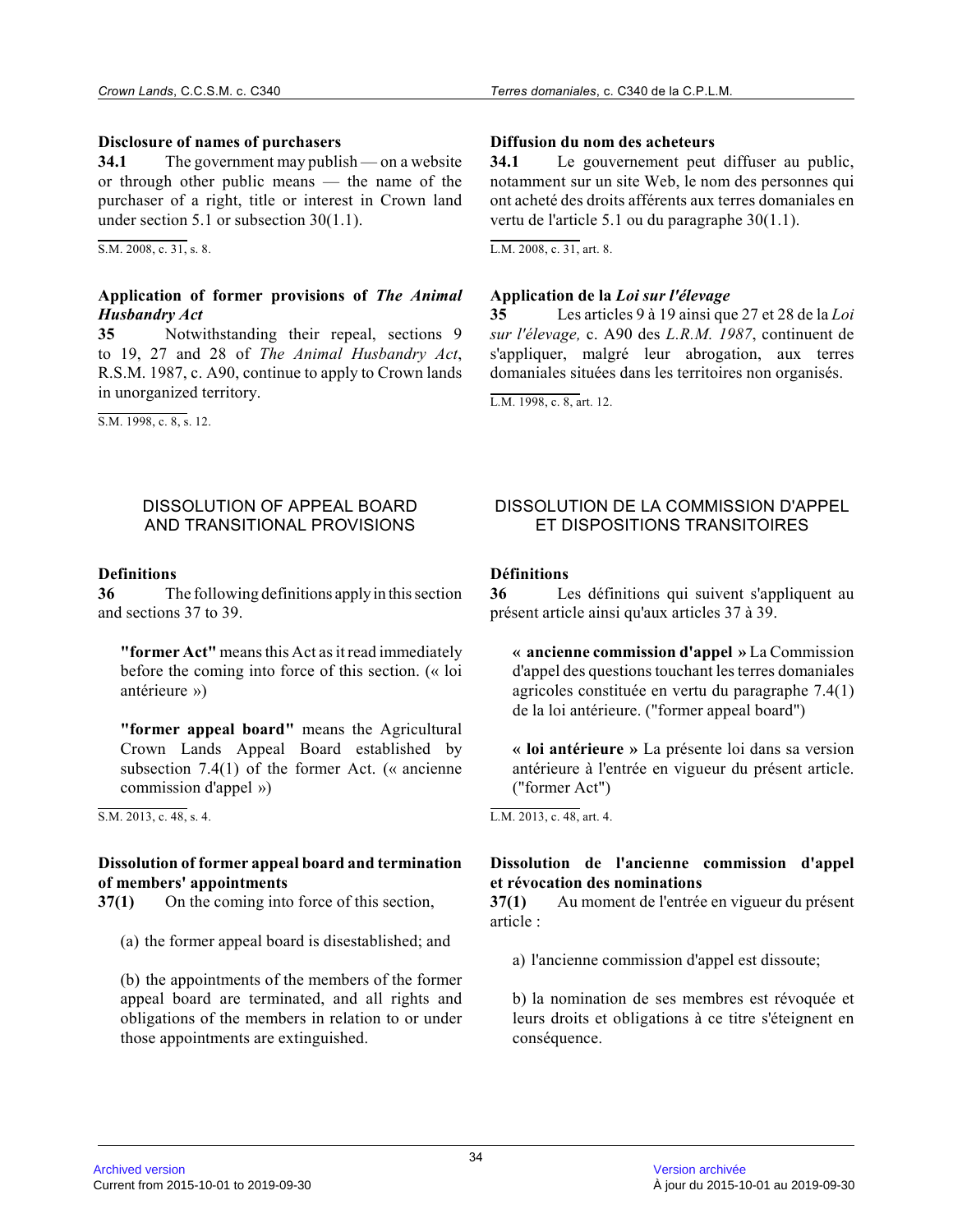### Disclosure of names of purchasers

**34.1** The government may publish — on a website or through other public means — the name of the purchaser of a right, title or interest in Crown land under section 5.1 or subsection 30(1.1).

S.M. 2008, c. 31, s. 8.

### Application of former provisions of *The Animal Husbandry Act*

**35** Notwithstanding their repeal, sections 9 to 19, 27 and 28 of *The Animal Husbandry Act*, R.S.M. 1987, c. A90, continue to apply to Crown lands in unorganized territory.

S.M. 1998, c. 8, s. 12.

## DISSOLUTION OF APPEAL BOARD AND TRANSITIONAL PROVISIONS

### Definitions

**36** The following definitions apply in this section and sections 37 to 39.

**"former Act"** means this Act as it read immediately before the coming into force of this section. (« loi antérieure »)

**"former appeal board"** means the Agricultural Crown Lands Appeal Board established by subsection 7.4(1) of the former Act. (« ancienne commission d'appel »)

S.M. 2013, c. 48, s. 4.

### Dissolution of former appeal board and termination of members' appointments

**37(1)** On the coming into force of this section,

(a) the former appeal board is disestablished; and

(b) the appointments of the members of the former appeal board are terminated, and all rights and obligations of the members in relation to or under those appointments are extinguished.

### Diffusion du nom des acheteurs

**34.1** Le gouvernement peut diffuser au public, notamment sur un site Web, le nom des personnes qui ont acheté des droits afférents aux terres domaniales en vertu de l'article 5.1 ou du paragraphe 30(1.1).

L.M. 2008, c. 31, art. 8.

### Application de la *Loi sur l'élevage*

**35** Les articles 9 à 19 ainsi que 27 et 28 de la *Loi sur l'élevage,* c. A90 des *L.R.M. 1987*, continuent de s'appliquer, malgré leur abrogation, aux terres domaniales situées dans les territoires non organisés.

L.M. 1998, c. 8, art. 12.

## DISSOLUTION DE LA COMMISSION D'APPEL ET DISPOSITIONS TRANSITOIRES

### Définitions

**36** Les définitions qui suivent s'appliquent au présent article ainsi qu'aux articles 37 à 39.

**« ancienne commission d'appel »** La Commission d'appel des questions touchant les terres domaniales agricoles constituée en vertu du paragraphe 7.4(1) de la loi antérieure. ("former appeal board")

**« loi antérieure »** La présente loi dans sa version antérieure à l'entrée en vigueur du présent article. ("former Act")

L.M. 2013, c. 48, art. 4.

### Dissolution de l'ancienne commission d'appel et révocation des nominations

**37(1)** Au moment de l'entrée en vigueur du présent article :

a) l'ancienne commission d'appel est dissoute;

b) la nomination de ses membres est révoquée et leurs droits et obligations à ce titre s'éteignent en conséquence.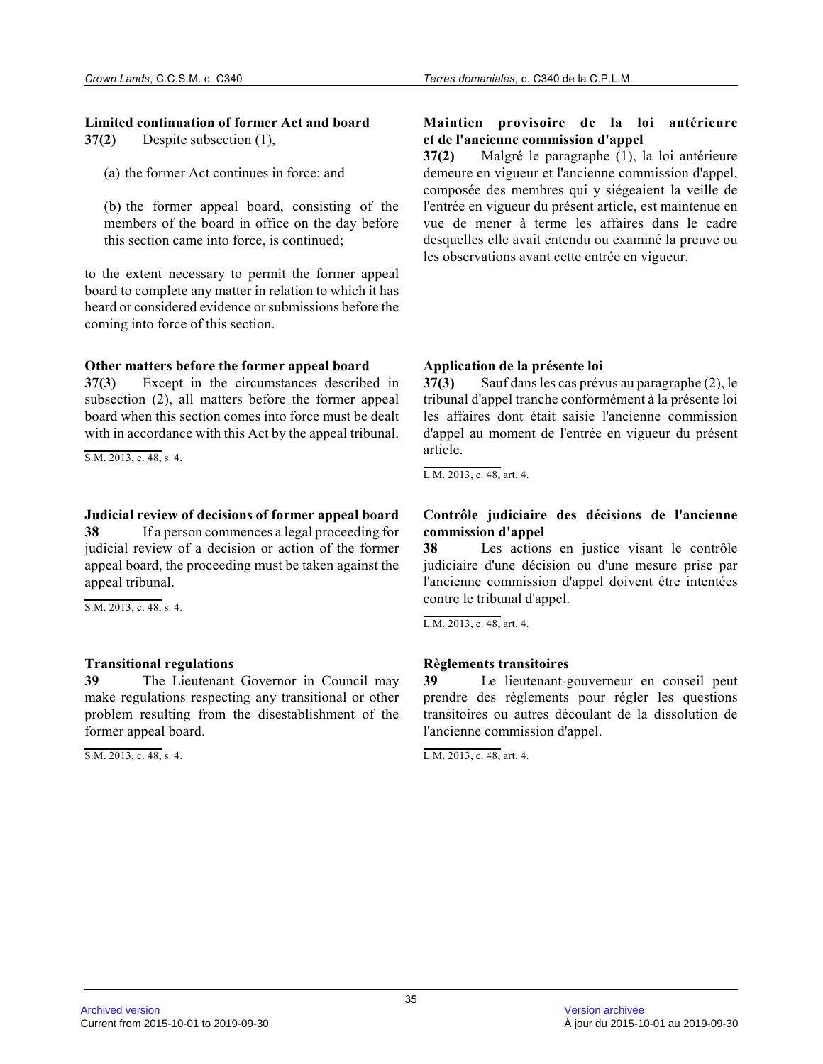**Limited continuation of former Act and board**

**37(2)** Despite subsection (1),

(a) the former Act continues in force; and

(b) the former appeal board, consisting of the members of the board in office on the day before this section came into force, is continued;

to the extent necessary to permit the former appeal board to complete any matter in relation to which it has heard or considered evidence or submissions before the coming into force of this section.

**Other matters before the former appeal board**

**37(3)** Except in the circumstances described in subsection (2), all matters before the former appeal board when this section comes into force must be dealt with in accordance with this Act by the appeal tribunal.

S.M. 2013, c. 48, s. 4.

**Judicial review of decisions of former appeal board**

**38** If a person commences a legal proceeding for judicial review of a decision or action of the former appeal board, the proceeding must be taken against the appeal tribunal.

S.M. 2013, c. 48, s. 4.

**Transitional regulations**

**39** The Lieutenant Governor in Council may make regulations respecting any transitional or other problem resulting from the disestablishment of the former appeal board.

S.M. 2013, c. 48, s. 4.

**Maintien provisoire de la loi antérieure et de l'ancienne commission d'appel**

**37(2)** Malgré le paragraphe (1), la loi antérieure demeure en vigueur et l'ancienne commission d'appel, composée des membres qui y siégeaient la veille de l'entrée en vigueur du présent article, est maintenue en vue de mener à terme les affaires dans le cadre desquelles elle avait entendu ou examiné la preuve ou les observations avant cette entrée en vigueur.

**Application de la présente loi**

**37(3)** Sauf dans les cas prévus au paragraphe (2), le tribunal d'appel tranche conformément à la présente loi les affaires dont était saisie l'ancienne commission d'appel au moment de l'entrée en vigueur du présent article.

L.M. 2013, c. 48, art. 4.

**Contrôle judiciaire des décisions de l'ancienne commission d'appel**

**38** Les actions en justice visant le contrôle judiciaire d'une décision ou d'une mesure prise par l'ancienne commission d'appel doivent être intentées contre le tribunal d'appel.

L.M. 2013, c. 48, art. 4.

**Règlements transitoires**

**39** Le lieutenant-gouverneur en conseil peut prendre des règlements pour régler les questions transitoires ou autres découlant de la dissolution de l'ancienne commission d'appel.

L.M. 2013, c. 48, art. 4.